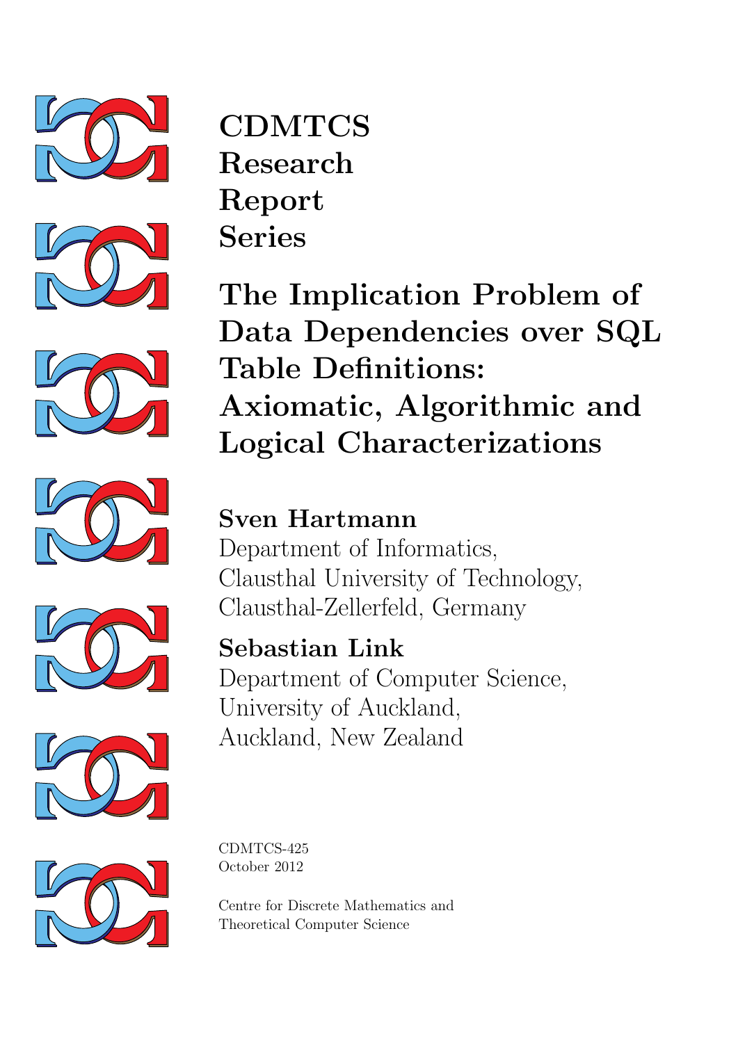**CDMTCS**
**Research**
**Report**
**Series**

# The Implication Problem of Data Dependencies over SQL Table Definitions: Axiomatic, Algorithmic and Logical Characterizations

**Sven Hartmann**
Department of Informatics,
Clausthal University of Technology,
Clausthal-Zellerfeld, Germany

**Sebastian Link**
Department of Computer Science,
University of Auckland,
Auckland, New Zealand

CDMTCS-425
October 2012

Centre for Discrete Mathematics and
Theoretical Computer Science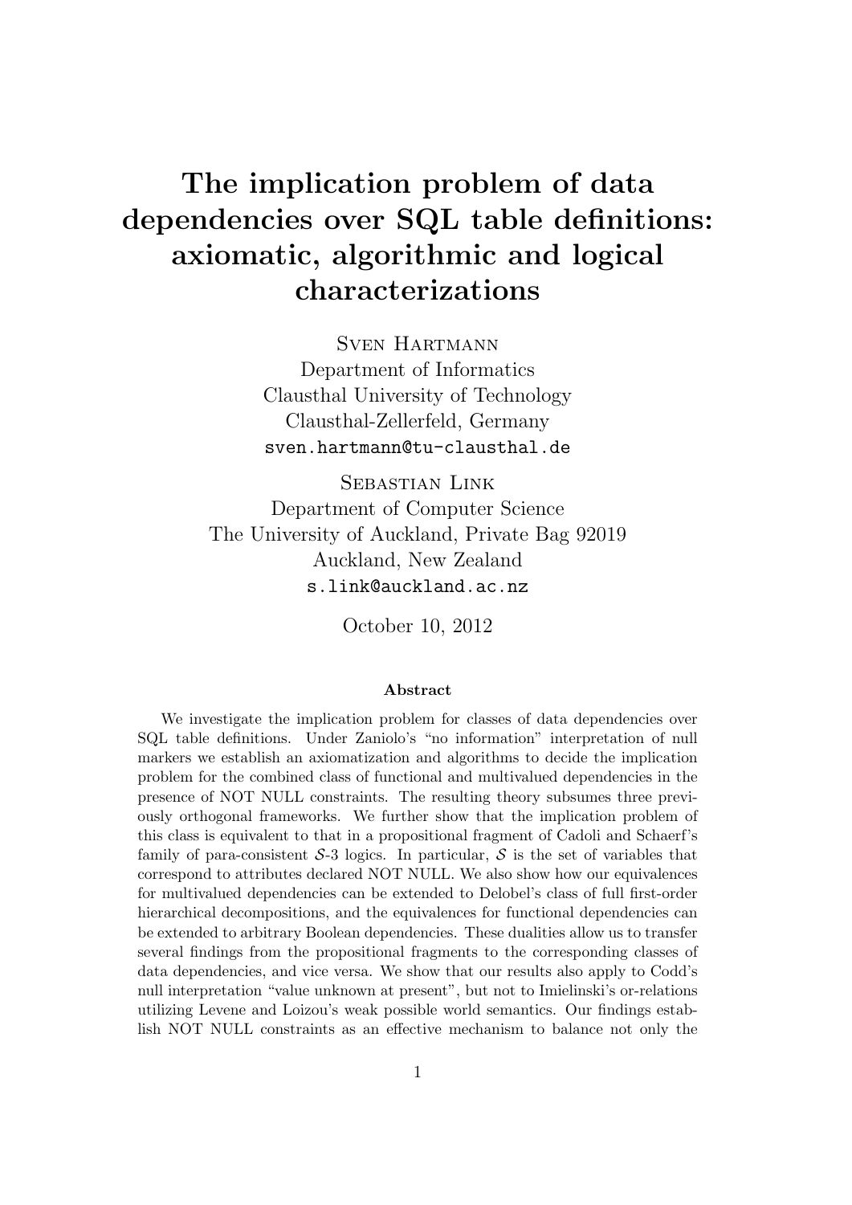# The implication problem of data dependencies over SQL table definitions: axiomatic, algorithmic and logical characterizations

Sven Hartmann
Department of Informatics
Clausthal University of Technology
Clausthal-Zellerfeld, Germany
sven.hartmann@tu-clausthal.de

Sebastian Link
Department of Computer Science
The University of Auckland, Private Bag 92019
Auckland, New Zealand
s.link@auckland.ac.nz

October 10, 2012

**Abstract**

We investigate the implication problem for classes of data dependencies over SQL table definitions. Under Zaniolo's "no information" interpretation of null markers we establish an axiomatization and algorithms to decide the implication problem for the combined class of functional and multivalued dependencies in the presence of NOT NULL constraints. The resulting theory subsumes three previously orthogonal frameworks. We further show that the implication problem of this class is equivalent to that in a propositional fragment of Cadoli and Schaerf's family of para-consistent $\mathcal{S}$-3 logics. In particular, $\mathcal{S}$ is the set of variables that correspond to attributes declared NOT NULL. We also show how our equivalences for multivalued dependencies can be extended to Delobel's class of full first-order hierarchical decompositions, and the equivalences for functional dependencies can be extended to arbitrary Boolean dependencies. These dualities allow us to transfer several findings from the propositional fragments to the corresponding classes of data dependencies, and vice versa. We show that our results also apply to Codd's null interpretation "value unknown at present", but not to Imielinski's or-relations utilizing Levene and Loizou's weak possible world semantics. Our findings establish NOT NULL constraints as an effective mechanism to balance not only the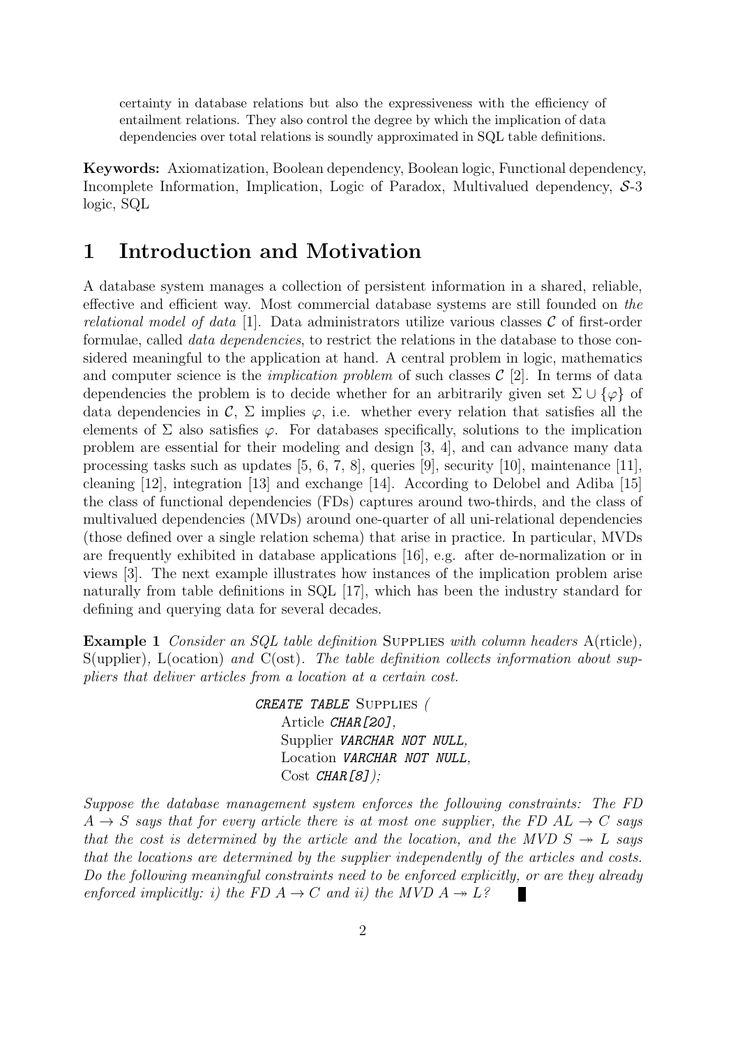certainty in database relations but also the expressiveness with the efficiency of entailment relations. They also control the degree by which the implication of data dependencies over total relations is soundly approximated in SQL table definitions.

**Keywords:** Axiomatization, Boolean dependency, Boolean logic, Functional dependency, Incomplete Information, Implication, Logic of Paradox, Multivalued dependency, $\mathcal{S}$-3 logic, SQL

# 1 Introduction and Motivation

A database system manages a collection of persistent information in a shared, reliable, effective and efficient way. Most commercial database systems are still founded on *the relational model of data* [1]. Data administrators utilize various classes $\mathcal{C}$ of first-order formulae, called *data dependencies*, to restrict the relations in the database to those considered meaningful to the application at hand. A central problem in logic, mathematics and computer science is the *implication problem* of such classes $\mathcal{C}$ [2]. In terms of data dependencies the problem is to decide whether for an arbitrarily given set $\Sigma \cup \{\varphi\}$ of data dependencies in $\mathcal{C}$, $\Sigma$ implies $\varphi$, i.e. whether every relation that satisfies all the elements of $\Sigma$ also satisfies $\varphi$. For databases specifically, solutions to the implication problem are essential for their modeling and design [3, 4], and can advance many data processing tasks such as updates [5, 6, 7, 8], queries [9], security [10], maintenance [11], cleaning [12], integration [13] and exchange [14]. According to Delobel and Adiba [15] the class of functional dependencies (FDs) captures around two-thirds, and the class of multivalued dependencies (MVDs) around one-quarter of all uni-relational dependencies (those defined over a single relation schema) that arise in practice. In particular, MVDs are frequently exhibited in database applications [16], e.g. after de-normalization or in views [3]. The next example illustrates how instances of the implication problem arise naturally from table definitions in SQL [17], which has been the industry standard for defining and querying data for several decades.

**Example 1** *Consider an SQL table definition* SUPPLIES *with column headers* A(rticle)*,* S(upplier)*,* L(ocation) *and* C(ost)*. The table definition collects information about suppliers that deliver articles from a location at a certain cost.*

```
CREATE TABLE Supplies (
    Article CHAR[20],
    Supplier VARCHAR NOT NULL,
    Location VARCHAR NOT NULL,
    Cost CHAR[8]);
```

*Suppose the database management system enforces the following constraints: The FD $A \rightarrow S$ says that for every article there is at most one supplier, the FD $AL \rightarrow C$ says that the cost is determined by the article and the location, and the MVD $S \twoheadrightarrow L$ says that the locations are determined by the supplier independently of the articles and costs. Do the following meaningful constraints need to be enforced explicitly, or are they already enforced implicitly: i) the FD $A \rightarrow C$ and ii) the MVD $A \twoheadrightarrow L$?* ∎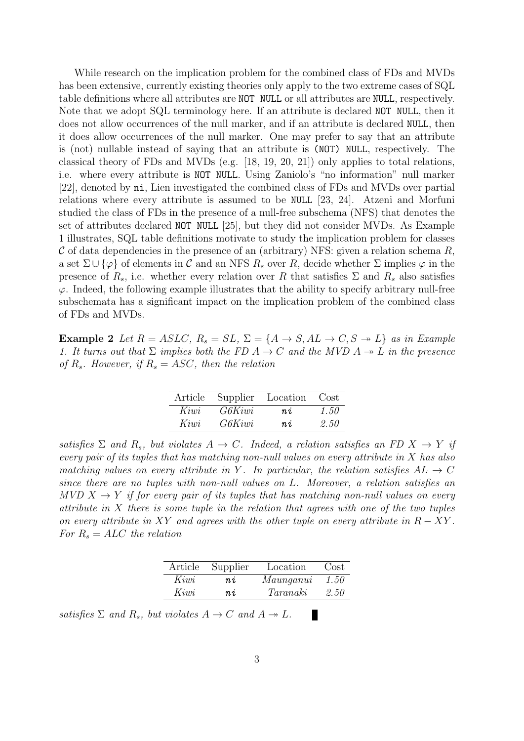While research on the implication problem for the combined class of FDs and MVDs has been extensive, currently existing theories only apply to the two extreme cases of SQL table definitions where all attributes are `NOT NULL` or all attributes are `NULL`, respectively. Note that we adopt SQL terminology here. If an attribute is declared `NOT NULL`, then it does not allow occurrences of the null marker, and if an attribute is declared `NULL`, then it does allow occurrences of the null marker. One may prefer to say that an attribute is (not) nullable instead of saying that an attribute is `(NOT) NULL`, respectively. The classical theory of FDs and MVDs (e.g. [18, 19, 20, 21]) only applies to total relations, i.e. where every attribute is `NOT NULL`. Using Zaniolo's "no information" null marker [22], denoted by $\mathtt{ni}$, Lien investigated the combined class of FDs and MVDs over partial relations where every attribute is assumed to be `NULL` [23, 24]. Atzeni and Morfuni studied the class of FDs in the presence of a null-free subschema (NFS) that denotes the set of attributes declared `NOT NULL` [25], but they did not consider MVDs. As Example 1 illustrates, SQL table definitions motivate to study the implication problem for classes $\mathcal{C}$ of data dependencies in the presence of an (arbitrary) NFS: given a relation schema $R$, a set $\Sigma \cup \{\varphi\}$ of elements in $\mathcal{C}$ and an NFS $R_s$ over $R$, decide whether $\Sigma$ implies $\varphi$ in the presence of $R_s$, i.e. whether every relation over $R$ that satisfies $\Sigma$ and $R_s$ also satisfies $\varphi$. Indeed, the following example illustrates that the ability to specify arbitrary null-free subschemata has a significant impact on the implication problem of the combined class of FDs and MVDs.

**Example 2** *Let $R = ASLC$, $R_s = SL$, $\Sigma = \{A \to S, AL \to C, S \twoheadrightarrow L\}$ as in Example 1. It turns out that $\Sigma$ implies both the FD $A \to C$ and the MVD $A \twoheadrightarrow L$ in the presence of $R_s$. However, if $R_s = ASC$, then the relation*

| Article | Supplier | Location | Cost |
|---|---|---|---|
| *Kiwi* | *G6Kiwi* | $\mathtt{ni}$ | *1.50* |
| *Kiwi* | *G6Kiwi* | $\mathtt{ni}$ | *2.50* |

*satisfies $\Sigma$ and $R_s$, but violates $A \to C$. Indeed, a relation satisfies an FD $X \to Y$ if every pair of its tuples that has matching non-null values on every attribute in $X$ has also matching values on every attribute in $Y$. In particular, the relation satisfies $AL \to C$ since there are no tuples with non-null values on $L$. Moreover, a relation satisfies an MVD $X \to Y$ if for every pair of its tuples that has matching non-null values on every attribute in $X$ there is some tuple in the relation that agrees with one of the two tuples on every attribute in $XY$ and agrees with the other tuple on every attribute in $R - XY$. For $R_s = ALC$ the relation*

| Article | Supplier | Location | Cost |
|---|---|---|---|
| *Kiwi* | $\mathtt{ni}$ | *Maunganui* | *1.50* |
| *Kiwi* | $\mathtt{ni}$ | *Taranaki* | *2.50* |

*satisfies $\Sigma$ and $R_s$, but violates $A \to C$ and $A \twoheadrightarrow L$.* ∎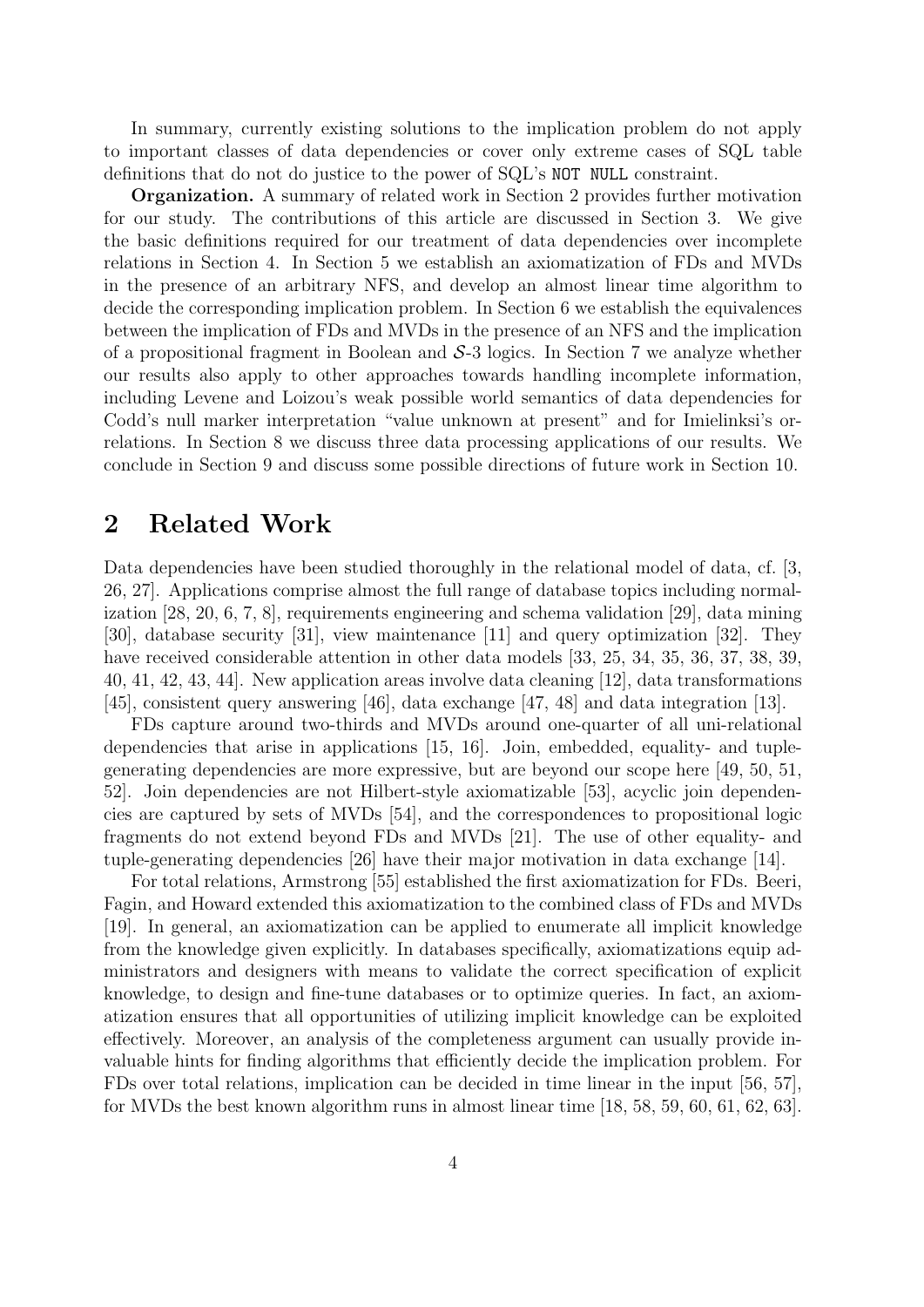In summary, currently existing solutions to the implication problem do not apply to important classes of data dependencies or cover only extreme cases of SQL table definitions that do not do justice to the power of SQL's `NOT NULL` constraint.

**Organization.** A summary of related work in Section 2 provides further motivation for our study. The contributions of this article are discussed in Section 3. We give the basic definitions required for our treatment of data dependencies over incomplete relations in Section 4. In Section 5 we establish an axiomatization of FDs and MVDs in the presence of an arbitrary NFS, and develop an almost linear time algorithm to decide the corresponding implication problem. In Section 6 we establish the equivalences between the implication of FDs and MVDs in the presence of an NFS and the implication of a propositional fragment in Boolean and $\mathcal{S}$-3 logics. In Section 7 we analyze whether our results also apply to other approaches towards handling incomplete information, including Levene and Loizou's weak possible world semantics of data dependencies for Codd's null marker interpretation "value unknown at present" and for Imielinksi's or-relations. In Section 8 we discuss three data processing applications of our results. We conclude in Section 9 and discuss some possible directions of future work in Section 10.

## 2 Related Work

Data dependencies have been studied thoroughly in the relational model of data, cf. [3, 26, 27]. Applications comprise almost the full range of database topics including normalization [28, 20, 6, 7, 8], requirements engineering and schema validation [29], data mining [30], database security [31], view maintenance [11] and query optimization [32]. They have received considerable attention in other data models [33, 25, 34, 35, 36, 37, 38, 39, 40, 41, 42, 43, 44]. New application areas involve data cleaning [12], data transformations [45], consistent query answering [46], data exchange [47, 48] and data integration [13].

FDs capture around two-thirds and MVDs around one-quarter of all uni-relational dependencies that arise in applications [15, 16]. Join, embedded, equality- and tuple-generating dependencies are more expressive, but are beyond our scope here [49, 50, 51, 52]. Join dependencies are not Hilbert-style axiomatizable [53], acyclic join dependencies are captured by sets of MVDs [54], and the correspondences to propositional logic fragments do not extend beyond FDs and MVDs [21]. The use of other equality- and tuple-generating dependencies [26] have their major motivation in data exchange [14].

For total relations, Armstrong [55] established the first axiomatization for FDs. Beeri, Fagin, and Howard extended this axiomatization to the combined class of FDs and MVDs [19]. In general, an axiomatization can be applied to enumerate all implicit knowledge from the knowledge given explicitly. In databases specifically, axiomatizations equip administrators and designers with means to validate the correct specification of explicit knowledge, to design and fine-tune databases or to optimize queries. In fact, an axiomatization ensures that all opportunities of utilizing implicit knowledge can be exploited effectively. Moreover, an analysis of the completeness argument can usually provide invaluable hints for finding algorithms that efficiently decide the implication problem. For FDs over total relations, implication can be decided in time linear in the input [56, 57], for MVDs the best known algorithm runs in almost linear time [18, 58, 59, 60, 61, 62, 63].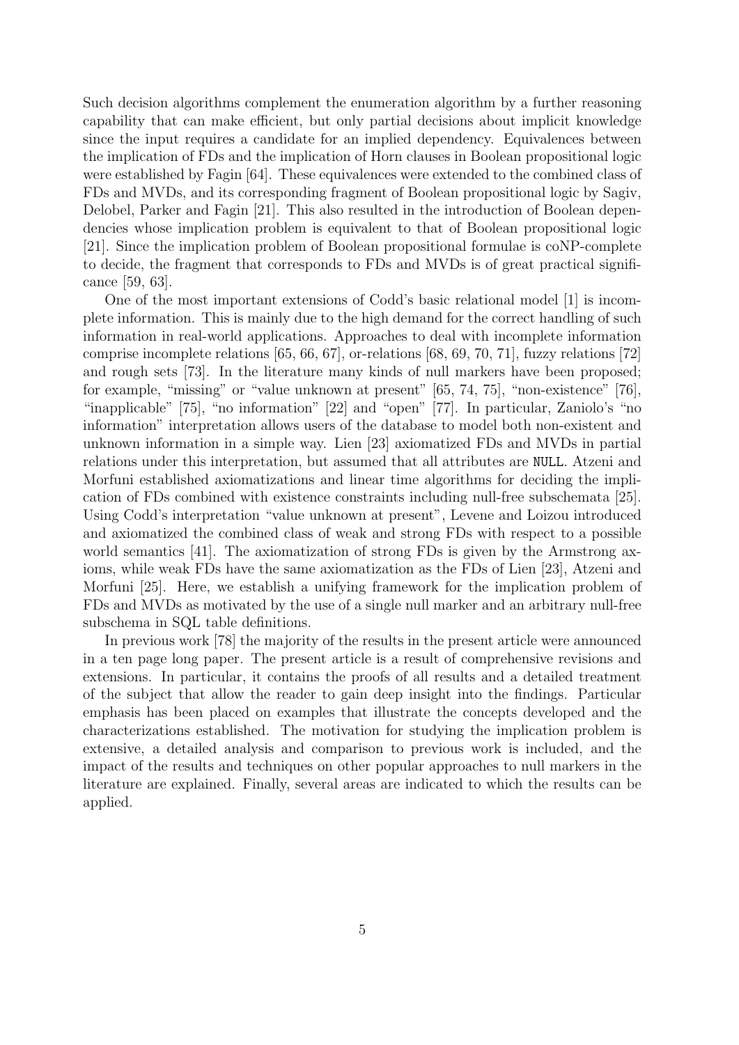Such decision algorithms complement the enumeration algorithm by a further reasoning capability that can make efficient, but only partial decisions about implicit knowledge since the input requires a candidate for an implied dependency. Equivalences between the implication of FDs and the implication of Horn clauses in Boolean propositional logic were established by Fagin [64]. These equivalences were extended to the combined class of FDs and MVDs, and its corresponding fragment of Boolean propositional logic by Sagiv, Delobel, Parker and Fagin [21]. This also resulted in the introduction of Boolean dependencies whose implication problem is equivalent to that of Boolean propositional logic [21]. Since the implication problem of Boolean propositional formulae is coNP-complete to decide, the fragment that corresponds to FDs and MVDs is of great practical significance [59, 63].

One of the most important extensions of Codd's basic relational model [1] is incomplete information. This is mainly due to the high demand for the correct handling of such information in real-world applications. Approaches to deal with incomplete information comprise incomplete relations [65, 66, 67], or-relations [68, 69, 70, 71], fuzzy relations [72] and rough sets [73]. In the literature many kinds of null markers have been proposed; for example, "missing" or "value unknown at present" [65, 74, 75], "non-existence" [76], "inapplicable" [75], "no information" [22] and "open" [77]. In particular, Zaniolo's "no information" interpretation allows users of the database to model both non-existent and unknown information in a simple way. Lien [23] axiomatized FDs and MVDs in partial relations under this interpretation, but assumed that all attributes are `NULL`. Atzeni and Morfuni established axiomatizations and linear time algorithms for deciding the implication of FDs combined with existence constraints including null-free subschemata [25]. Using Codd's interpretation "value unknown at present", Levene and Loizou introduced and axiomatized the combined class of weak and strong FDs with respect to a possible world semantics [41]. The axiomatization of strong FDs is given by the Armstrong axioms, while weak FDs have the same axiomatization as the FDs of Lien [23], Atzeni and Morfuni [25]. Here, we establish a unifying framework for the implication problem of FDs and MVDs as motivated by the use of a single null marker and an arbitrary null-free subschema in SQL table definitions.

In previous work [78] the majority of the results in the present article were announced in a ten page long paper. The present article is a result of comprehensive revisions and extensions. In particular, it contains the proofs of all results and a detailed treatment of the subject that allow the reader to gain deep insight into the findings. Particular emphasis has been placed on examples that illustrate the concepts developed and the characterizations established. The motivation for studying the implication problem is extensive, a detailed analysis and comparison to previous work is included, and the impact of the results and techniques on other popular approaches to null markers in the literature are explained. Finally, several areas are indicated to which the results can be applied.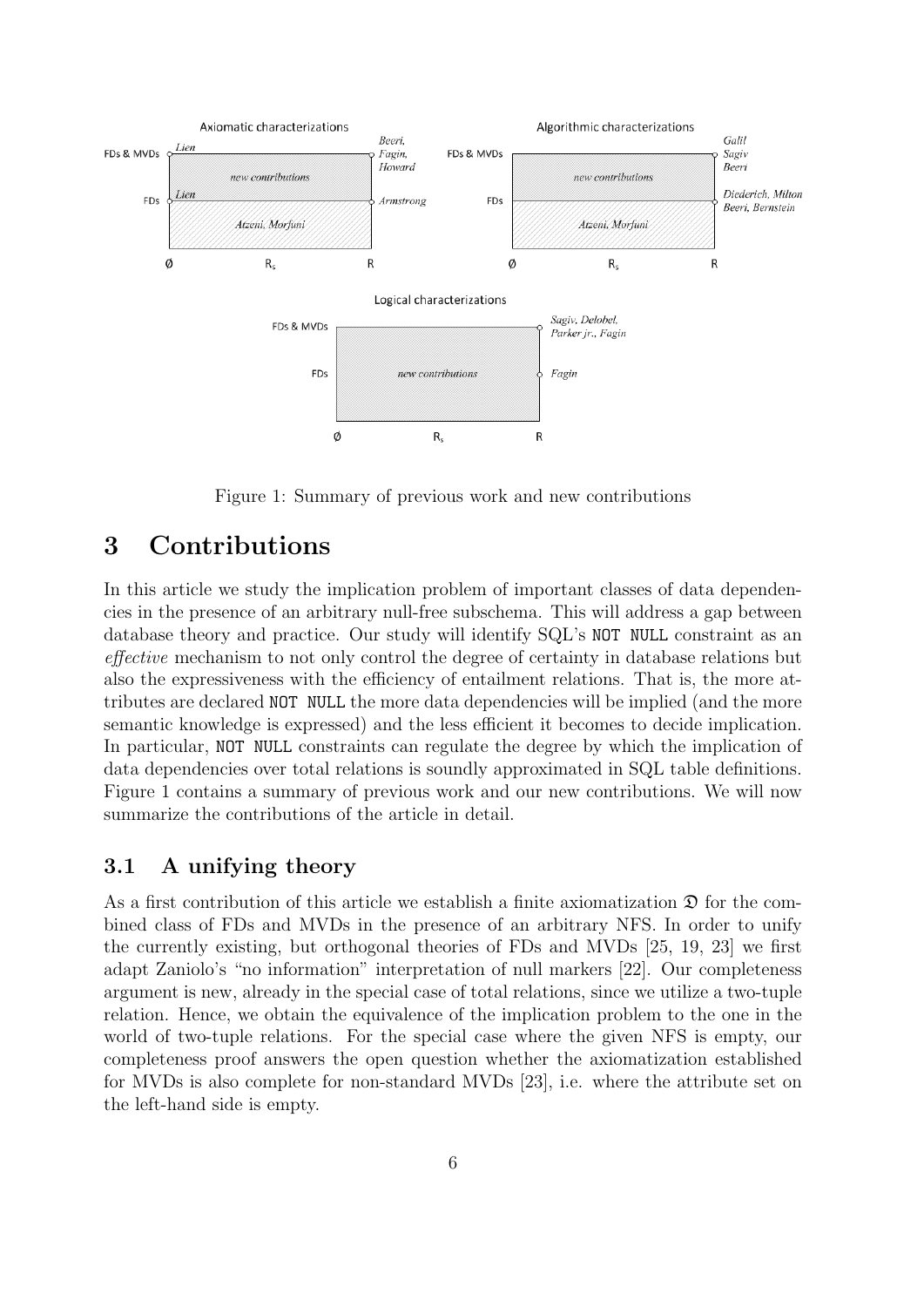Axiomatic characterizations

FDs & MVDs

FDs

Lien

Lien

new contributions

Atzeni, Morfuni

Beeri, Fagin, Howard

Armstrong

Ø

$R_s$

R

Algorithmic characterizations

FDs & MVDs

FDs

new contributions

Atzeni, Morfuni

Galil

Sagiv

Beeri

Diederich, Milton

Beeri, Bernstein

Ø

$R_s$

R

Logical characterizations

FDs & MVDs

FDs

new contributions

Sagiv, Delobel, Parker jr., Fagin

Fagin

Ø

$R_s$

R

Figure 1: Summary of previous work and new contributions

# 3 Contributions

In this article we study the implication problem of important classes of data dependencies in the presence of an arbitrary null-free subschema. This will address a gap between database theory and practice. Our study will identify SQL's `NOT NULL` constraint as an *effective* mechanism to not only control the degree of certainty in database relations but also the expressiveness with the efficiency of entailment relations. That is, the more attributes are declared `NOT NULL` the more data dependencies will be implied (and the more semantic knowledge is expressed) and the less efficient it becomes to decide implication. In particular, `NOT NULL` constraints can regulate the degree by which the implication of data dependencies over total relations is soundly approximated in SQL table definitions. Figure 1 contains a summary of previous work and our new contributions. We will now summarize the contributions of the article in detail.

## 3.1 A unifying theory

As a first contribution of this article we establish a finite axiomatization $\mathfrak{D}$ for the combined class of FDs and MVDs in the presence of an arbitrary NFS. In order to unify the currently existing, but orthogonal theories of FDs and MVDs [25, 19, 23] we first adapt Zaniolo's "no information" interpretation of null markers [22]. Our completeness argument is new, already in the special case of total relations, since we utilize a two-tuple relation. Hence, we obtain the equivalence of the implication problem to the one in the world of two-tuple relations. For the special case where the given NFS is empty, our completeness proof answers the open question whether the axiomatization established for MVDs is also complete for non-standard MVDs [23], i.e. where the attribute set on the left-hand side is empty.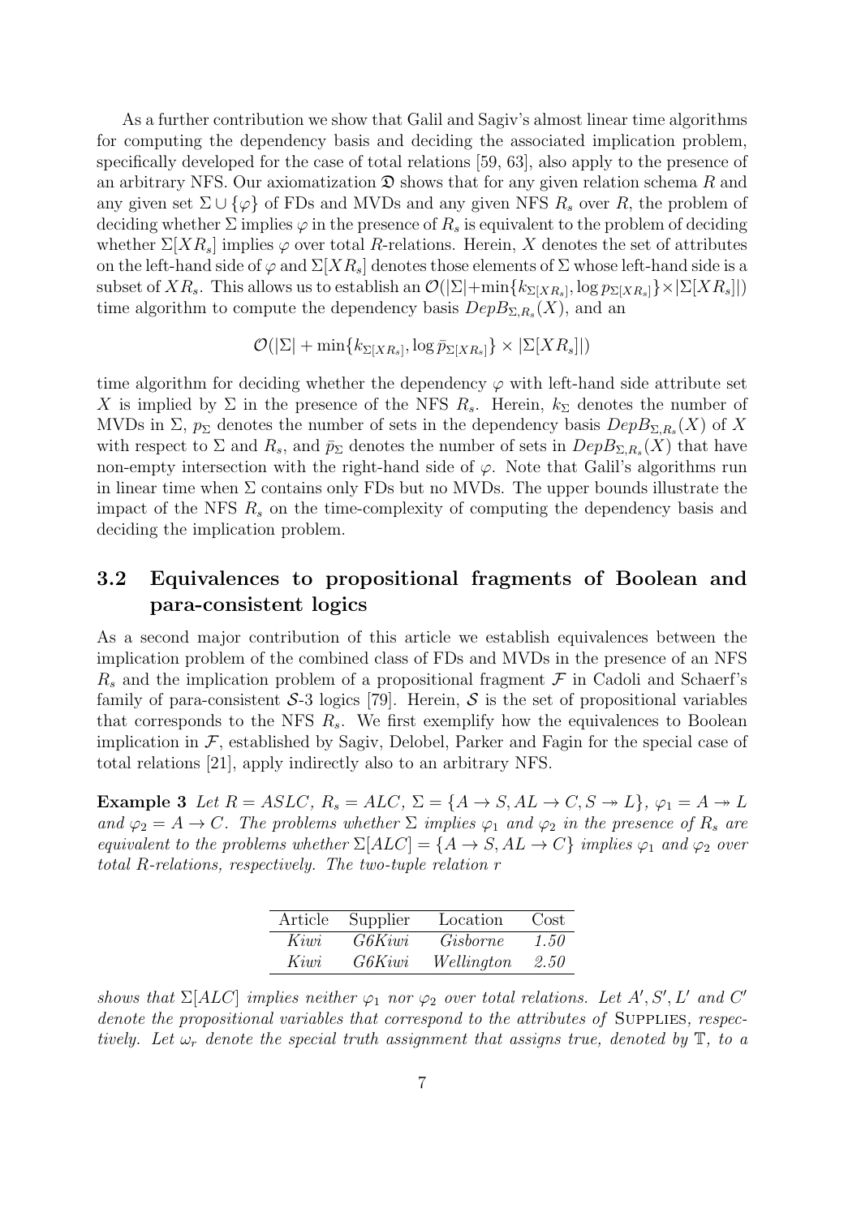As a further contribution we show that Galil and Sagiv's almost linear time algorithms for computing the dependency basis and deciding the associated implication problem, specifically developed for the case of total relations [59, 63], also apply to the presence of an arbitrary NFS. Our axiomatization $\mathfrak{D}$ shows that for any given relation schema $R$ and any given set $\Sigma \cup \{\varphi\}$ of FDs and MVDs and any given NFS $R_s$ over $R$, the problem of deciding whether $\Sigma$ implies $\varphi$ in the presence of $R_s$ is equivalent to the problem of deciding whether $\Sigma[XR_s]$ implies $\varphi$ over total $R$-relations. Herein, $X$ denotes the set of attributes on the left-hand side of $\varphi$ and $\Sigma[XR_s]$ denotes those elements of $\Sigma$ whose left-hand side is a subset of $XR_s$. This allows us to establish an $\mathcal{O}(|\Sigma|+\min\{k_{\Sigma[XR_s]}, \log p_{\Sigma[XR_s]}\}\times|\Sigma[XR_s]|)$ time algorithm to compute the dependency basis $DepB_{\Sigma,R_s}(X)$, and an

$$\mathcal{O}(|\Sigma| + \min\{k_{\Sigma[XR_s]}, \log \bar{p}_{\Sigma[XR_s]}\} \times |\Sigma[XR_s]|)$$

time algorithm for deciding whether the dependency $\varphi$ with left-hand side attribute set $X$ is implied by $\Sigma$ in the presence of the NFS $R_s$. Herein, $k_\Sigma$ denotes the number of MVDs in $\Sigma$, $p_\Sigma$ denotes the number of sets in the dependency basis $DepB_{\Sigma,R_s}(X)$ of $X$ with respect to $\Sigma$ and $R_s$, and $\bar{p}_\Sigma$ denotes the number of sets in $DepB_{\Sigma,R_s}(X)$ that have non-empty intersection with the right-hand side of $\varphi$. Note that Galil's algorithms run in linear time when $\Sigma$ contains only FDs but no MVDs. The upper bounds illustrate the impact of the NFS $R_s$ on the time-complexity of computing the dependency basis and deciding the implication problem.

## 3.2 Equivalences to propositional fragments of Boolean and para-consistent logics

As a second major contribution of this article we establish equivalences between the implication problem of the combined class of FDs and MVDs in the presence of an NFS $R_s$ and the implication problem of a propositional fragment $\mathcal{F}$ in Cadoli and Schaerf's family of para-consistent $\mathcal{S}$-3 logics [79]. Herein, $\mathcal{S}$ is the set of propositional variables that corresponds to the NFS $R_s$. We first exemplify how the equivalences to Boolean implication in $\mathcal{F}$, established by Sagiv, Delobel, Parker and Fagin for the special case of total relations [21], apply indirectly also to an arbitrary NFS.

**Example 3** *Let $R = ASLC$, $R_s = ALC$, $\Sigma = \{A \to S, AL \to C, S \twoheadrightarrow L\}$, $\varphi_1 = A \twoheadrightarrow L$ and $\varphi_2 = A \to C$. The problems whether $\Sigma$ implies $\varphi_1$ and $\varphi_2$ in the presence of $R_s$ are equivalent to the problems whether $\Sigma[ALC] = \{A \to S, AL \to C\}$ implies $\varphi_1$ and $\varphi_2$ over total $R$-relations, respectively. The two-tuple relation $r$*

| Article | Supplier | Location | Cost |
|---|---|---|---|
| *Kiwi* | *G6Kiwi* | *Gisborne* | *1.50* |
| *Kiwi* | *G6Kiwi* | *Wellington* | *2.50* |

*shows that $\Sigma[ALC]$ implies neither $\varphi_1$ nor $\varphi_2$ over total relations. Let $A', S', L'$ and $C'$ denote the propositional variables that correspond to the attributes of* Supplies*, respectively. Let $\omega_r$ denote the special truth assignment that assigns true, denoted by $\mathbb{T}$, to a*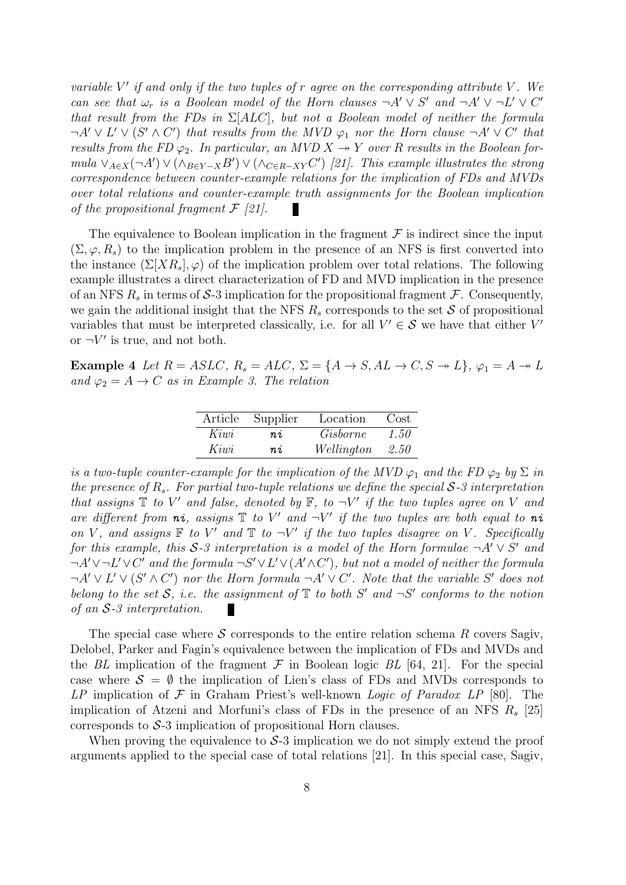*variable $V'$ if and only if the two tuples of $r$ agree on the corresponding attribute $V$. We can see that $\omega_r$ is a Boolean model of the Horn clauses $\neg A' \vee S'$ and $\neg A' \vee \neg L' \vee C'$ that result from the FDs in $\Sigma[ALC]$, but not a Boolean model of neither the formula $\neg A' \vee L' \vee (S' \wedge C')$ that results from the MVD $\varphi_1$ nor the Horn clause $\neg A' \vee C'$ that results from the FD $\varphi_2$. In particular, an MVD $X \twoheadrightarrow Y$ over $R$ results in the Boolean formula $\vee_{A\in X}(\neg A') \vee (\wedge_{B\in Y-X}B') \vee (\wedge_{C\in R-XY}C')$ [21]. This example illustrates the strong correspondence between counter-example relations for the implication of FDs and MVDs over total relations and counter-example truth assignments for the Boolean implication of the propositional fragment $\mathcal{F}$ [21].* ∎

The equivalence to Boolean implication in the fragment $\mathcal{F}$ is indirect since the input $(\Sigma, \varphi, R_s)$ to the implication problem in the presence of an NFS is first converted into the instance $(\Sigma[XR_s], \varphi)$ of the implication problem over total relations. The following example illustrates a direct characterization of FD and MVD implication in the presence of an NFS $R_s$ in terms of $\mathcal{S}$-3 implication for the propositional fragment $\mathcal{F}$. Consequently, we gain the additional insight that the NFS $R_s$ corresponds to the set $\mathcal{S}$ of propositional variables that must be interpreted classically, i.e. for all $V' \in \mathcal{S}$ we have that either $V'$ or $\neg V'$ is true, and not both.

**Example 4** *Let $R = ASLC$, $R_s = ALC$, $\Sigma = \{A \to S, AL \to C, S \twoheadrightarrow L\}$, $\varphi_1 = A \twoheadrightarrow L$ and $\varphi_2 = A \to C$ as in Example 3. The relation*

| Article | Supplier | Location | Cost |
|---|---|---|---|
| *Kiwi* | ***ni*** | *Gisborne* | *1.50* |
| *Kiwi* | ***ni*** | *Wellington* | *2.50* |

*is a two-tuple counter-example for the implication of the MVD $\varphi_1$ and the FD $\varphi_2$ by $\Sigma$ in the presence of $R_s$. For partial two-tuple relations we define the special $\mathcal{S}$-3 interpretation that assigns $\mathbb{T}$ to $V'$ and false, denoted by $\mathbb{F}$, to $\neg V'$ if the two tuples agree on $V$ and are different from **ni**, assigns $\mathbb{T}$ to $V'$ and $\neg V'$ if the two tuples are both equal to **ni** on $V$, and assigns $\mathbb{F}$ to $V'$ and $\mathbb{T}$ to $\neg V'$ if the two tuples disagree on $V$. Specifically for this example, this $\mathcal{S}$-3 interpretation is a model of the Horn formulae $\neg A' \vee S'$ and $\neg A' \vee \neg L' \vee C'$ and the formula $\neg S' \vee L' \vee (A' \wedge C')$, but not a model of neither the formula $\neg A' \vee L' \vee (S' \wedge C')$ nor the Horn formula $\neg A' \vee C'$. Note that the variable $S'$ does not belong to the set $\mathcal{S}$, i.e. the assignment of $\mathbb{T}$ to both $S'$ and $\neg S'$ conforms to the notion of an $\mathcal{S}$-3 interpretation.* ∎

The special case where $\mathcal{S}$ corresponds to the entire relation schema $R$ covers Sagiv, Delobel, Parker and Fagin's equivalence between the implication of FDs and MVDs and the $BL$ implication of the fragment $\mathcal{F}$ in Boolean logic $BL$ [64, 21]. For the special case where $\mathcal{S} = \emptyset$ the implication of Lien's class of FDs and MVDs corresponds to $LP$ implication of $\mathcal{F}$ in Graham Priest's well-known *Logic of Paradox LP* [80]. The implication of Atzeni and Morfuni's class of FDs in the presence of an NFS $R_s$ [25] corresponds to $\mathcal{S}$-3 implication of propositional Horn clauses.

When proving the equivalence to $\mathcal{S}$-3 implication we do not simply extend the proof arguments applied to the special case of total relations [21]. In this special case, Sagiv,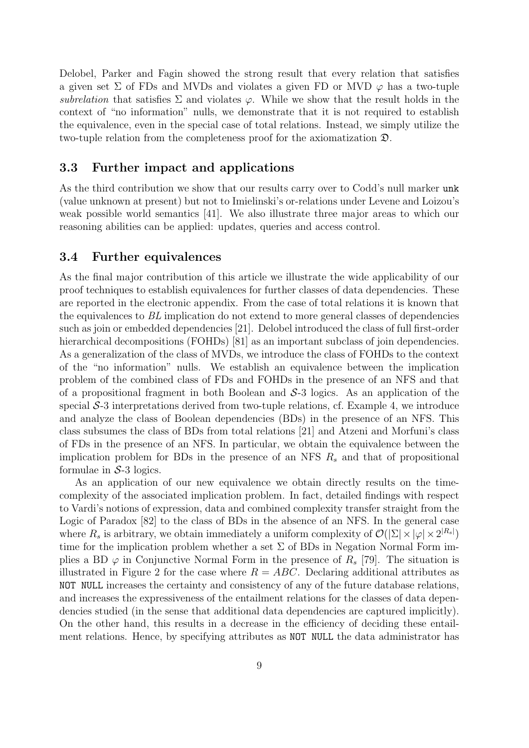Delobel, Parker and Fagin showed the strong result that every relation that satisfies a given set $\Sigma$ of FDs and MVDs and violates a given FD or MVD $\varphi$ has a two-tuple *subrelation* that satisfies $\Sigma$ and violates $\varphi$. While we show that the result holds in the context of "no information" nulls, we demonstrate that it is not required to establish the equivalence, even in the special case of total relations. Instead, we simply utilize the two-tuple relation from the completeness proof for the axiomatization $\mathfrak{D}$.

### 3.3 Further impact and applications

As the third contribution we show that our results carry over to Codd's null marker `unk` (value unknown at present) but not to Imielinski's or-relations under Levene and Loizou's weak possible world semantics [41]. We also illustrate three major areas to which our reasoning abilities can be applied: updates, queries and access control.

### 3.4 Further equivalences

As the final major contribution of this article we illustrate the wide applicability of our proof techniques to establish equivalences for further classes of data dependencies. These are reported in the electronic appendix. From the case of total relations it is known that the equivalences to *BL* implication do not extend to more general classes of dependencies such as join or embedded dependencies [21]. Delobel introduced the class of full first-order hierarchical decompositions (FOHDs) [81] as an important subclass of join dependencies. As a generalization of the class of MVDs, we introduce the class of FOHDs to the context of the "no information" nulls. We establish an equivalence between the implication problem of the combined class of FDs and FOHDs in the presence of an NFS and that of a propositional fragment in both Boolean and $\mathcal{S}$-3 logics. As an application of the special $\mathcal{S}$-3 interpretations derived from two-tuple relations, cf. Example 4, we introduce and analyze the class of Boolean dependencies (BDs) in the presence of an NFS. This class subsumes the class of BDs from total relations [21] and Atzeni and Morfuni's class of FDs in the presence of an NFS. In particular, we obtain the equivalence between the implication problem for BDs in the presence of an NFS $R_s$ and that of propositional formulae in $\mathcal{S}$-3 logics.

As an application of our new equivalence we obtain directly results on the time-complexity of the associated implication problem. In fact, detailed findings with respect to Vardi's notions of expression, data and combined complexity transfer straight from the Logic of Paradox [82] to the class of BDs in the absence of an NFS. In the general case where $R_s$ is arbitrary, we obtain immediately a uniform complexity of $\mathcal{O}(|\Sigma| \times |\varphi| \times 2^{|R_s|})$ time for the implication problem whether a set $\Sigma$ of BDs in Negation Normal Form implies a BD $\varphi$ in Conjunctive Normal Form in the presence of $R_s$ [79]. The situation is illustrated in Figure 2 for the case where $R = ABC$. Declaring additional attributes as `NOT NULL` increases the certainty and consistency of any of the future database relations, and increases the expressiveness of the entailment relations for the classes of data dependencies studied (in the sense that additional data dependencies are captured implicitly). On the other hand, this results in a decrease in the efficiency of deciding these entailment relations. Hence, by specifying attributes as `NOT NULL` the data administrator has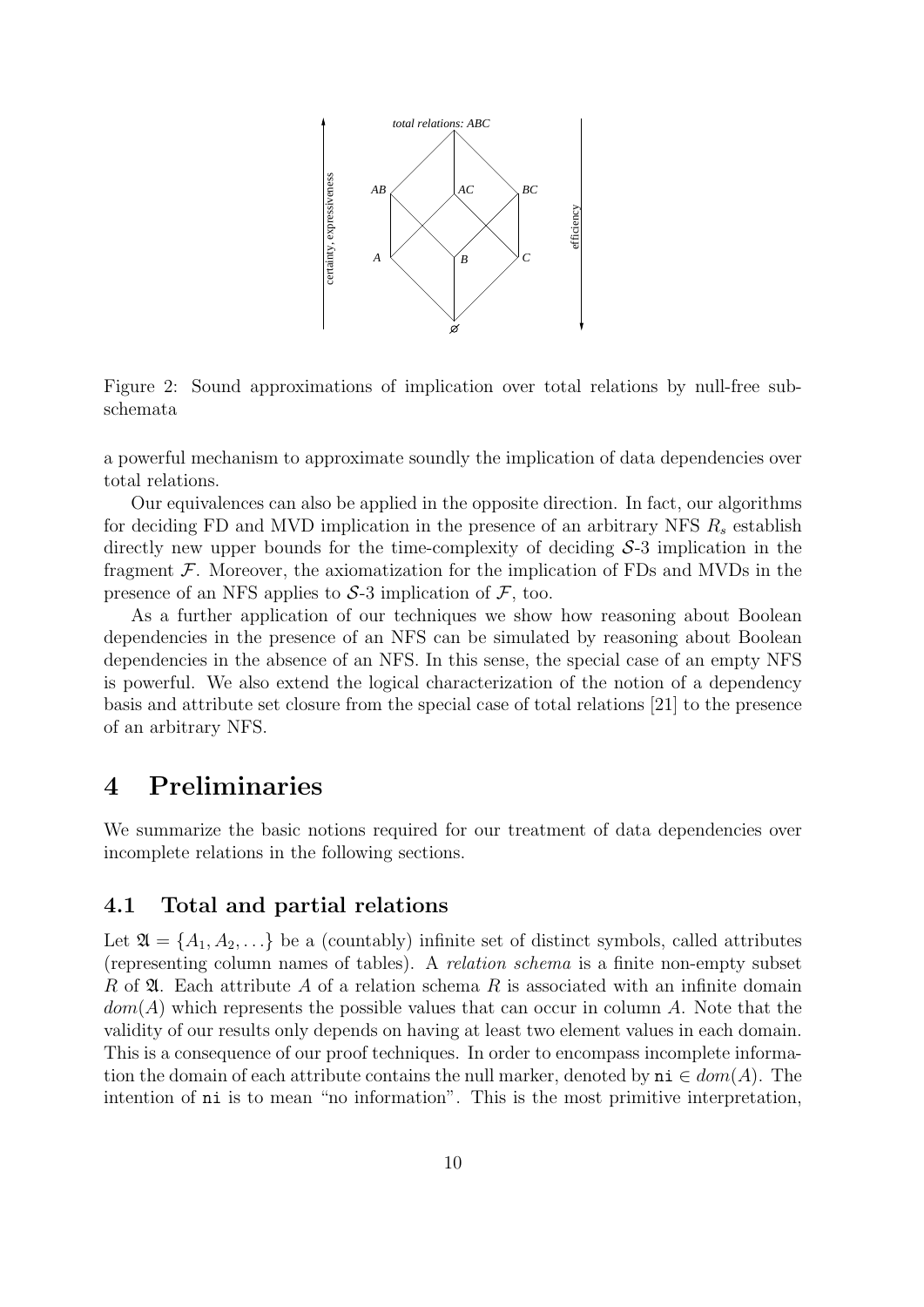total relations: ABC

AB

AC

BC

A

B

C

∅

certainty, expressiveness

efficiency

Figure 2: Sound approximations of implication over total relations by null-free subschemata

a powerful mechanism to approximate soundly the implication of data dependencies over total relations.

Our equivalences can also be applied in the opposite direction. In fact, our algorithms for deciding FD and MVD implication in the presence of an arbitrary NFS $R_s$ establish directly new upper bounds for the time-complexity of deciding $\mathcal{S}$-3 implication in the fragment $\mathcal{F}$. Moreover, the axiomatization for the implication of FDs and MVDs in the presence of an NFS applies to $\mathcal{S}$-3 implication of $\mathcal{F}$, too.

As a further application of our techniques we show how reasoning about Boolean dependencies in the presence of an NFS can be simulated by reasoning about Boolean dependencies in the absence of an NFS. In this sense, the special case of an empty NFS is powerful. We also extend the logical characterization of the notion of a dependency basis and attribute set closure from the special case of total relations [21] to the presence of an arbitrary NFS.

# 4 Preliminaries

We summarize the basic notions required for our treatment of data dependencies over incomplete relations in the following sections.

## 4.1 Total and partial relations

Let $\mathfrak{A} = \{A_1, A_2, \ldots\}$ be a (countably) infinite set of distinct symbols, called attributes (representing column names of tables). A *relation schema* is a finite non-empty subset $R$ of $\mathfrak{A}$. Each attribute $A$ of a relation schema $R$ is associated with an infinite domain $dom(A)$ which represents the possible values that can occur in column $A$. Note that the validity of our results only depends on having at least two element values in each domain. This is a consequence of our proof techniques. In order to encompass incomplete information the domain of each attribute contains the null marker, denoted by $\texttt{ni} \in dom(A)$. The intention of ni is to mean "no information". This is the most primitive interpretation,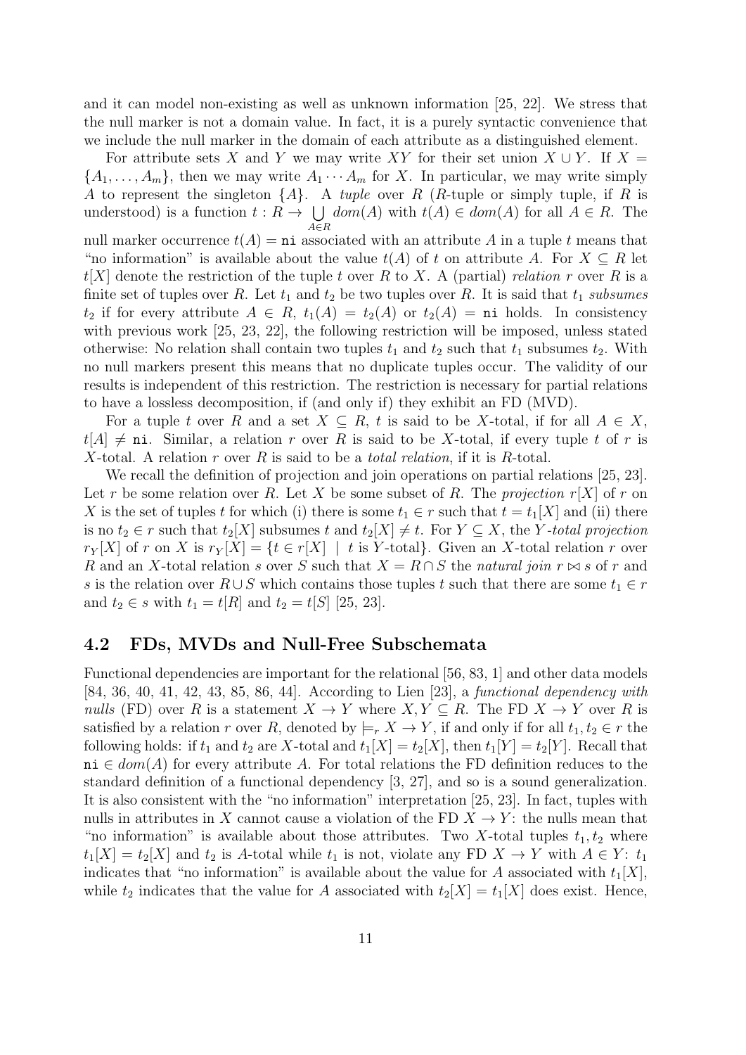and it can model non-existing as well as unknown information [25, 22]. We stress that the null marker is not a domain value. In fact, it is a purely syntactic convenience that we include the null marker in the domain of each attribute as a distinguished element.

For attribute sets $X$ and $Y$ we may write $XY$ for their set union $X \cup Y$. If $X = \{A_1, \ldots, A_m\}$, then we may write $A_1 \cdots A_m$ for $X$. In particular, we may write simply $A$ to represent the singleton $\{A\}$. A *tuple* over $R$ ($R$-tuple or simply tuple, if $R$ is understood) is a function $t : R \to \bigcup_{A \in R} dom(A)$ with $t(A) \in dom(A)$ for all $A \in R$. The null marker occurrence $t(A) = \texttt{ni}$ associated with an attribute $A$ in a tuple $t$ means that "no information" is available about the value $t(A)$ of $t$ on attribute $A$. For $X \subseteq R$ let $t[X]$ denote the restriction of the tuple $t$ over $R$ to $X$. A (partial) *relation* $r$ over $R$ is a finite set of tuples over $R$. Let $t_1$ and $t_2$ be two tuples over $R$. It is said that $t_1$ *subsumes* $t_2$ if for every attribute $A \in R$, $t_1(A) = t_2(A)$ or $t_2(A) = \texttt{ni}$ holds. In consistency with previous work [25, 23, 22], the following restriction will be imposed, unless stated otherwise: No relation shall contain two tuples $t_1$ and $t_2$ such that $t_1$ subsumes $t_2$. With no null markers present this means that no duplicate tuples occur. The validity of our results is independent of this restriction. The restriction is necessary for partial relations to have a lossless decomposition, if (and only if) they exhibit an FD (MVD).

For a tuple $t$ over $R$ and a set $X \subseteq R$, $t$ is said to be $X$-total, if for all $A \in X$, $t[A] \neq \texttt{ni}$. Similar, a relation $r$ over $R$ is said to be $X$-total, if every tuple $t$ of $r$ is $X$-total. A relation $r$ over $R$ is said to be a *total relation*, if it is $R$-total.

We recall the definition of projection and join operations on partial relations [25, 23]. Let $r$ be some relation over $R$. Let $X$ be some subset of $R$. The *projection* $r[X]$ of $r$ on $X$ is the set of tuples $t$ for which (i) there is some $t_1 \in r$ such that $t = t_1[X]$ and (ii) there is no $t_2 \in r$ such that $t_2[X]$ subsumes $t$ and $t_2[X] \neq t$. For $Y \subseteq X$, the *$Y$-total projection* $r_Y[X]$ of $r$ on $X$ is $r_Y[X] = \{t \in r[X] \mid t \text{ is } Y\text{-total}\}$. Given an $X$-total relation $r$ over $R$ and an $X$-total relation $s$ over $S$ such that $X = R \cap S$ the *natural join* $r \bowtie s$ of $r$ and $s$ is the relation over $R \cup S$ which contains those tuples $t$ such that there are some $t_1 \in r$ and $t_2 \in s$ with $t_1 = t[R]$ and $t_2 = t[S]$ [25, 23].

## 4.2 FDs, MVDs and Null-Free Subschemata

Functional dependencies are important for the relational [56, 83, 1] and other data models [84, 36, 40, 41, 42, 43, 85, 86, 44]. According to Lien [23], a *functional dependency with nulls* (FD) over $R$ is a statement $X \to Y$ where $X, Y \subseteq R$. The FD $X \to Y$ over $R$ is satisfied by a relation $r$ over $R$, denoted by $\models_r X \to Y$, if and only if for all $t_1, t_2 \in r$ the following holds: if $t_1$ and $t_2$ are $X$-total and $t_1[X] = t_2[X]$, then $t_1[Y] = t_2[Y]$. Recall that $\texttt{ni} \in dom(A)$ for every attribute $A$. For total relations the FD definition reduces to the standard definition of a functional dependency [3, 27], and so is a sound generalization. It is also consistent with the "no information" interpretation [25, 23]. In fact, tuples with nulls in attributes in $X$ cannot cause a violation of the FD $X \to Y$: the nulls mean that "no information" is available about those attributes. Two $X$-total tuples $t_1, t_2$ where $t_1[X] = t_2[X]$ and $t_2$ is $A$-total while $t_1$ is not, violate any FD $X \to Y$ with $A \in Y$: $t_1$ indicates that "no information" is available about the value for $A$ associated with $t_1[X]$, while $t_2$ indicates that the value for $A$ associated with $t_2[X] = t_1[X]$ does exist. Hence,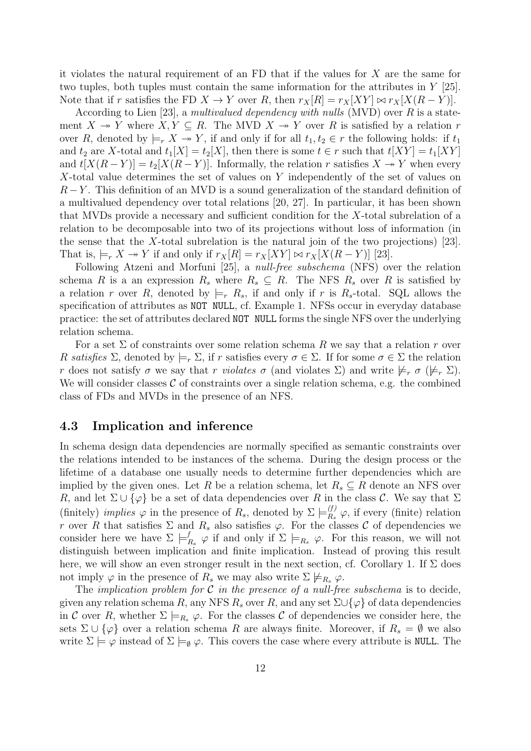it violates the natural requirement of an FD that if the values for $X$ are the same for two tuples, both tuples must contain the same information for the attributes in $Y$ [25]. Note that if $r$ satisfies the FD $X \to Y$ over $R$, then $r_X[R] = r_X[XY] \bowtie r_X[X(R-Y)]$.

According to Lien [23], a *multivalued dependency with nulls* (MVD) over $R$ is a statement $X \twoheadrightarrow Y$ where $X, Y \subseteq R$. The MVD $X \twoheadrightarrow Y$ over $R$ is satisfied by a relation $r$ over $R$, denoted by $\models_r X \twoheadrightarrow Y$, if and only if for all $t_1, t_2 \in r$ the following holds: if $t_1$ and $t_2$ are $X$-total and $t_1[X] = t_2[X]$, then there is some $t \in r$ such that $t[XY] = t_1[XY]$ and $t[X(R-Y)] = t_2[X(R-Y)]$. Informally, the relation $r$ satisfies $X \twoheadrightarrow Y$ when every $X$-total value determines the set of values on $Y$ independently of the set of values on $R-Y$. This definition of an MVD is a sound generalization of the standard definition of a multivalued dependency over total relations [20, 27]. In particular, it has been shown that MVDs provide a necessary and sufficient condition for the $X$-total subrelation of a relation to be decomposable into two of its projections without loss of information (in the sense that the $X$-total subrelation is the natural join of the two projections) [23]. That is, $\models_r X \twoheadrightarrow Y$ if and only if $r_X[R] = r_X[XY] \bowtie r_X[X(R-Y)]$ [23].

Following Atzeni and Morfuni [25], a *null-free subschema* (NFS) over the relation schema $R$ is a an expression $R_s$ where $R_s \subseteq R$. The NFS $R_s$ over $R$ is satisfied by a relation $r$ over $R$, denoted by $\models_r R_s$, if and only if $r$ is $R_s$-total. SQL allows the specification of attributes as NOT NULL, cf. Example 1. NFSs occur in everyday database practice: the set of attributes declared NOT NULL forms the single NFS over the underlying relation schema.

For a set $\Sigma$ of constraints over some relation schema $R$ we say that a relation $r$ over $R$ *satisfies* $\Sigma$, denoted by $\models_r \Sigma$, if $r$ satisfies every $\sigma \in \Sigma$. If for some $\sigma \in \Sigma$ the relation $r$ does not satisfy $\sigma$ we say that $r$ *violates* $\sigma$ (and violates $\Sigma$) and write $\not\models_r \sigma$ ($\not\models_r \Sigma$). We will consider classes $\mathcal{C}$ of constraints over a single relation schema, e.g. the combined class of FDs and MVDs in the presence of an NFS.

### 4.3 Implication and inference

In schema design data dependencies are normally specified as semantic constraints over the relations intended to be instances of the schema. During the design process or the lifetime of a database one usually needs to determine further dependencies which are implied by the given ones. Let $R$ be a relation schema, let $R_s \subseteq R$ denote an NFS over $R$, and let $\Sigma \cup \{\varphi\}$ be a set of data dependencies over $R$ in the class $\mathcal{C}$. We say that $\Sigma$ (finitely) *implies* $\varphi$ in the presence of $R_s$, denoted by $\Sigma \models^{(f)}_{R_s} \varphi$, if every (finite) relation $r$ over $R$ that satisfies $\Sigma$ and $R_s$ also satisfies $\varphi$. For the classes $\mathcal{C}$ of dependencies we consider here we have $\Sigma \models^{f}_{R_s} \varphi$ if and only if $\Sigma \models_{R_s} \varphi$. For this reason, we will not distinguish between implication and finite implication. Instead of proving this result here, we will show an even stronger result in the next section, cf. Corollary 1. If $\Sigma$ does not imply $\varphi$ in the presence of $R_s$ we may also write $\Sigma \not\models_{R_s} \varphi$.

The *implication problem for $\mathcal{C}$ in the presence of a null-free subschema* is to decide, given any relation schema $R$, any NFS $R_s$ over $R$, and any set $\Sigma \cup \{\varphi\}$ of data dependencies in $\mathcal{C}$ over $R$, whether $\Sigma \models_{R_s} \varphi$. For the classes $\mathcal{C}$ of dependencies we consider here, the sets $\Sigma \cup \{\varphi\}$ over a relation schema $R$ are always finite. Moreover, if $R_s = \emptyset$ we also write $\Sigma \models \varphi$ instead of $\Sigma \models_{\emptyset} \varphi$. This covers the case where every attribute is NULL. The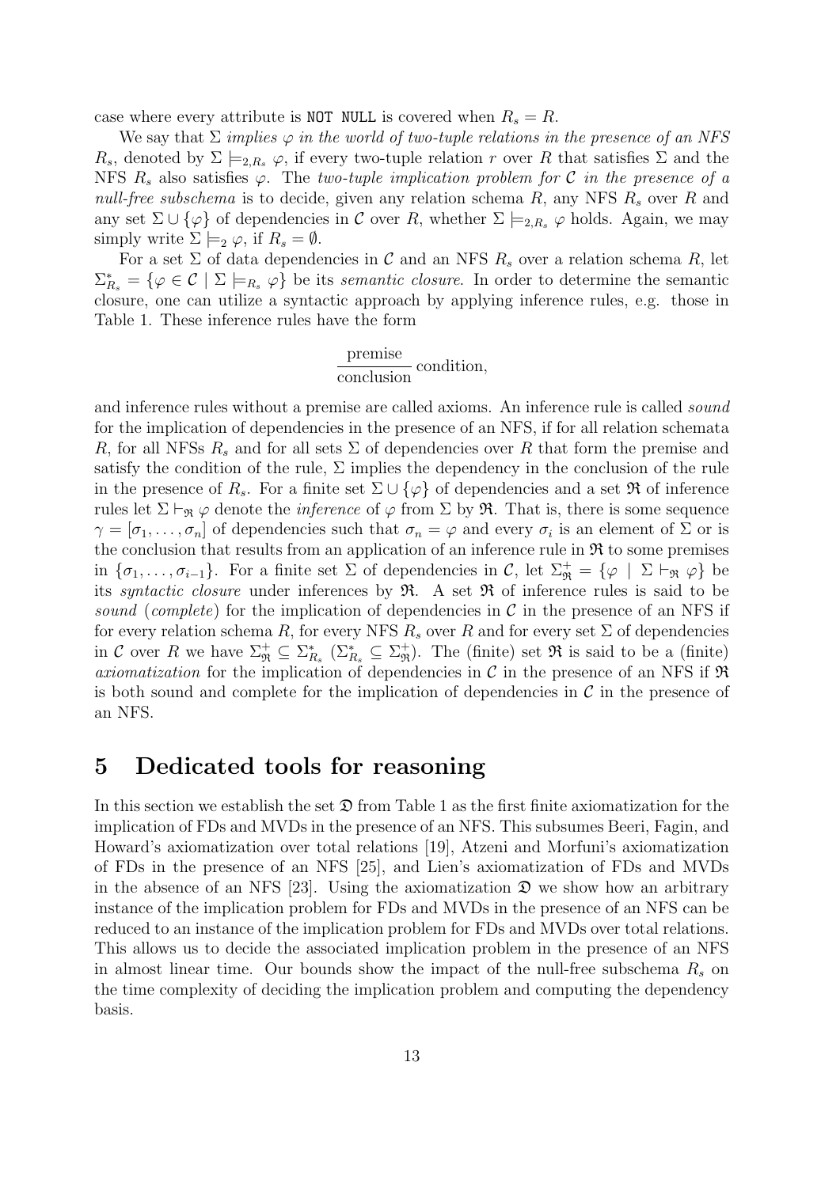case where every attribute is NOT NULL is covered when $R_s = R$.

We say that $\Sigma$ *implies* $\varphi$ *in the world of two-tuple relations in the presence of an NFS* $R_s$, denoted by $\Sigma \models_{2,R_s} \varphi$, if every two-tuple relation $r$ over $R$ that satisfies $\Sigma$ and the NFS $R_s$ also satisfies $\varphi$. The *two-tuple implication problem for* $\mathcal{C}$ *in the presence of a null-free subschema* is to decide, given any relation schema $R$, any NFS $R_s$ over $R$ and any set $\Sigma \cup \{\varphi\}$ of dependencies in $\mathcal{C}$ over $R$, whether $\Sigma \models_{2,R_s} \varphi$ holds. Again, we may simply write $\Sigma \models_2 \varphi$, if $R_s = \emptyset$.

For a set $\Sigma$ of data dependencies in $\mathcal{C}$ and an NFS $R_s$ over a relation schema $R$, let $\Sigma^*_{R_s} = \{\varphi \in \mathcal{C} \mid \Sigma \models_{R_s} \varphi\}$ be its *semantic closure*. In order to determine the semantic closure, one can utilize a syntactic approach by applying inference rules, e.g. those in Table 1. These inference rules have the form

$$\frac{\text{premise}}{\text{conclusion}}\ \text{condition},$$

and inference rules without a premise are called axioms. An inference rule is called *sound* for the implication of dependencies in the presence of an NFS, if for all relation schemata $R$, for all NFSs $R_s$ and for all sets $\Sigma$ of dependencies over $R$ that form the premise and satisfy the condition of the rule, $\Sigma$ implies the dependency in the conclusion of the rule in the presence of $R_s$. For a finite set $\Sigma \cup \{\varphi\}$ of dependencies and a set $\mathfrak{R}$ of inference rules let $\Sigma \vdash_{\mathfrak{R}} \varphi$ denote the *inference* of $\varphi$ from $\Sigma$ by $\mathfrak{R}$. That is, there is some sequence $\gamma = [\sigma_1, \ldots, \sigma_n]$ of dependencies such that $\sigma_n = \varphi$ and every $\sigma_i$ is an element of $\Sigma$ or is the conclusion that results from an application of an inference rule in $\mathfrak{R}$ to some premises in $\{\sigma_1, \ldots, \sigma_{i-1}\}$. For a finite set $\Sigma$ of dependencies in $\mathcal{C}$, let $\Sigma^+_{\mathfrak{R}} = \{\varphi \mid \Sigma \vdash_{\mathfrak{R}} \varphi\}$ be its *syntactic closure* under inferences by $\mathfrak{R}$. A set $\mathfrak{R}$ of inference rules is said to be *sound* (*complete*) for the implication of dependencies in $\mathcal{C}$ in the presence of an NFS if for every relation schema $R$, for every NFS $R_s$ over $R$ and for every set $\Sigma$ of dependencies in $\mathcal{C}$ over $R$ we have $\Sigma^+_{\mathfrak{R}} \subseteq \Sigma^*_{R_s}$ ($\Sigma^*_{R_s} \subseteq \Sigma^+_{\mathfrak{R}}$). The (finite) set $\mathfrak{R}$ is said to be a (finite) *axiomatization* for the implication of dependencies in $\mathcal{C}$ in the presence of an NFS if $\mathfrak{R}$ is both sound and complete for the implication of dependencies in $\mathcal{C}$ in the presence of an NFS.

# 5 Dedicated tools for reasoning

In this section we establish the set $\mathfrak{D}$ from Table 1 as the first finite axiomatization for the implication of FDs and MVDs in the presence of an NFS. This subsumes Beeri, Fagin, and Howard's axiomatization over total relations [19], Atzeni and Morfuni's axiomatization of FDs in the presence of an NFS [25], and Lien's axiomatization of FDs and MVDs in the absence of an NFS [23]. Using the axiomatization $\mathfrak{D}$ we show how an arbitrary instance of the implication problem for FDs and MVDs in the presence of an NFS can be reduced to an instance of the implication problem for FDs and MVDs over total relations. This allows us to decide the associated implication problem in the presence of an NFS in almost linear time. Our bounds show the impact of the null-free subschema $R_s$ on the time complexity of deciding the implication problem and computing the dependency basis.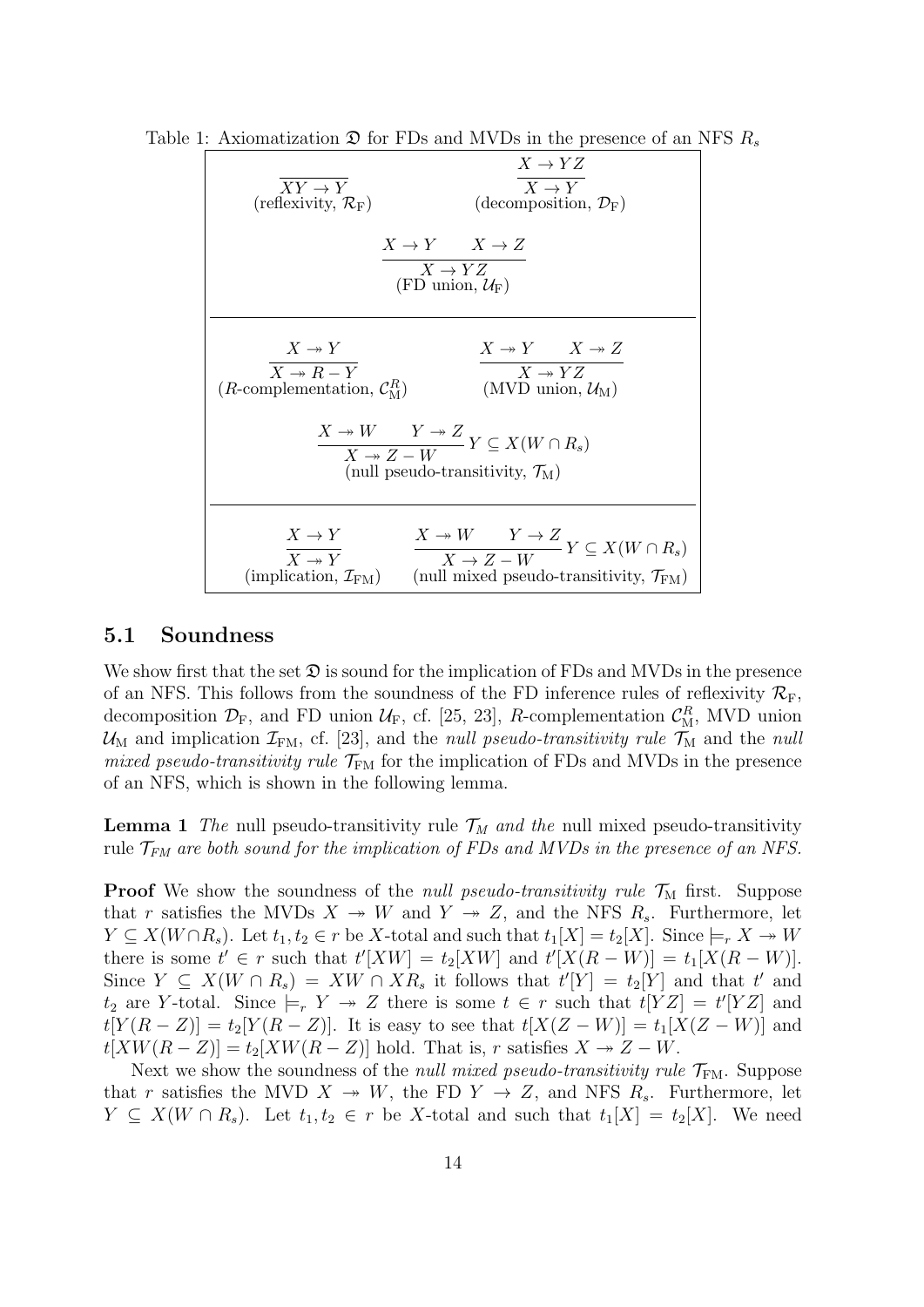Table 1: Axiomatization $\mathfrak{D}$ for FDs and MVDs in the presence of an NFS $R_s$

$$\frac{}{XY \to Y} \quad \text{(reflexivity, } \mathcal{R}_{\rm F}\text{)} \qquad \frac{X \to YZ}{X \to Y} \quad \text{(decomposition, } \mathcal{D}_{\rm F}\text{)}$$

$$\frac{X \to Y \qquad X \to Z}{X \to YZ} \quad \text{(FD union, } \mathcal{U}_{\rm F}\text{)}$$

$$\frac{X \twoheadrightarrow Y}{X \twoheadrightarrow R - Y} \quad \text{(}R\text{-complementation, } \mathcal{C}^R_{\rm M}\text{)} \qquad \frac{X \twoheadrightarrow Y \qquad X \twoheadrightarrow Z}{X \twoheadrightarrow YZ} \quad \text{(MVD union, } \mathcal{U}_{\rm M}\text{)}$$

$$\frac{X \twoheadrightarrow W \qquad Y \twoheadrightarrow Z}{X \twoheadrightarrow Z - W} \, Y \subseteq X(W \cap R_s) \quad \text{(null pseudo-transitivity, } \mathcal{T}_{\rm M}\text{)}$$

$$\frac{X \to Y}{X \twoheadrightarrow Y} \quad \text{(implication, } \mathcal{I}_{\rm FM}\text{)} \qquad \frac{X \twoheadrightarrow W \qquad Y \to Z}{X \to Z - W} \, Y \subseteq X(W \cap R_s) \quad \text{(null mixed pseudo-transitivity, } \mathcal{T}_{\rm FM}\text{)}$$

### 5.1 Soundness

We show first that the set $\mathfrak{D}$ is sound for the implication of FDs and MVDs in the presence of an NFS. This follows from the soundness of the FD inference rules of reflexivity $\mathcal{R}_{\rm F}$, decomposition $\mathcal{D}_{\rm F}$, and FD union $\mathcal{U}_{\rm F}$, cf. [25, 23], $R$-complementation $\mathcal{C}^R_{\rm M}$, MVD union $\mathcal{U}_{\rm M}$ and implication $\mathcal{I}_{\rm FM}$, cf. [23], and the *null pseudo-transitivity rule* $\mathcal{T}_{\rm M}$ and the *null mixed pseudo-transitivity rule* $\mathcal{T}_{\rm FM}$ for the implication of FDs and MVDs in the presence of an NFS, which is shown in the following lemma.

**Lemma 1** *The* null pseudo-transitivity rule $\mathcal{T}_M$ *and the* null mixed pseudo-transitivity rule $\mathcal{T}_{FM}$ *are both sound for the implication of FDs and MVDs in the presence of an NFS.*

**Proof** We show the soundness of the *null pseudo-transitivity rule* $\mathcal{T}_{\rm M}$ first. Suppose that $r$ satisfies the MVDs $X \twoheadrightarrow W$ and $Y \twoheadrightarrow Z$, and the NFS $R_s$. Furthermore, let $Y \subseteq X(W \cap R_s)$. Let $t_1, t_2 \in r$ be $X$-total and such that $t_1[X] = t_2[X]$. Since $\models_r X \twoheadrightarrow W$ there is some $t' \in r$ such that $t'[XW] = t_2[XW]$ and $t'[X(R-W)] = t_1[X(R-W)]$. Since $Y \subseteq X(W \cap R_s) = XW \cap XR_s$ it follows that $t'[Y] = t_2[Y]$ and that $t'$ and $t_2$ are $Y$-total. Since $\models_r Y \twoheadrightarrow Z$ there is some $t \in r$ such that $t[YZ] = t'[YZ]$ and $t[Y(R-Z)] = t_2[Y(R-Z)]$. It is easy to see that $t[X(Z-W)] = t_1[X(Z-W)]$ and $t[XW(R-Z)] = t_2[XW(R-Z)]$ hold. That is, $r$ satisfies $X \twoheadrightarrow Z - W$.

Next we show the soundness of the *null mixed pseudo-transitivity rule* $\mathcal{T}_{\rm FM}$. Suppose that $r$ satisfies the MVD $X \twoheadrightarrow W$, the FD $Y \to Z$, and NFS $R_s$. Furthermore, let $Y \subseteq X(W \cap R_s)$. Let $t_1, t_2 \in r$ be $X$-total and such that $t_1[X] = t_2[X]$. We need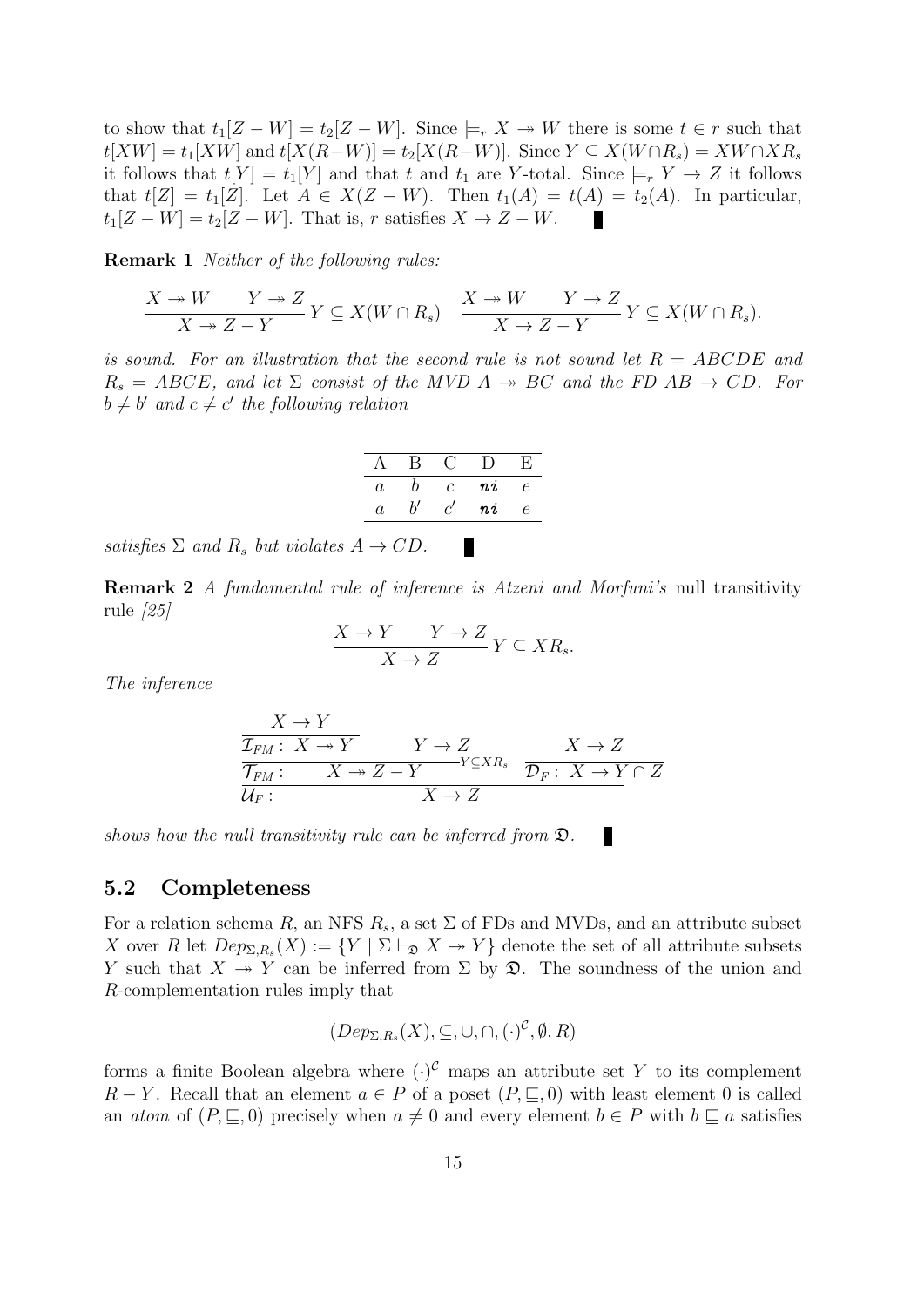to show that $t_1[Z-W] = t_2[Z-W]$. Since $\models_r X \twoheadrightarrow W$ there is some $t \in r$ such that $t[XW] = t_1[XW]$ and $t[X(R-W)] = t_2[X(R-W)]$. Since $Y \subseteq X(W \cap R_s) = XW \cap XR_s$ it follows that $t[Y] = t_1[Y]$ and that $t$ and $t_1$ are $Y$-total. Since $\models_r Y \rightarrow Z$ it follows that $t[Z] = t_1[Z]$. Let $A \in X(Z-W)$. Then $t_1(A) = t(A) = t_2(A)$. In particular, $t_1[Z-W] = t_2[Z-W]$. That is, $r$ satisfies $X \rightarrow Z - W$. ∎

**Remark 1** *Neither of the following rules:*

$$\frac{X \twoheadrightarrow W \qquad Y \twoheadrightarrow Z}{X \twoheadrightarrow Z - Y} Y \subseteq X(W \cap R_s) \quad \frac{X \twoheadrightarrow W \qquad Y \rightarrow Z}{X \rightarrow Z - Y} Y \subseteq X(W \cap R_s).$$

*is sound. For an illustration that the second rule is not sound let $R = ABCDE$ and $R_s = ABCE$, and let $\Sigma$ consist of the MVD $A \twoheadrightarrow BC$ and the FD $AB \rightarrow CD$. For $b \neq b'$ and $c \neq c'$ the following relation*

| A | B | C | D | E |
|---|---|---|---|---|
| $a$ | $b$ | $c$ | ***ni*** | $e$ |
| $a$ | $b'$ | $c'$ | ***ni*** | $e$ |

*satisfies $\Sigma$ and $R_s$ but violates $A \rightarrow CD$.* ∎

**Remark 2** *A fundamental rule of inference is Atzeni and Morfuni's* null transitivity rule *[25]*

$$\frac{X \rightarrow Y \qquad Y \rightarrow Z}{X \rightarrow Z} Y \subseteq XR_s.$$

*The inference*

$$\cfrac{\cfrac{\cfrac{X \rightarrow Y}{\mathcal{I}_{FM}:\ X \twoheadrightarrow Y} \qquad Y \rightarrow Z}{\mathcal{T}_{FM}:\quad X \twoheadrightarrow Z - Y} Y \subseteq XR_s \qquad \cfrac{X \rightarrow Z}{\mathcal{D}_F:\ X \rightarrow Y \cap Z}}{\mathcal{U}_F:\quad X \rightarrow Z}$$

*shows how the null transitivity rule can be inferred from $\mathfrak{D}$.* ∎

## 5.2 Completeness

For a relation schema $R$, an NFS $R_s$, a set $\Sigma$ of FDs and MVDs, and an attribute subset $X$ over $R$ let $Dep_{\Sigma,R_s}(X) := \{Y \mid \Sigma \vdash_{\mathfrak{D}} X \twoheadrightarrow Y\}$ denote the set of all attribute subsets $Y$ such that $X \twoheadrightarrow Y$ can be inferred from $\Sigma$ by $\mathfrak{D}$. The soundness of the union and $R$-complementation rules imply that

$$(Dep_{\Sigma,R_s}(X), \subseteq, \cup, \cap, (\cdot)^{\mathcal{C}}, \emptyset, R)$$

forms a finite Boolean algebra where $(\cdot)^{\mathcal{C}}$ maps an attribute set $Y$ to its complement $R - Y$. Recall that an element $a \in P$ of a poset $(P, \sqsubseteq, 0)$ with least element 0 is called an *atom* of $(P, \sqsubseteq, 0)$ precisely when $a \neq 0$ and every element $b \in P$ with $b \sqsubseteq a$ satisfies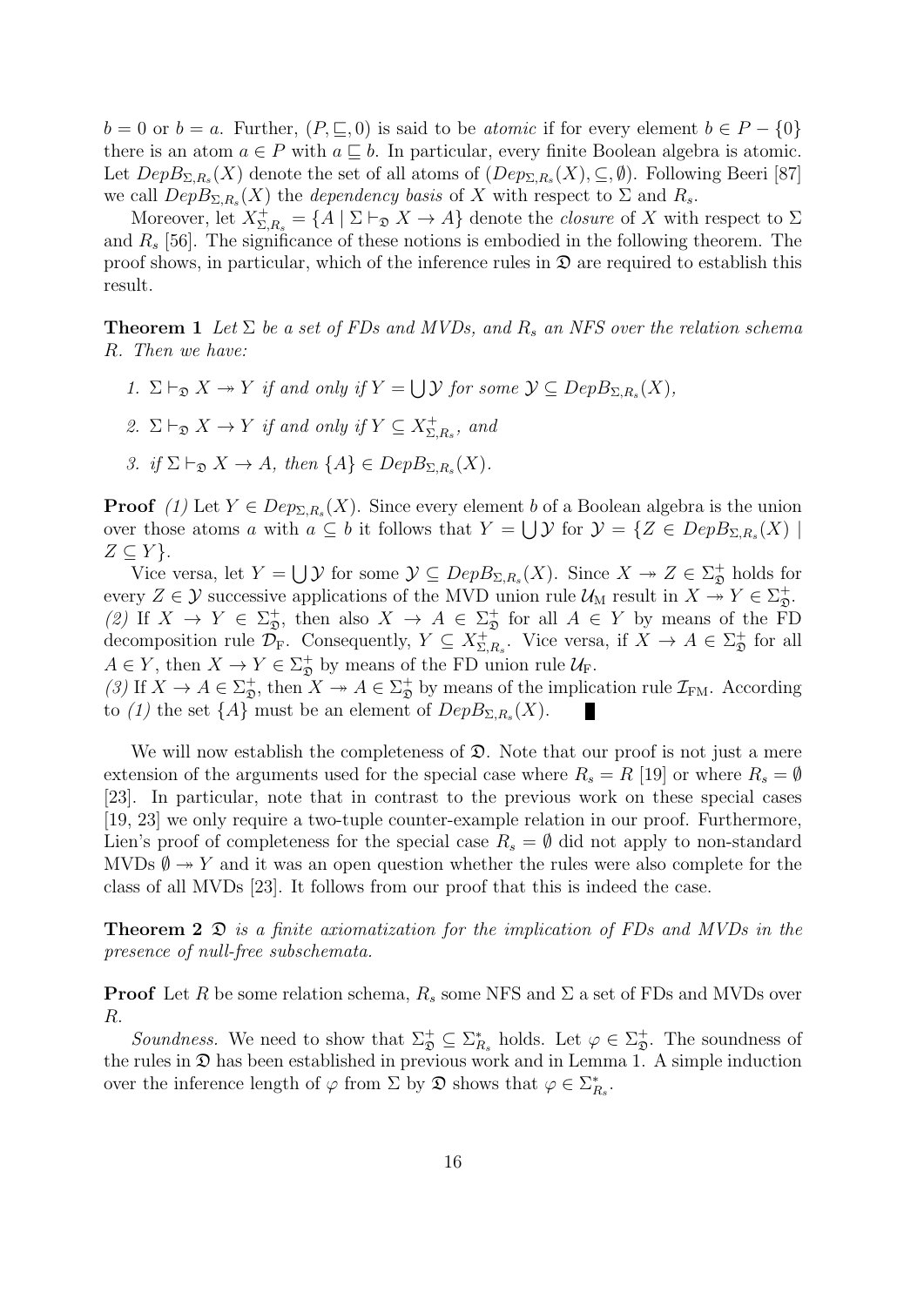$b = 0$ or $b = a$. Further, $(P, \sqsubseteq, 0)$ is said to be *atomic* if for every element $b \in P - \{0\}$ there is an atom $a \in P$ with $a \sqsubseteq b$. In particular, every finite Boolean algebra is atomic. Let $DepB_{\Sigma,R_s}(X)$ denote the set of all atoms of $(Dep_{\Sigma,R_s}(X), \subseteq, \emptyset)$. Following Beeri [87] we call $DepB_{\Sigma,R_s}(X)$ the *dependency basis* of $X$ with respect to $\Sigma$ and $R_s$.

Moreover, let $X^+_{\Sigma,R_s} = \{A \mid \Sigma \vdash_{\mathfrak{D}} X \to A\}$ denote the *closure* of $X$ with respect to $\Sigma$ and $R_s$ [56]. The significance of these notions is embodied in the following theorem. The proof shows, in particular, which of the inference rules in $\mathfrak{D}$ are required to establish this result.

**Theorem 1** *Let $\Sigma$ be a set of FDs and MVDs, and $R_s$ an NFS over the relation schema $R$. Then we have:*

1. *$\Sigma \vdash_{\mathfrak{D}} X \twoheadrightarrow Y$ if and only if $Y = \bigcup \mathcal{Y}$ for some $\mathcal{Y} \subseteq DepB_{\Sigma,R_s}(X)$,*
2. *$\Sigma \vdash_{\mathfrak{D}} X \to Y$ if and only if $Y \subseteq X^+_{\Sigma,R_s}$, and*
3. *if $\Sigma \vdash_{\mathfrak{D}} X \to A$, then $\{A\} \in DepB_{\Sigma,R_s}(X)$.*

**Proof** *(1)* Let $Y \in Dep_{\Sigma,R_s}(X)$. Since every element $b$ of a Boolean algebra is the union over those atoms $a$ with $a \subseteq b$ it follows that $Y = \bigcup \mathcal{Y}$ for $\mathcal{Y} = \{Z \in DepB_{\Sigma,R_s}(X) \mid Z \subseteq Y\}$.

Vice versa, let $Y = \bigcup \mathcal{Y}$ for some $\mathcal{Y} \subseteq DepB_{\Sigma,R_s}(X)$. Since $X \twoheadrightarrow Z \in \Sigma^+_{\mathfrak{D}}$ holds for every $Z \in \mathcal{Y}$ successive applications of the MVD union rule $\mathcal{U}_{\rm M}$ result in $X \twoheadrightarrow Y \in \Sigma^+_{\mathfrak{D}}$.
*(2)* If $X \to Y \in \Sigma^+_{\mathfrak{D}}$, then also $X \to A \in \Sigma^+_{\mathfrak{D}}$ for all $A \in Y$ by means of the FD decomposition rule $\mathcal{D}_{\rm F}$. Consequently, $Y \subseteq X^+_{\Sigma,R_s}$. Vice versa, if $X \to A \in \Sigma^+_{\mathfrak{D}}$ for all $A \in Y$, then $X \to Y \in \Sigma^+_{\mathfrak{D}}$ by means of the FD union rule $\mathcal{U}_{\rm F}$.
*(3)* If $X \to A \in \Sigma^+_{\mathfrak{D}}$, then $X \twoheadrightarrow A \in \Sigma^+_{\mathfrak{D}}$ by means of the implication rule $\mathcal{I}_{\rm FM}$. According to *(1)* the set $\{A\}$ must be an element of $DepB_{\Sigma,R_s}(X)$. ∎

We will now establish the completeness of $\mathfrak{D}$. Note that our proof is not just a mere extension of the arguments used for the special case where $R_s = R$ [19] or where $R_s = \emptyset$ [23]. In particular, note that in contrast to the previous work on these special cases [19, 23] we only require a two-tuple counter-example relation in our proof. Furthermore, Lien's proof of completeness for the special case $R_s = \emptyset$ did not apply to non-standard MVDs $\emptyset \twoheadrightarrow Y$ and it was an open question whether the rules were also complete for the class of all MVDs [23]. It follows from our proof that this is indeed the case.

**Theorem 2** *$\mathfrak{D}$ is a finite axiomatization for the implication of FDs and MVDs in the presence of null-free subschemata.*

**Proof** Let $R$ be some relation schema, $R_s$ some NFS and $\Sigma$ a set of FDs and MVDs over $R$.

*Soundness.* We need to show that $\Sigma^+_{\mathfrak{D}} \subseteq \Sigma^*_{R_s}$ holds. Let $\varphi \in \Sigma^+_{\mathfrak{D}}$. The soundness of the rules in $\mathfrak{D}$ has been established in previous work and in Lemma 1. A simple induction over the inference length of $\varphi$ from $\Sigma$ by $\mathfrak{D}$ shows that $\varphi \in \Sigma^*_{R_s}$.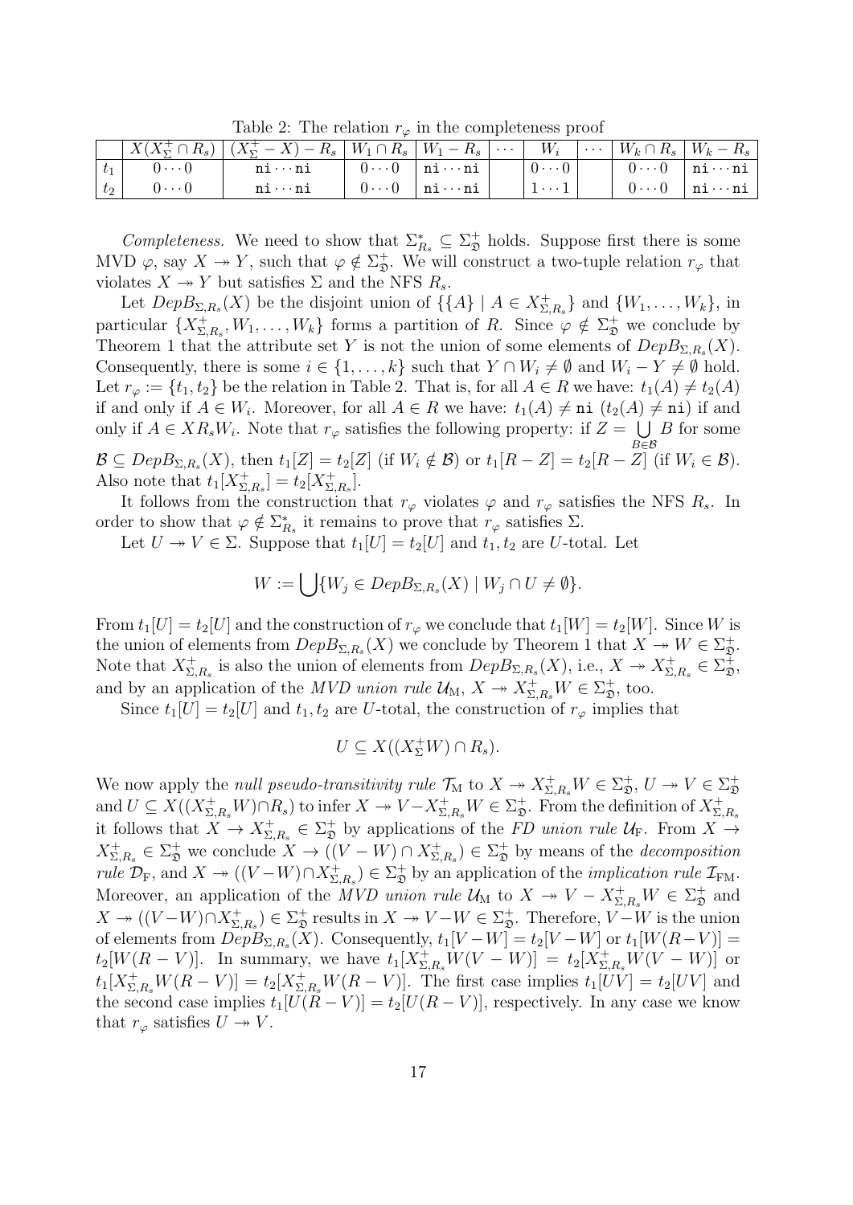Table 2: The relation $r_\varphi$ in the completeness proof

| | $X(X^+_\Sigma \cap R_s)$ | $(X^+_\Sigma - X) - R_s$ | $W_1 \cap R_s$ | $W_1 - R_s$ | $\cdots$ | $W_i$ | $\cdots$ | $W_k \cap R_s$ | $W_k - R_s$ |
|---|---|---|---|---|---|---|---|---|---|
| $t_1$ | $0 \cdots 0$ | $\mathtt{ni} \cdots \mathtt{ni}$ | $0 \cdots 0$ | $\mathtt{ni} \cdots \mathtt{ni}$ | | $0 \cdots 0$ | | $0 \cdots 0$ | $\mathtt{ni} \cdots \mathtt{ni}$ |
| $t_2$ | $0 \cdots 0$ | $\mathtt{ni} \cdots \mathtt{ni}$ | $0 \cdots 0$ | $\mathtt{ni} \cdots \mathtt{ni}$ | | $1 \cdots 1$ | | $0 \cdots 0$ | $\mathtt{ni} \cdots \mathtt{ni}$ |

*Completeness.* We need to show that $\Sigma^*_{R_s} \subseteq \Sigma^+_{\mathfrak{D}}$ holds. Suppose first there is some MVD $\varphi$, say $X \twoheadrightarrow Y$, such that $\varphi \notin \Sigma^+_{\mathfrak{D}}$. We will construct a two-tuple relation $r_\varphi$ that violates $X \twoheadrightarrow Y$ but satisfies $\Sigma$ and the NFS $R_s$.

Let $DepB_{\Sigma,R_s}(X)$ be the disjoint union of $\{\{A\} \mid A \in X^+_{\Sigma,R_s}\}$ and $\{W_1, \ldots, W_k\}$, in particular $\{X^+_{\Sigma,R_s}, W_1, \ldots, W_k\}$ forms a partition of $R$. Since $\varphi \notin \Sigma^+_{\mathfrak{D}}$ we conclude by Theorem 1 that the attribute set $Y$ is not the union of some elements of $DepB_{\Sigma,R_s}(X)$. Consequently, there is some $i \in \{1, \ldots, k\}$ such that $Y \cap W_i \neq \emptyset$ and $W_i - Y \neq \emptyset$ hold. Let $r_\varphi := \{t_1, t_2\}$ be the relation in Table 2. That is, for all $A \in R$ we have: $t_1(A) \neq t_2(A)$ if and only if $A \in W_i$. Moreover, for all $A \in R$ we have: $t_1(A) \neq \mathtt{ni}$ ($t_2(A) \neq \mathtt{ni}$) if and only if $A \in XR_sW_i$. Note that $r_\varphi$ satisfies the following property: if $Z = \bigcup_{B \in \mathcal{B}} B$ for some $\mathcal{B} \subseteq DepB_{\Sigma,R_s}(X)$, then $t_1[Z] = t_2[Z]$ (if $W_i \notin \mathcal{B}$) or $t_1[R - Z] = t_2[R - Z]$ (if $W_i \in \mathcal{B}$). Also note that $t_1[X^+_{\Sigma,R_s}] = t_2[X^+_{\Sigma,R_s}]$.

It follows from the construction that $r_\varphi$ violates $\varphi$ and $r_\varphi$ satisfies the NFS $R_s$. In order to show that $\varphi \notin \Sigma^*_{R_s}$ it remains to prove that $r_\varphi$ satisfies $\Sigma$.

Let $U \twoheadrightarrow V \in \Sigma$. Suppose that $t_1[U] = t_2[U]$ and $t_1, t_2$ are $U$-total. Let

$$W := \bigcup \{W_j \in DepB_{\Sigma,R_s}(X) \mid W_j \cap U \neq \emptyset\}.$$

From $t_1[U] = t_2[U]$ and the construction of $r_\varphi$ we conclude that $t_1[W] = t_2[W]$. Since $W$ is the union of elements from $DepB_{\Sigma,R_s}(X)$ we conclude by Theorem 1 that $X \twoheadrightarrow W \in \Sigma^+_{\mathfrak{D}}$. Note that $X^+_{\Sigma,R_s}$ is also the union of elements from $DepB_{\Sigma,R_s}(X)$, i.e., $X \twoheadrightarrow X^+_{\Sigma,R_s} \in \Sigma^+_{\mathfrak{D}}$, and by an application of the *MVD union rule* $\mathcal{U}_{\mathrm{M}}$, $X \twoheadrightarrow X^+_{\Sigma,R_s}W \in \Sigma^+_{\mathfrak{D}}$, too.

Since $t_1[U] = t_2[U]$ and $t_1, t_2$ are $U$-total, the construction of $r_\varphi$ implies that

$$U \subseteq X((X^+_\Sigma W) \cap R_s).$$

We now apply the *null pseudo-transitivity rule* $\mathcal{T}_{\mathrm{M}}$ to $X \twoheadrightarrow X^+_{\Sigma,R_s}W \in \Sigma^+_{\mathfrak{D}}$, $U \twoheadrightarrow V \in \Sigma^+_{\mathfrak{D}}$ and $U \subseteq X((X^+_{\Sigma,R_s}W) \cap R_s)$ to infer $X \twoheadrightarrow V - X^+_{\Sigma,R_s}W \in \Sigma^+_{\mathfrak{D}}$. From the definition of $X^+_{\Sigma,R_s}$ it follows that $X \to X^+_{\Sigma,R_s} \in \Sigma^+_{\mathfrak{D}}$ by applications of the *FD union rule* $\mathcal{U}_{\mathrm{F}}$. From $X \to X^+_{\Sigma,R_s} \in \Sigma^+_{\mathfrak{D}}$ we conclude $X \to ((V - W) \cap X^+_{\Sigma,R_s}) \in \Sigma^+_{\mathfrak{D}}$ by means of the *decomposition rule* $\mathcal{D}_{\mathrm{F}}$, and $X \twoheadrightarrow ((V - W) \cap X^+_{\Sigma,R_s}) \in \Sigma^+_{\mathfrak{D}}$ by an application of the *implication rule* $\mathcal{I}_{\mathrm{FM}}$. Moreover, an application of the *MVD union rule* $\mathcal{U}_{\mathrm{M}}$ to $X \twoheadrightarrow V - X^+_{\Sigma,R_s}W \in \Sigma^+_{\mathfrak{D}}$ and $X \twoheadrightarrow ((V - W) \cap X^+_{\Sigma,R_s}) \in \Sigma^+_{\mathfrak{D}}$ results in $X \twoheadrightarrow V - W \in \Sigma^+_{\mathfrak{D}}$. Therefore, $V - W$ is the union of elements from $DepB_{\Sigma,R_s}(X)$. Consequently, $t_1[V - W] = t_2[V - W]$ or $t_1[W(R - V)] = t_2[W(R - V)]$. In summary, we have $t_1[X^+_{\Sigma,R_s}W(V - W)] = t_2[X^+_{\Sigma,R_s}W(V - W)]$ or $t_1[X^+_{\Sigma,R_s}W(R - V)] = t_2[X^+_{\Sigma,R_s}W(R - V)]$. The first case implies $t_1[UV] = t_2[UV]$ and the second case implies $t_1[U(R - V)] = t_2[U(R - V)]$, respectively. In any case we know that $r_\varphi$ satisfies $U \twoheadrightarrow V$.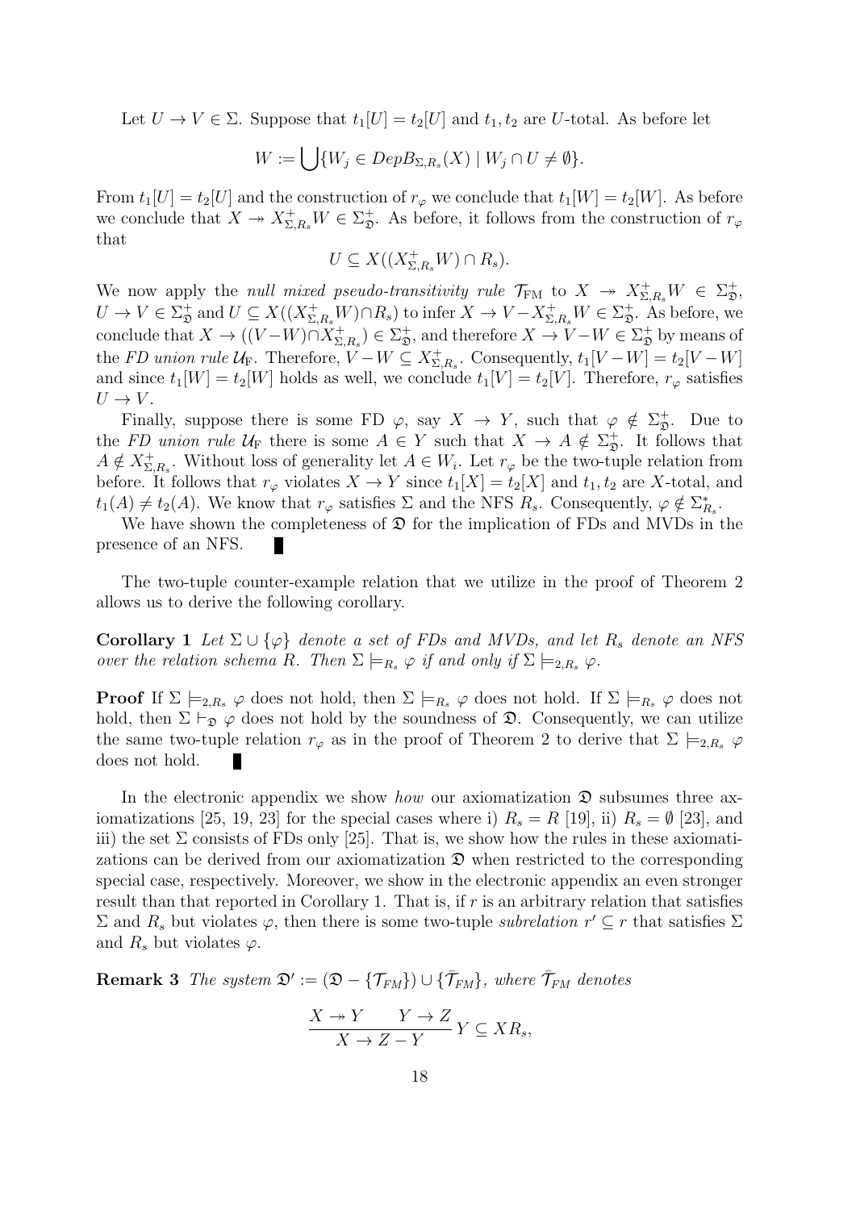Let $U \to V \in \Sigma$. Suppose that $t_1[U] = t_2[U]$ and $t_1, t_2$ are $U$-total. As before let

$$W := \bigcup\{W_j \in DepB_{\Sigma,R_s}(X) \mid W_j \cap U \neq \emptyset\}.$$

From $t_1[U] = t_2[U]$ and the construction of $r_\varphi$ we conclude that $t_1[W] = t_2[W]$. As before we conclude that $X \twoheadrightarrow X^+_{\Sigma,R_s}W \in \Sigma^+_{\mathfrak{D}}$. As before, it follows from the construction of $r_\varphi$ that

$$U \subseteq X((X^+_{\Sigma,R_s}W) \cap R_s).$$

We now apply the *null mixed pseudo-transitivity rule* $\mathcal{T}_{\text{FM}}$ to $X \twoheadrightarrow X^+_{\Sigma,R_s}W \in \Sigma^+_{\mathfrak{D}}$, $U \to V \in \Sigma^+_{\mathfrak{D}}$ and $U \subseteq X((X^+_{\Sigma,R_s}W) \cap R_s)$ to infer $X \to V - X^+_{\Sigma,R_s}W \in \Sigma^+_{\mathfrak{D}}$. As before, we conclude that $X \to ((V-W) \cap X^+_{\Sigma,R_s}) \in \Sigma^+_{\mathfrak{D}}$, and therefore $X \to V - W \in \Sigma^+_{\mathfrak{D}}$ by means of the *FD union rule* $\mathcal{U}_{\text{F}}$. Therefore, $V - W \subseteq X^+_{\Sigma,R_s}$. Consequently, $t_1[V-W] = t_2[V-W]$ and since $t_1[W] = t_2[W]$ holds as well, we conclude $t_1[V] = t_2[V]$. Therefore, $r_\varphi$ satisfies $U \to V$.

Finally, suppose there is some FD $\varphi$, say $X \to Y$, such that $\varphi \notin \Sigma^+_{\mathfrak{D}}$. Due to the *FD union rule* $\mathcal{U}_{\text{F}}$ there is some $A \in Y$ such that $X \to A \notin \Sigma^+_{\mathfrak{D}}$. It follows that $A \notin X^+_{\Sigma,R_s}$. Without loss of generality let $A \in W_i$. Let $r_\varphi$ be the two-tuple relation from before. It follows that $r_\varphi$ violates $X \to Y$ since $t_1[X] = t_2[X]$ and $t_1, t_2$ are $X$-total, and $t_1(A) \neq t_2(A)$. We know that $r_\varphi$ satisfies $\Sigma$ and the NFS $R_s$. Consequently, $\varphi \notin \Sigma^*_{R_s}$.

We have shown the completeness of $\mathfrak{D}$ for the implication of FDs and MVDs in the presence of an NFS. ∎

The two-tuple counter-example relation that we utilize in the proof of Theorem 2 allows us to derive the following corollary.

**Corollary 1** *Let $\Sigma \cup \{\varphi\}$ denote a set of FDs and MVDs, and let $R_s$ denote an NFS over the relation schema $R$. Then $\Sigma \models_{R_s} \varphi$ if and only if $\Sigma \models_{2,R_s} \varphi$.*

**Proof** If $\Sigma \models_{2,R_s} \varphi$ does not hold, then $\Sigma \models_{R_s} \varphi$ does not hold. If $\Sigma \models_{R_s} \varphi$ does not hold, then $\Sigma \vdash_{\mathfrak{D}} \varphi$ does not hold by the soundness of $\mathfrak{D}$. Consequently, we can utilize the same two-tuple relation $r_\varphi$ as in the proof of Theorem 2 to derive that $\Sigma \models_{2,R_s} \varphi$ does not hold. ∎

In the electronic appendix we show *how* our axiomatization $\mathfrak{D}$ subsumes three axiomatizations [25, 19, 23] for the special cases where i) $R_s = R$ [19], ii) $R_s = \emptyset$ [23], and iii) the set $\Sigma$ consists of FDs only [25]. That is, we show how the rules in these axiomatizations can be derived from our axiomatization $\mathfrak{D}$ when restricted to the corresponding special case, respectively. Moreover, we show in the electronic appendix an even stronger result than that reported in Corollary 1. That is, if $r$ is an arbitrary relation that satisfies $\Sigma$ and $R_s$ but violates $\varphi$, then there is some two-tuple *subrelation* $r' \subseteq r$ that satisfies $\Sigma$ and $R_s$ but violates $\varphi$.

**Remark 3** *The system $\mathfrak{D}' := (\mathfrak{D} - \{\mathcal{T}_{FM}\}) \cup \{\bar{\mathcal{T}}_{FM}\}$, where $\bar{\mathcal{T}}_{FM}$ denotes*

$$\frac{X \twoheadrightarrow Y \qquad Y \to Z}{X \to Z - Y} \, Y \subseteq XR_s,$$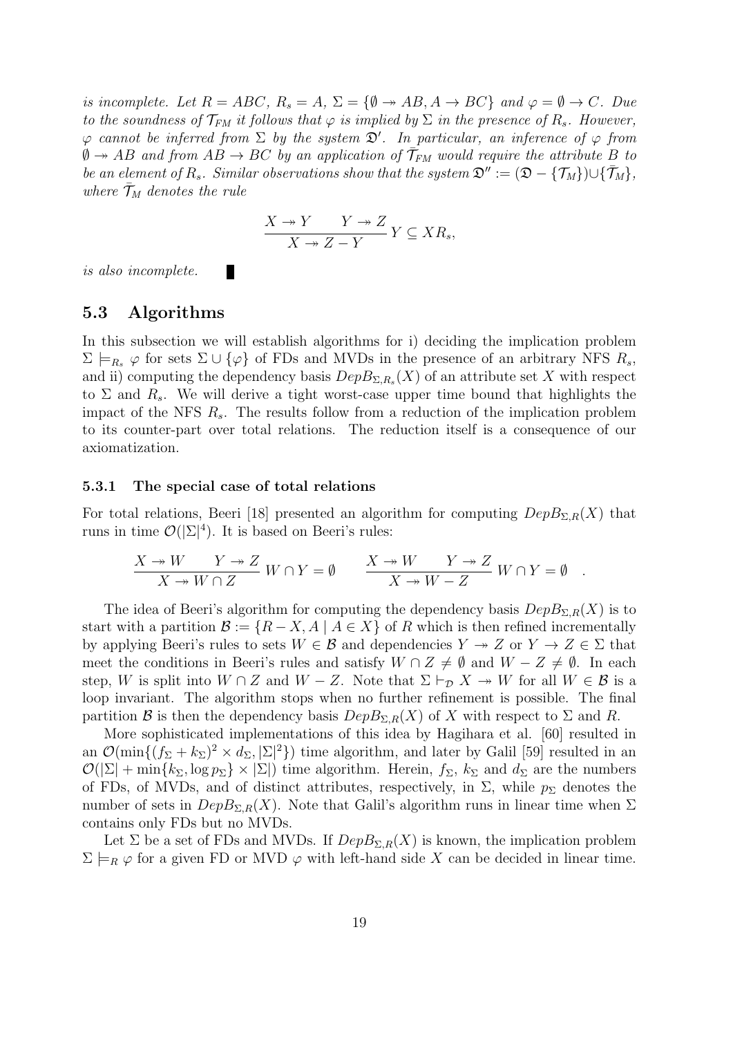*is incomplete. Let $R = ABC$, $R_s = A$, $\Sigma = \{\emptyset \twoheadrightarrow AB, A \to BC\}$ and $\varphi = \emptyset \to C$. Due to the soundness of $\mathcal{T}_{FM}$ it follows that $\varphi$ is implied by $\Sigma$ in the presence of $R_s$. However, $\varphi$ cannot be inferred from $\Sigma$ by the system $\mathfrak{D}'$. In particular, an inference of $\varphi$ from $\emptyset \twoheadrightarrow AB$ and from $AB \to BC$ by an application of $\bar{\mathcal{T}}_{FM}$ would require the attribute $B$ to be an element of $R_s$. Similar observations show that the system $\mathfrak{D}'' := (\mathfrak{D} - \{\mathcal{T}_M\}) \cup \{\bar{\mathcal{T}}_M\}$, where $\bar{\mathcal{T}}_M$ denotes the rule*

$$\frac{X \twoheadrightarrow Y \qquad Y \twoheadrightarrow Z}{X \twoheadrightarrow Z - Y}\, Y \subseteq XR_s,$$

*is also incomplete.* ∎

### 5.3 Algorithms

In this subsection we will establish algorithms for i) deciding the implication problem $\Sigma \models_{R_s} \varphi$ for sets $\Sigma \cup \{\varphi\}$ of FDs and MVDs in the presence of an arbitrary NFS $R_s$, and ii) computing the dependency basis $DepB_{\Sigma,R_s}(X)$ of an attribute set $X$ with respect to $\Sigma$ and $R_s$. We will derive a tight worst-case upper time bound that highlights the impact of the NFS $R_s$. The results follow from a reduction of the implication problem to its counter-part over total relations. The reduction itself is a consequence of our axiomatization.

#### 5.3.1 The special case of total relations

For total relations, Beeri [18] presented an algorithm for computing $DepB_{\Sigma,R}(X)$ that runs in time $\mathcal{O}(|\Sigma|^4)$. It is based on Beeri's rules:

$$\frac{X \twoheadrightarrow W \qquad Y \twoheadrightarrow Z}{X \twoheadrightarrow W \cap Z}\, W \cap Y = \emptyset \qquad \frac{X \twoheadrightarrow W \qquad Y \twoheadrightarrow Z}{X \twoheadrightarrow W - Z}\, W \cap Y = \emptyset \quad .$$

The idea of Beeri's algorithm for computing the dependency basis $DepB_{\Sigma,R}(X)$ is to start with a partition $\mathcal{B} := \{R - X, A \mid A \in X\}$ of $R$ which is then refined incrementally by applying Beeri's rules to sets $W \in \mathcal{B}$ and dependencies $Y \twoheadrightarrow Z$ or $Y \to Z \in \Sigma$ that meet the conditions in Beeri's rules and satisfy $W \cap Z \neq \emptyset$ and $W - Z \neq \emptyset$. In each step, $W$ is split into $W \cap Z$ and $W - Z$. Note that $\Sigma \vdash_{\mathcal{D}} X \twoheadrightarrow W$ for all $W \in \mathcal{B}$ is a loop invariant. The algorithm stops when no further refinement is possible. The final partition $\mathcal{B}$ is then the dependency basis $DepB_{\Sigma,R}(X)$ of $X$ with respect to $\Sigma$ and $R$.

More sophisticated implementations of this idea by Hagihara et al. [60] resulted in an $\mathcal{O}(\min\{(f_\Sigma + k_\Sigma)^2 \times d_\Sigma, |\Sigma|^2\})$ time algorithm, and later by Galil [59] resulted in an $\mathcal{O}(|\Sigma| + \min\{k_\Sigma, \log p_\Sigma\} \times |\Sigma|)$ time algorithm. Herein, $f_\Sigma$, $k_\Sigma$ and $d_\Sigma$ are the numbers of FDs, of MVDs, and of distinct attributes, respectively, in $\Sigma$, while $p_\Sigma$ denotes the number of sets in $DepB_{\Sigma,R}(X)$. Note that Galil's algorithm runs in linear time when $\Sigma$ contains only FDs but no MVDs.

Let $\Sigma$ be a set of FDs and MVDs. If $DepB_{\Sigma,R}(X)$ is known, the implication problem $\Sigma \models_R \varphi$ for a given FD or MVD $\varphi$ with left-hand side $X$ can be decided in linear time.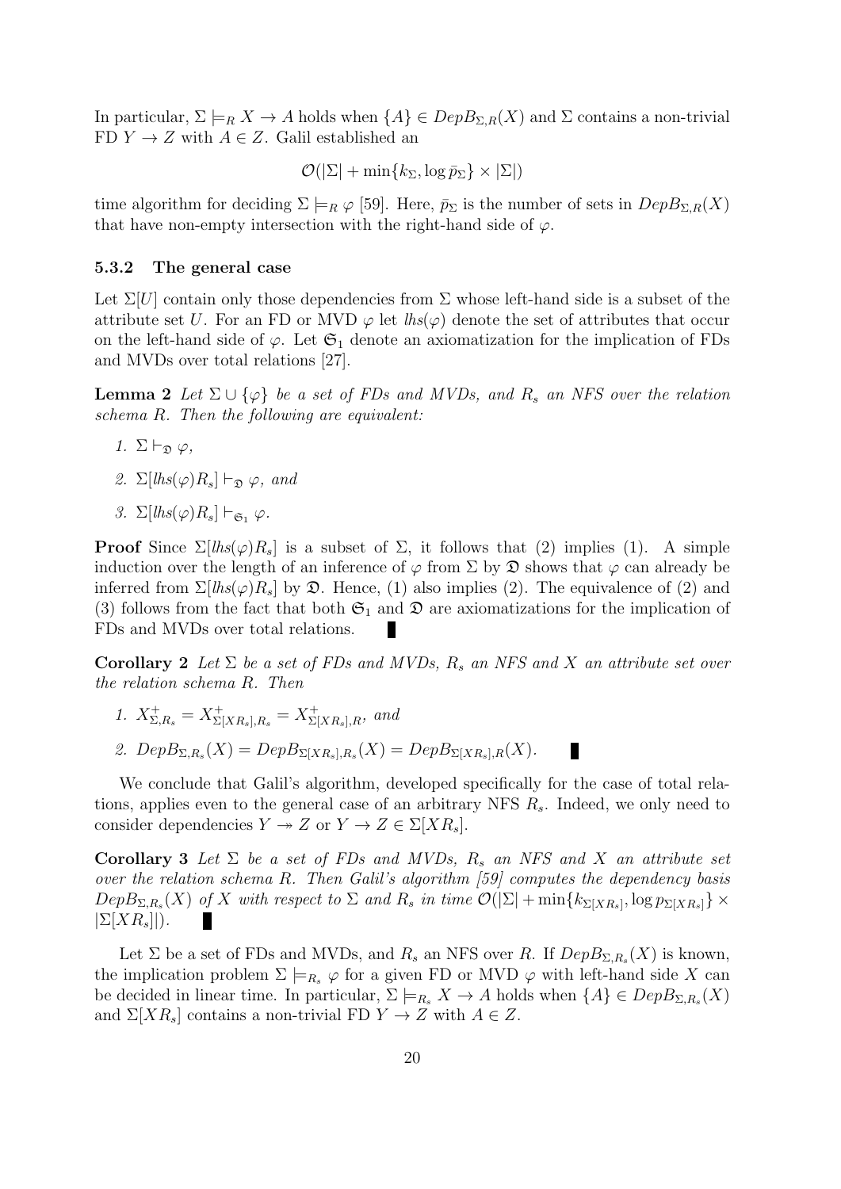In particular, $\Sigma \models_R X \to A$ holds when $\{A\} \in DepB_{\Sigma,R}(X)$ and $\Sigma$ contains a non-trivial FD $Y \to Z$ with $A \in Z$. Galil established an

$$\mathcal{O}(|\Sigma| + \min\{k_\Sigma, \log \bar{p}_\Sigma\} \times |\Sigma|)$$

time algorithm for deciding $\Sigma \models_R \varphi$ [59]. Here, $\bar{p}_\Sigma$ is the number of sets in $DepB_{\Sigma,R}(X)$ that have non-empty intersection with the right-hand side of $\varphi$.

### 5.3.2 The general case

Let $\Sigma[U]$ contain only those dependencies from $\Sigma$ whose left-hand side is a subset of the attribute set $U$. For an FD or MVD $\varphi$ let $lhs(\varphi)$ denote the set of attributes that occur on the left-hand side of $\varphi$. Let $\mathfrak{S}_1$ denote an axiomatization for the implication of FDs and MVDs over total relations [27].

**Lemma 2** *Let $\Sigma \cup \{\varphi\}$ be a set of FDs and MVDs, and $R_s$ an NFS over the relation schema $R$. Then the following are equivalent:*

1. $\Sigma \vdash_{\mathfrak{D}} \varphi$,
2. $\Sigma[lhs(\varphi)R_s] \vdash_{\mathfrak{D}} \varphi$, *and*
3. $\Sigma[lhs(\varphi)R_s] \vdash_{\mathfrak{S}_1} \varphi$.

**Proof** Since $\Sigma[lhs(\varphi)R_s]$ is a subset of $\Sigma$, it follows that (2) implies (1). A simple induction over the length of an inference of $\varphi$ from $\Sigma$ by $\mathfrak{D}$ shows that $\varphi$ can already be inferred from $\Sigma[lhs(\varphi)R_s]$ by $\mathfrak{D}$. Hence, (1) also implies (2). The equivalence of (2) and (3) follows from the fact that both $\mathfrak{S}_1$ and $\mathfrak{D}$ are axiomatizations for the implication of FDs and MVDs over total relations. ■

**Corollary 2** *Let $\Sigma$ be a set of FDs and MVDs, $R_s$ an NFS and $X$ an attribute set over the relation schema $R$. Then*

1. $X^+_{\Sigma,R_s} = X^+_{\Sigma[XR_s],R_s} = X^+_{\Sigma[XR_s],R}$, *and*
2. $DepB_{\Sigma,R_s}(X) = DepB_{\Sigma[XR_s],R_s}(X) = DepB_{\Sigma[XR_s],R}(X)$. ■

We conclude that Galil's algorithm, developed specifically for the case of total relations, applies even to the general case of an arbitrary NFS $R_s$. Indeed, we only need to consider dependencies $Y \twoheadrightarrow Z$ or $Y \to Z \in \Sigma[XR_s]$.

**Corollary 3** *Let $\Sigma$ be a set of FDs and MVDs, $R_s$ an NFS and $X$ an attribute set over the relation schema $R$. Then Galil's algorithm [59] computes the dependency basis $DepB_{\Sigma,R_s}(X)$ of $X$ with respect to $\Sigma$ and $R_s$ in time $\mathcal{O}(|\Sigma| + \min\{k_{\Sigma[XR_s]}, \log p_{\Sigma[XR_s]}\} \times |\Sigma[XR_s]|)$.* ■

Let $\Sigma$ be a set of FDs and MVDs, and $R_s$ an NFS over $R$. If $DepB_{\Sigma,R_s}(X)$ is known, the implication problem $\Sigma \models_{R_s} \varphi$ for a given FD or MVD $\varphi$ with left-hand side $X$ can be decided in linear time. In particular, $\Sigma \models_{R_s} X \to A$ holds when $\{A\} \in DepB_{\Sigma,R_s}(X)$ and $\Sigma[XR_s]$ contains a non-trivial FD $Y \to Z$ with $A \in Z$.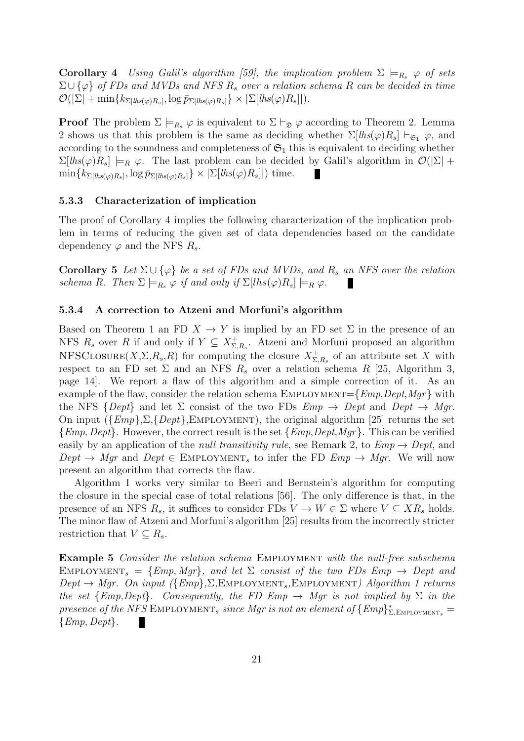**Corollary 4** *Using Galil's algorithm [59], the implication problem $\Sigma \models_{R_s} \varphi$ of sets $\Sigma \cup \{\varphi\}$ of FDs and MVDs and NFS $R_s$ over a relation schema $R$ can be decided in time $\mathcal{O}(|\Sigma| + \min\{k_{\Sigma[lhs(\varphi)R_s]}, \log \bar{p}_{\Sigma[lhs(\varphi)R_s]}\} \times |\Sigma[lhs(\varphi)R_s]|)$.*

**Proof** The problem $\Sigma \models_{R_s} \varphi$ is equivalent to $\Sigma \vdash_{\mathfrak{D}} \varphi$ according to Theorem 2. Lemma 2 shows us that this problem is the same as deciding whether $\Sigma[lhs(\varphi)R_s] \vdash_{\mathfrak{S}_1} \varphi$, and according to the soundness and completeness of $\mathfrak{S}_1$ this is equivalent to deciding whether $\Sigma[lhs(\varphi)R_s] \models_R \varphi$. The last problem can be decided by Galil's algorithm in $\mathcal{O}(|\Sigma| + \min\{k_{\Sigma[lhs(\varphi)R_s]}, \log \bar{p}_{\Sigma[lhs(\varphi)R_s]}\} \times |\Sigma[lhs(\varphi)R_s]|)$ time. ∎

### 5.3.3 Characterization of implication

The proof of Corollary 4 implies the following characterization of the implication problem in terms of reducing the given set of data dependencies based on the candidate dependency $\varphi$ and the NFS $R_s$.

**Corollary 5** *Let $\Sigma \cup \{\varphi\}$ be a set of FDs and MVDs, and $R_s$ an NFS over the relation schema $R$. Then $\Sigma \models_{R_s} \varphi$ if and only if $\Sigma[lhs(\varphi)R_s] \models_R \varphi$.* ∎

### 5.3.4 A correction to Atzeni and Morfuni's algorithm

Based on Theorem 1 an FD $X \to Y$ is implied by an FD set $\Sigma$ in the presence of an NFS $R_s$ over $R$ if and only if $Y \subseteq X^+_{\Sigma,R_s}$. Atzeni and Morfuni proposed an algorithm NFSClosure($X$,$\Sigma$,$R_s$,$R$) for computing the closure $X^+_{\Sigma,R_s}$ of an attribute set $X$ with respect to an FD set $\Sigma$ and an NFS $R_s$ over a relation schema $R$ [25, Algorithm 3, page 14]. We report a flaw of this algorithm and a simple correction of it. As an example of the flaw, consider the relation schema Employment=$\{Emp,Dept,Mgr\}$ with the NFS $\{Dept\}$ and let $\Sigma$ consist of the two FDs $Emp \to Dept$ and $Dept \to Mgr$. On input ($\{Emp\}$,$\Sigma$,$\{Dept\}$,Employment), the original algorithm [25] returns the set $\{Emp, Dept\}$. However, the correct result is the set $\{Emp,Dept,Mgr\}$. This can be verified easily by an application of the *null transitivity rule*, see Remark 2, to $Emp \to Dept$, and $Dept \to Mgr$ and $Dept \in$ Employment$_s$ to infer the FD $Emp \to Mgr$. We will now present an algorithm that corrects the flaw.

Algorithm 1 works very similar to Beeri and Bernstein's algorithm for computing the closure in the special case of total relations [56]. The only difference is that, in the presence of an NFS $R_s$, it suffices to consider FDs $V \to W \in \Sigma$ where $V \subseteq XR_s$ holds. The minor flaw of Atzeni and Morfuni's algorithm [25] results from the incorrectly stricter restriction that $V \subseteq R_s$.

**Example 5** *Consider the relation schema* Employment *with the null-free subschema* Employment$_s$ $= \{Emp, Mgr\}$*, and let $\Sigma$ consist of the two FDs $Emp \to Dept$ and $Dept \to Mgr$. On input ($\{Emp\}$,$\Sigma$,*Employment$_s$*,*Employment*) Algorithm 1 returns the set $\{Emp,Dept\}$. Consequently, the FD $Emp \to Mgr$ is not implied by $\Sigma$ in the presence of the NFS* Employment$_s$ *since $Mgr$ is not an element of $\{Emp\}^*_{\Sigma,\text{Employment}_s} = \{Emp, Dept\}$.* ∎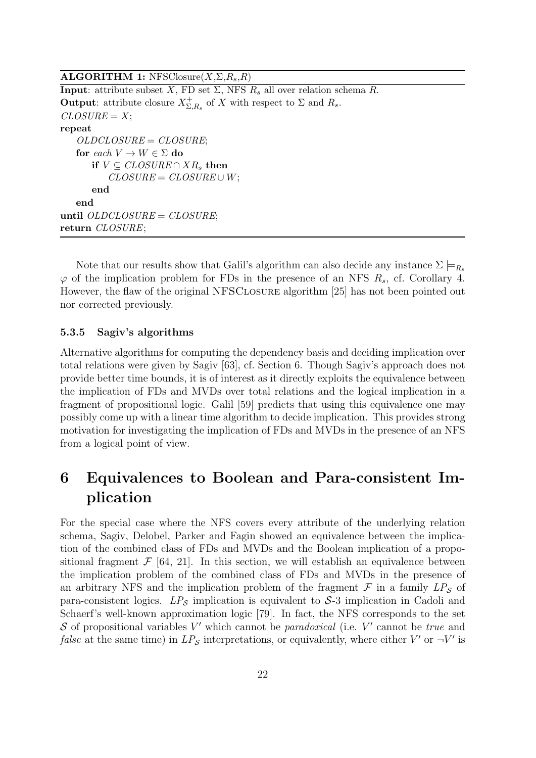**ALGORITHM 1:** NFSClosure($X$,$\Sigma$,$R_s$,$R$)

```
Input: attribute subset X, FD set Σ, NFS R_s all over relation schema R.
Output: attribute closure X^+_{Σ,R_s} of X with respect to Σ and R_s.
CLOSURE = X;
repeat
    OLDCLOSURE = CLOSURE;
    for each V → W ∈ Σ do
        if V ⊆ CLOSURE ∩ XR_s then
            CLOSURE = CLOSURE ∪ W;
        end
    end
until OLDCLOSURE = CLOSURE;
return CLOSURE;
```

Note that our results show that Galil's algorithm can also decide any instance $\Sigma \models_{R_s} \varphi$ of the implication problem for FDs in the presence of an NFS $R_s$, cf. Corollary 4. However, the flaw of the original NFSClosure algorithm [25] has not been pointed out nor corrected previously.

#### 5.3.5 Sagiv's algorithms

Alternative algorithms for computing the dependency basis and deciding implication over total relations were given by Sagiv [63], cf. Section 6. Though Sagiv's approach does not provide better time bounds, it is of interest as it directly exploits the equivalence between the implication of FDs and MVDs over total relations and the logical implication in a fragment of propositional logic. Galil [59] predicts that using this equivalence one may possibly come up with a linear time algorithm to decide implication. This provides strong motivation for investigating the implication of FDs and MVDs in the presence of an NFS from a logical point of view.

# 6 Equivalences to Boolean and Para-consistent Implication

For the special case where the NFS covers every attribute of the underlying relation schema, Sagiv, Delobel, Parker and Fagin showed an equivalence between the implication of the combined class of FDs and MVDs and the Boolean implication of a propositional fragment $\mathcal{F}$ [64, 21]. In this section, we will establish an equivalence between the implication problem of the combined class of FDs and MVDs in the presence of an arbitrary NFS and the implication problem of the fragment $\mathcal{F}$ in a family $LP_{\mathcal{S}}$ of para-consistent logics. $LP_{\mathcal{S}}$ implication is equivalent to $\mathcal{S}$-3 implication in Cadoli and Schaerf's well-known approximation logic [79]. In fact, the NFS corresponds to the set $\mathcal{S}$ of propositional variables $V'$ which cannot be *paradoxical* (i.e. $V'$ cannot be *true* and *false* at the same time) in $LP_{\mathcal{S}}$ interpretations, or equivalently, where either $V'$ or $\neg V'$ is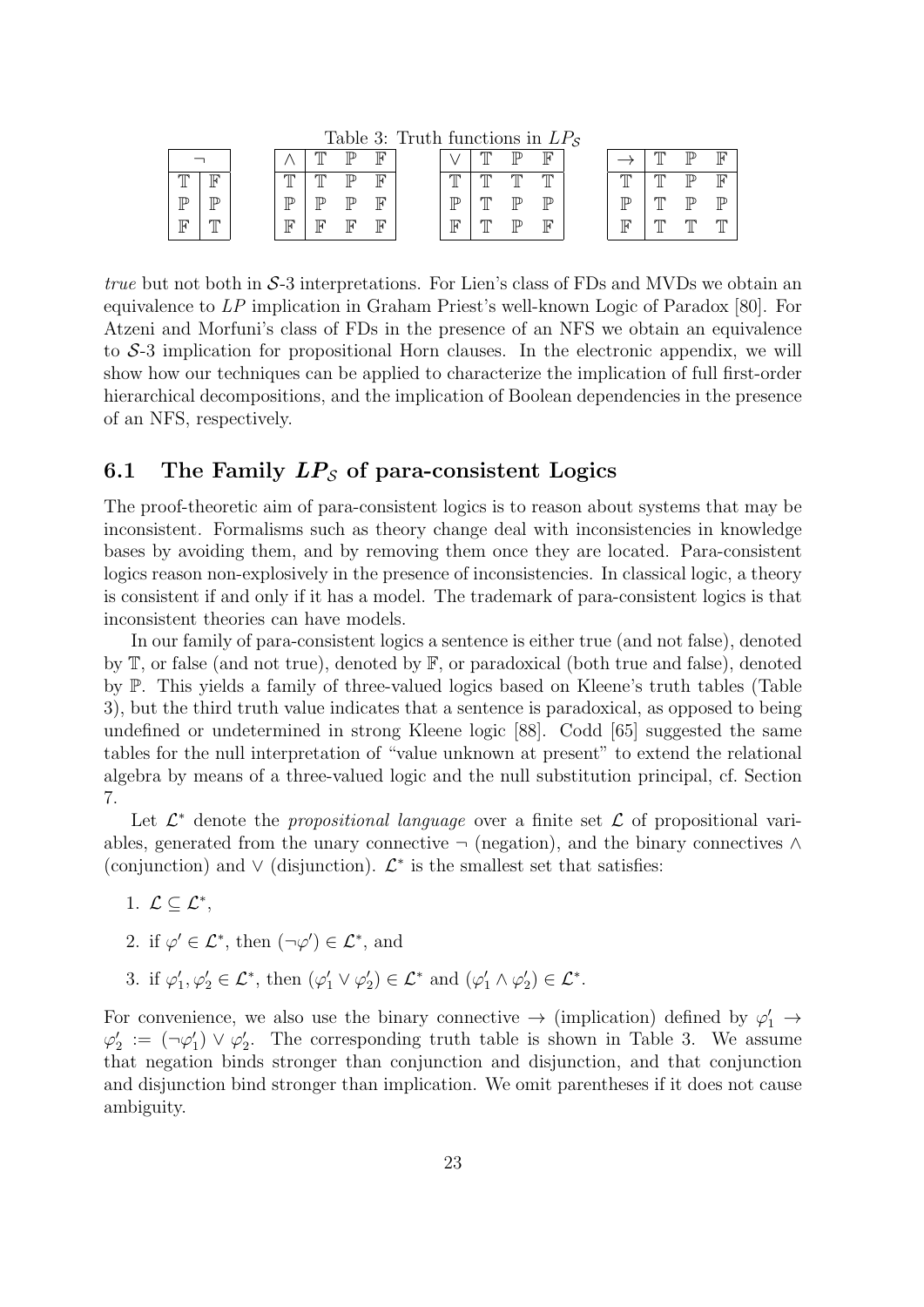Table 3: Truth functions in $LP_{\mathcal{S}}$

| $\neg$ | |
|---|---|
| $\mathbb{T}$ | $\mathbb{F}$ |
| $\mathbb{P}$ | $\mathbb{P}$ |
| $\mathbb{F}$ | $\mathbb{T}$ |

| $\wedge$ | $\mathbb{T}$ | $\mathbb{P}$ | $\mathbb{F}$ |
|---|---|---|---|
| $\mathbb{T}$ | $\mathbb{T}$ | $\mathbb{P}$ | $\mathbb{F}$ |
| $\mathbb{P}$ | $\mathbb{P}$ | $\mathbb{P}$ | $\mathbb{F}$ |
| $\mathbb{F}$ | $\mathbb{F}$ | $\mathbb{F}$ | $\mathbb{F}$ |

| $\vee$ | $\mathbb{T}$ | $\mathbb{P}$ | $\mathbb{F}$ |
|---|---|---|---|
| $\mathbb{T}$ | $\mathbb{T}$ | $\mathbb{T}$ | $\mathbb{T}$ |
| $\mathbb{P}$ | $\mathbb{T}$ | $\mathbb{P}$ | $\mathbb{P}$ |
| $\mathbb{F}$ | $\mathbb{T}$ | $\mathbb{P}$ | $\mathbb{F}$ |

| $\rightarrow$ | $\mathbb{T}$ | $\mathbb{P}$ | $\mathbb{F}$ |
|---|---|---|---|
| $\mathbb{T}$ | $\mathbb{T}$ | $\mathbb{P}$ | $\mathbb{F}$ |
| $\mathbb{P}$ | $\mathbb{T}$ | $\mathbb{P}$ | $\mathbb{P}$ |
| $\mathbb{F}$ | $\mathbb{T}$ | $\mathbb{T}$ | $\mathbb{T}$ |

*true* but not both in $\mathcal{S}$-3 interpretations. For Lien's class of FDs and MVDs we obtain an equivalence to $LP$ implication in Graham Priest's well-known Logic of Paradox [80]. For Atzeni and Morfuni's class of FDs in the presence of an NFS we obtain an equivalence to $\mathcal{S}$-3 implication for propositional Horn clauses. In the electronic appendix, we will show how our techniques can be applied to characterize the implication of full first-order hierarchical decompositions, and the implication of Boolean dependencies in the presence of an NFS, respectively.

## 6.1 The Family $LP_{\mathcal{S}}$ of para-consistent Logics

The proof-theoretic aim of para-consistent logics is to reason about systems that may be inconsistent. Formalisms such as theory change deal with inconsistencies in knowledge bases by avoiding them, and by removing them once they are located. Para-consistent logics reason non-explosively in the presence of inconsistencies. In classical logic, a theory is consistent if and only if it has a model. The trademark of para-consistent logics is that inconsistent theories can have models.

In our family of para-consistent logics a sentence is either true (and not false), denoted by $\mathbb{T}$, or false (and not true), denoted by $\mathbb{F}$, or paradoxical (both true and false), denoted by $\mathbb{P}$. This yields a family of three-valued logics based on Kleene's truth tables (Table 3), but the third truth value indicates that a sentence is paradoxical, as opposed to being undefined or undetermined in strong Kleene logic [88]. Codd [65] suggested the same tables for the null interpretation of "value unknown at present" to extend the relational algebra by means of a three-valued logic and the null substitution principal, cf. Section 7.

Let $\mathcal{L}^*$ denote the *propositional language* over a finite set $\mathcal{L}$ of propositional variables, generated from the unary connective $\neg$ (negation), and the binary connectives $\wedge$ (conjunction) and $\vee$ (disjunction). $\mathcal{L}^*$ is the smallest set that satisfies:

1. $\mathcal{L} \subseteq \mathcal{L}^*$,
2. if $\varphi' \in \mathcal{L}^*$, then $(\neg\varphi') \in \mathcal{L}^*$, and
3. if $\varphi'_1, \varphi'_2 \in \mathcal{L}^*$, then $(\varphi'_1 \vee \varphi'_2) \in \mathcal{L}^*$ and $(\varphi'_1 \wedge \varphi'_2) \in \mathcal{L}^*$.

For convenience, we also use the binary connective $\rightarrow$ (implication) defined by $\varphi'_1 \rightarrow \varphi'_2 := (\neg\varphi'_1) \vee \varphi'_2$. The corresponding truth table is shown in Table 3. We assume that negation binds stronger than conjunction and disjunction, and that conjunction and disjunction bind stronger than implication. We omit parentheses if it does not cause ambiguity.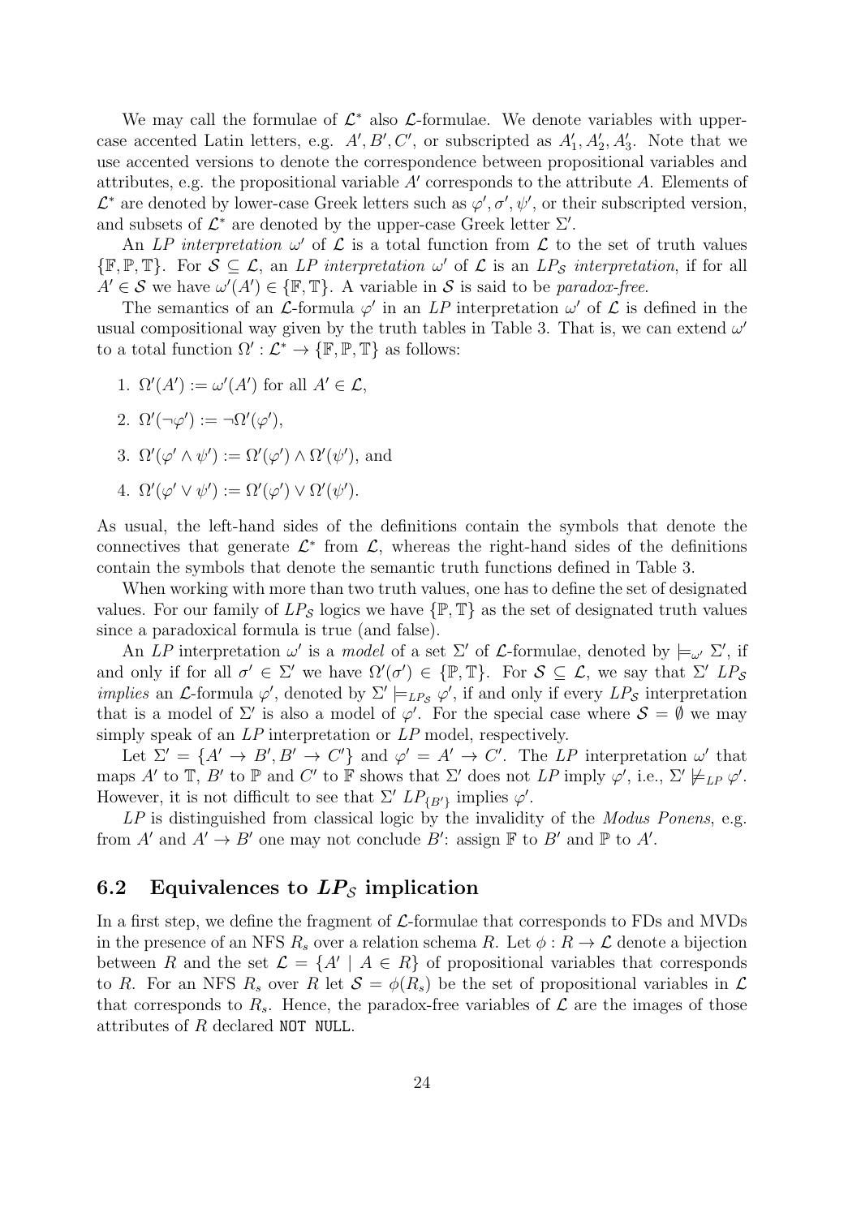We may call the formulae of $\mathcal{L}^*$ also $\mathcal{L}$-formulae. We denote variables with upper-case accented Latin letters, e.g. $A', B', C'$, or subscripted as $A'_1, A'_2, A'_3$. Note that we use accented versions to denote the correspondence between propositional variables and attributes, e.g. the propositional variable $A'$ corresponds to the attribute $A$. Elements of $\mathcal{L}^*$ are denoted by lower-case Greek letters such as $\varphi', \sigma', \psi'$, or their subscripted version, and subsets of $\mathcal{L}^*$ are denoted by the upper-case Greek letter $\Sigma'$.

An *LP interpretation* $\omega'$ of $\mathcal{L}$ is a total function from $\mathcal{L}$ to the set of truth values $\{\mathbb{F}, \mathbb{P}, \mathbb{T}\}$. For $\mathcal{S} \subseteq \mathcal{L}$, an *LP interpretation* $\omega'$ of $\mathcal{L}$ is an *$LP_\mathcal{S}$ interpretation*, if for all $A' \in \mathcal{S}$ we have $\omega'(A') \in \{\mathbb{F}, \mathbb{T}\}$. A variable in $\mathcal{S}$ is said to be *paradox-free*.

The semantics of an $\mathcal{L}$-formula $\varphi'$ in an *LP* interpretation $\omega'$ of $\mathcal{L}$ is defined in the usual compositional way given by the truth tables in Table 3. That is, we can extend $\omega'$ to a total function $\Omega' : \mathcal{L}^* \to \{\mathbb{F}, \mathbb{P}, \mathbb{T}\}$ as follows:

1. $\Omega'(A') := \omega'(A')$ for all $A' \in \mathcal{L}$,
2. $\Omega'(\neg\varphi') := \neg\Omega'(\varphi')$,
3. $\Omega'(\varphi' \wedge \psi') := \Omega'(\varphi') \wedge \Omega'(\psi')$, and
4. $\Omega'(\varphi' \vee \psi') := \Omega'(\varphi') \vee \Omega'(\psi')$.

As usual, the left-hand sides of the definitions contain the symbols that denote the connectives that generate $\mathcal{L}^*$ from $\mathcal{L}$, whereas the right-hand sides of the definitions contain the symbols that denote the semantic truth functions defined in Table 3.

When working with more than two truth values, one has to define the set of designated values. For our family of $LP_\mathcal{S}$ logics we have $\{\mathbb{P}, \mathbb{T}\}$ as the set of designated truth values since a paradoxical formula is true (and false).

An *LP* interpretation $\omega'$ is a *model* of a set $\Sigma'$ of $\mathcal{L}$-formulae, denoted by $\models_{\omega'} \Sigma'$, if and only if for all $\sigma' \in \Sigma'$ we have $\Omega'(\sigma') \in \{\mathbb{P}, \mathbb{T}\}$. For $\mathcal{S} \subseteq \mathcal{L}$, we say that $\Sigma'$ *$LP_\mathcal{S}$ implies* an $\mathcal{L}$-formula $\varphi'$, denoted by $\Sigma' \models_{LP_\mathcal{S}} \varphi'$, if and only if every $LP_\mathcal{S}$ interpretation that is a model of $\Sigma'$ is also a model of $\varphi'$. For the special case where $\mathcal{S} = \emptyset$ we may simply speak of an *LP* interpretation or *LP* model, respectively.

Let $\Sigma' = \{A' \to B', B' \to C'\}$ and $\varphi' = A' \to C'$. The *LP* interpretation $\omega'$ that maps $A'$ to $\mathbb{T}$, $B'$ to $\mathbb{P}$ and $C'$ to $\mathbb{F}$ shows that $\Sigma'$ does not *LP* imply $\varphi'$, i.e., $\Sigma' \not\models_{LP} \varphi'$. However, it is not difficult to see that $\Sigma'$ $LP_{\{B'\}}$ implies $\varphi'$.

*LP* is distinguished from classical logic by the invalidity of the *Modus Ponens*, e.g. from $A'$ and $A' \to B'$ one may not conclude $B'$: assign $\mathbb{F}$ to $B'$ and $\mathbb{P}$ to $A'$.

## 6.2 Equivalences to $LP_\mathcal{S}$ implication

In a first step, we define the fragment of $\mathcal{L}$-formulae that corresponds to FDs and MVDs in the presence of an NFS $R_s$ over a relation schema $R$. Let $\phi : R \to \mathcal{L}$ denote a bijection between $R$ and the set $\mathcal{L} = \{A' \mid A \in R\}$ of propositional variables that corresponds to $R$. For an NFS $R_s$ over $R$ let $\mathcal{S} = \phi(R_s)$ be the set of propositional variables in $\mathcal{L}$ that corresponds to $R_s$. Hence, the paradox-free variables of $\mathcal{L}$ are the images of those attributes of $R$ declared `NOT NULL`.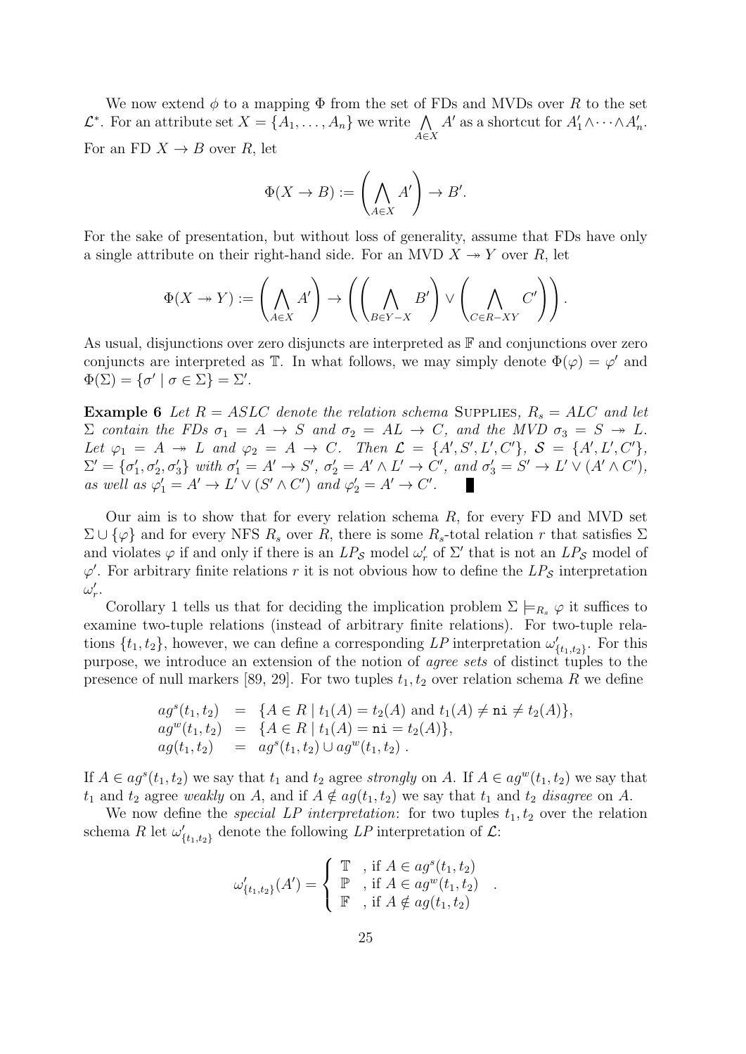We now extend $\phi$ to a mapping $\Phi$ from the set of FDs and MVDs over $R$ to the set $\mathcal{L}^*$. For an attribute set $X = \{A_1, \ldots, A_n\}$ we write $\bigwedge_{A \in X} A'$ as a shortcut for $A'_1 \wedge \cdots \wedge A'_n$. For an FD $X \to B$ over $R$, let

$$\Phi(X \to B) := \left( \bigwedge_{A \in X} A' \right) \to B'.$$

For the sake of presentation, but without loss of generality, assume that FDs have only a single attribute on their right-hand side. For an MVD $X \twoheadrightarrow Y$ over $R$, let

$$\Phi(X \twoheadrightarrow Y) := \left( \bigwedge_{A \in X} A' \right) \to \left( \left( \bigwedge_{B \in Y - X} B' \right) \vee \left( \bigwedge_{C \in R - XY} C' \right) \right).$$

As usual, disjunctions over zero disjuncts are interpreted as $\mathbb{F}$ and conjunctions over zero conjuncts are interpreted as $\mathbb{T}$. In what follows, we may simply denote $\Phi(\varphi) = \varphi'$ and $\Phi(\Sigma) = \{\sigma' \mid \sigma \in \Sigma\} = \Sigma'$.

**Example 6** *Let $R = ASLC$ denote the relation schema* Supplies*, $R_s = ALC$ and let $\Sigma$ contain the FDs $\sigma_1 = A \to S$ and $\sigma_2 = AL \to C$, and the MVD $\sigma_3 = S \twoheadrightarrow L$. Let $\varphi_1 = A \twoheadrightarrow L$ and $\varphi_2 = A \to C$. Then $\mathcal{L} = \{A', S', L', C'\}$, $\mathcal{S} = \{A', L', C'\}$, $\Sigma' = \{\sigma'_1, \sigma'_2, \sigma'_3\}$ with $\sigma'_1 = A' \to S'$, $\sigma'_2 = A' \wedge L' \to C'$, and $\sigma'_3 = S' \to L' \vee (A' \wedge C')$, as well as $\varphi'_1 = A' \to L' \vee (S' \wedge C')$ and $\varphi'_2 = A' \to C'$.* ■

Our aim is to show that for every relation schema $R$, for every FD and MVD set $\Sigma \cup \{\varphi\}$ and for every NFS $R_s$ over $R$, there is some $R_s$-total relation $r$ that satisfies $\Sigma$ and violates $\varphi$ if and only if there is an $LP_{\mathcal{S}}$ model $\omega'_r$ of $\Sigma'$ that is not an $LP_{\mathcal{S}}$ model of $\varphi'$. For arbitrary finite relations $r$ it is not obvious how to define the $LP_{\mathcal{S}}$ interpretation $\omega'_r$.

Corollary 1 tells us that for deciding the implication problem $\Sigma \models_{R_s} \varphi$ it suffices to examine two-tuple relations (instead of arbitrary finite relations). For two-tuple relations $\{t_1, t_2\}$, however, we can define a corresponding $LP$ interpretation $\omega'_{\{t_1,t_2\}}$. For this purpose, we introduce an extension of the notion of *agree sets* of distinct tuples to the presence of null markers [89, 29]. For two tuples $t_1, t_2$ over relation schema $R$ we define

$$\begin{aligned} ag^s(t_1, t_2) &= \{A \in R \mid t_1(A) = t_2(A) \text{ and } t_1(A) \neq \texttt{ni} \neq t_2(A)\}, \\ ag^w(t_1, t_2) &= \{A \in R \mid t_1(A) = \texttt{ni} = t_2(A)\}, \\ ag(t_1, t_2) &= ag^s(t_1, t_2) \cup ag^w(t_1, t_2) \,. \end{aligned}$$

If $A \in ag^s(t_1, t_2)$ we say that $t_1$ and $t_2$ agree *strongly* on $A$. If $A \in ag^w(t_1, t_2)$ we say that $t_1$ and $t_2$ agree *weakly* on $A$, and if $A \notin ag(t_1, t_2)$ we say that $t_1$ and $t_2$ *disagree* on $A$.

We now define the *special LP interpretation*: for two tuples $t_1, t_2$ over the relation schema $R$ let $\omega'_{\{t_1,t_2\}}$ denote the following $LP$ interpretation of $\mathcal{L}$:

$$\omega'_{\{t_1,t_2\}}(A') = \begin{cases} \mathbb{T} & \text{, if } A \in ag^s(t_1, t_2) \\ \mathbb{P} & \text{, if } A \in ag^w(t_1, t_2) \\ \mathbb{F} & \text{, if } A \notin ag(t_1, t_2) \end{cases}.$$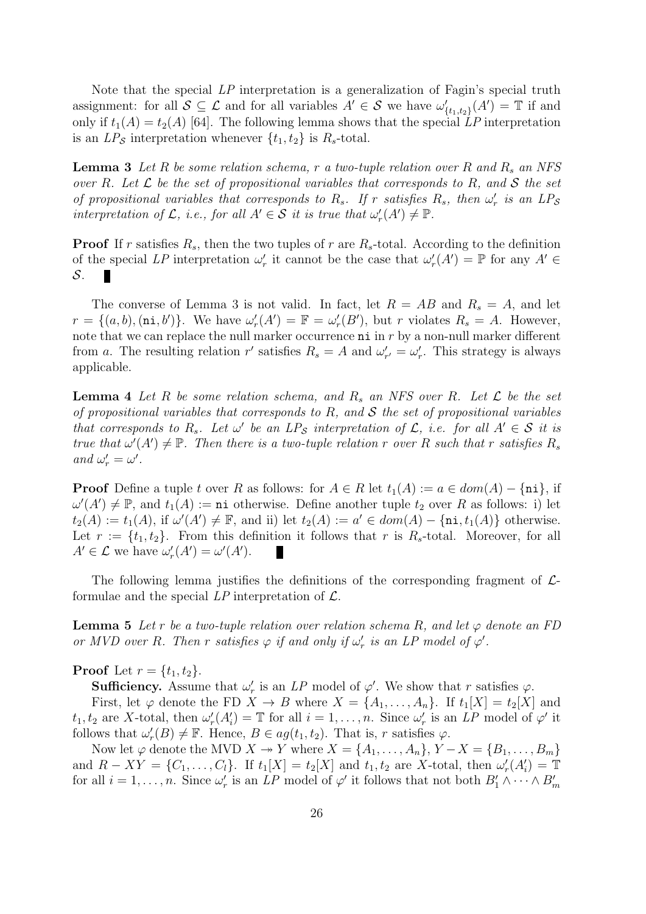Note that the special $LP$ interpretation is a generalization of Fagin's special truth assignment: for all $\mathcal{S} \subseteq \mathcal{L}$ and for all variables $A' \in \mathcal{S}$ we have $\omega'_{\{t_1,t_2\}}(A') = \mathbb{T}$ if and only if $t_1(A) = t_2(A)$ [64]. The following lemma shows that the special $LP$ interpretation is an $LP_{\mathcal{S}}$ interpretation whenever $\{t_1, t_2\}$ is $R_s$-total.

**Lemma 3** *Let $R$ be some relation schema, $r$ a two-tuple relation over $R$ and $R_s$ an NFS over $R$. Let $\mathcal{L}$ be the set of propositional variables that corresponds to $R$, and $\mathcal{S}$ the set of propositional variables that corresponds to $R_s$. If $r$ satisfies $R_s$, then $\omega'_r$ is an $LP_{\mathcal{S}}$ interpretation of $\mathcal{L}$, i.e., for all $A' \in \mathcal{S}$ it is true that $\omega'_r(A') \neq \mathbb{P}$.*

**Proof** If $r$ satisfies $R_s$, then the two tuples of $r$ are $R_s$-total. According to the definition of the special $LP$ interpretation $\omega'_r$ it cannot be the case that $\omega'_r(A') = \mathbb{P}$ for any $A' \in \mathcal{S}$. ∎

The converse of Lemma 3 is not valid. In fact, let $R = AB$ and $R_s = A$, and let $r = \{(a, b), (\texttt{ni}, b')\}$. We have $\omega'_r(A') = \mathbb{F} = \omega'_r(B')$, but $r$ violates $R_s = A$. However, note that we can replace the null marker occurrence ni in $r$ by a non-null marker different from $a$. The resulting relation $r'$ satisfies $R_s = A$ and $\omega'_{r'} = \omega'_r$. This strategy is always applicable.

**Lemma 4** *Let $R$ be some relation schema, and $R_s$ an NFS over $R$. Let $\mathcal{L}$ be the set of propositional variables that corresponds to $R$, and $\mathcal{S}$ the set of propositional variables that corresponds to $R_s$. Let $\omega'$ be an $LP_{\mathcal{S}}$ interpretation of $\mathcal{L}$, i.e. for all $A' \in \mathcal{S}$ it is true that $\omega'(A') \neq \mathbb{P}$. Then there is a two-tuple relation $r$ over $R$ such that $r$ satisfies $R_s$ and $\omega'_r = \omega'$.*

**Proof** Define a tuple $t$ over $R$ as follows: for $A \in R$ let $t_1(A) := a \in dom(A) - \{\texttt{ni}\}$, if $\omega'(A') \neq \mathbb{P}$, and $t_1(A) := \texttt{ni}$ otherwise. Define another tuple $t_2$ over $R$ as follows: i) let $t_2(A) := t_1(A)$, if $\omega'(A') \neq \mathbb{F}$, and ii) let $t_2(A) := a' \in dom(A) - \{\texttt{ni}, t_1(A)\}$ otherwise. Let $r := \{t_1, t_2\}$. From this definition it follows that $r$ is $R_s$-total. Moreover, for all $A' \in \mathcal{L}$ we have $\omega'_r(A') = \omega'(A')$. ∎

The following lemma justifies the definitions of the corresponding fragment of $\mathcal{L}$-formulae and the special $LP$ interpretation of $\mathcal{L}$.

**Lemma 5** *Let $r$ be a two-tuple relation over relation schema $R$, and let $\varphi$ denote an FD or MVD over $R$. Then $r$ satisfies $\varphi$ if and only if $\omega'_r$ is an $LP$ model of $\varphi'$.*

**Proof** Let $r = \{t_1, t_2\}$.

**Sufficiency.** Assume that $\omega'_r$ is an $LP$ model of $\varphi'$. We show that $r$ satisfies $\varphi$.

First, let $\varphi$ denote the FD $X \to B$ where $X = \{A_1, \ldots, A_n\}$. If $t_1[X] = t_2[X]$ and $t_1, t_2$ are $X$-total, then $\omega'_r(A'_i) = \mathbb{T}$ for all $i = 1, \ldots, n$. Since $\omega'_r$ is an $LP$ model of $\varphi'$ it follows that $\omega'_r(B) \neq \mathbb{F}$. Hence, $B \in ag(t_1, t_2)$. That is, $r$ satisfies $\varphi$.

Now let $\varphi$ denote the MVD $X \twoheadrightarrow Y$ where $X = \{A_1, \ldots, A_n\}$, $Y - X = \{B_1, \ldots, B_m\}$ and $R - XY = \{C_1, \ldots, C_l\}$. If $t_1[X] = t_2[X]$ and $t_1, t_2$ are $X$-total, then $\omega'_r(A'_i) = \mathbb{T}$ for all $i = 1, \ldots, n$. Since $\omega'_r$ is an $LP$ model of $\varphi'$ it follows that not both $B'_1 \wedge \cdots \wedge B'_m$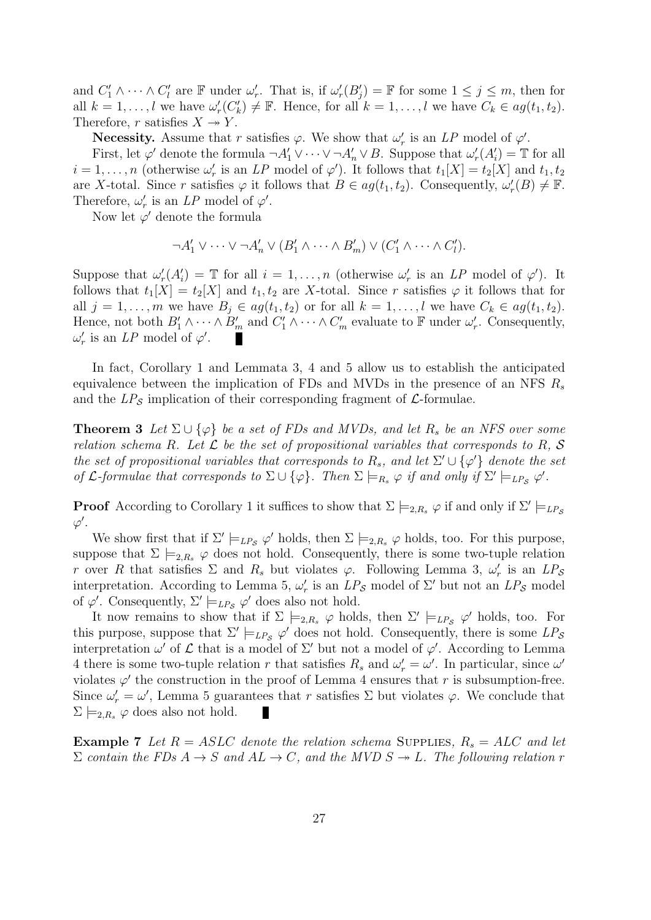and $C'_1 \wedge \cdots \wedge C'_l$ are $\mathbb{F}$ under $\omega'_r$. That is, if $\omega'_r(B'_j) = \mathbb{F}$ for some $1 \leq j \leq m$, then for all $k = 1, \ldots, l$ we have $\omega'_r(C'_k) \neq \mathbb{F}$. Hence, for all $k = 1, \ldots, l$ we have $C_k \in ag(t_1, t_2)$. Therefore, $r$ satisfies $X \twoheadrightarrow Y$.

**Necessity.** Assume that $r$ satisfies $\varphi$. We show that $\omega'_r$ is an *LP* model of $\varphi'$.

First, let $\varphi'$ denote the formula $\neg A'_1 \vee \cdots \vee \neg A'_n \vee B$. Suppose that $\omega'_r(A'_i) = \mathbb{T}$ for all $i = 1, \ldots, n$ (otherwise $\omega'_r$ is an *LP* model of $\varphi'$). It follows that $t_1[X] = t_2[X]$ and $t_1, t_2$ are $X$-total. Since $r$ satisfies $\varphi$ it follows that $B \in ag(t_1, t_2)$. Consequently, $\omega'_r(B) \neq \mathbb{F}$. Therefore, $\omega'_r$ is an *LP* model of $\varphi'$.

Now let $\varphi'$ denote the formula

$$\neg A'_1 \vee \cdots \vee \neg A'_n \vee (B'_1 \wedge \cdots \wedge B'_m) \vee (C'_1 \wedge \cdots \wedge C'_l).$$

Suppose that $\omega'_r(A'_i) = \mathbb{T}$ for all $i = 1, \ldots, n$ (otherwise $\omega'_r$ is an *LP* model of $\varphi'$). It follows that $t_1[X] = t_2[X]$ and $t_1, t_2$ are $X$-total. Since $r$ satisfies $\varphi$ it follows that for all $j = 1, \ldots, m$ we have $B_j \in ag(t_1, t_2)$ or for all $k = 1, \ldots, l$ we have $C_k \in ag(t_1, t_2)$. Hence, not both $B'_1 \wedge \cdots \wedge B'_m$ and $C'_1 \wedge \cdots \wedge C'_m$ evaluate to $\mathbb{F}$ under $\omega'_r$. Consequently, $\omega'_r$ is an *LP* model of $\varphi'$. ∎

In fact, Corollary 1 and Lemmata 3, 4 and 5 allow us to establish the anticipated equivalence between the implication of FDs and MVDs in the presence of an NFS $R_s$ and the $LP_{\mathcal{S}}$ implication of their corresponding fragment of $\mathcal{L}$-formulae.

**Theorem 3** *Let $\Sigma \cup \{\varphi\}$ be a set of FDs and MVDs, and let $R_s$ be an NFS over some relation schema $R$. Let $\mathcal{L}$ be the set of propositional variables that corresponds to $R$, $\mathcal{S}$ the set of propositional variables that corresponds to $R_s$, and let $\Sigma' \cup \{\varphi'\}$ denote the set of $\mathcal{L}$-formulae that corresponds to $\Sigma \cup \{\varphi\}$. Then $\Sigma \models_{R_s} \varphi$ if and only if $\Sigma' \models_{LP_{\mathcal{S}}} \varphi'$.*

**Proof** According to Corollary 1 it suffices to show that $\Sigma \models_{2,R_s} \varphi$ if and only if $\Sigma' \models_{LP_{\mathcal{S}}} \varphi'$.

We show first that if $\Sigma' \models_{LP_{\mathcal{S}}} \varphi'$ holds, then $\Sigma \models_{2,R_s} \varphi$ holds, too. For this purpose, suppose that $\Sigma \models_{2,R_s} \varphi$ does not hold. Consequently, there is some two-tuple relation $r$ over $R$ that satisfies $\Sigma$ and $R_s$ but violates $\varphi$. Following Lemma 3, $\omega'_r$ is an $LP_{\mathcal{S}}$ interpretation. According to Lemma 5, $\omega'_r$ is an $LP_{\mathcal{S}}$ model of $\Sigma'$ but not an $LP_{\mathcal{S}}$ model of $\varphi'$. Consequently, $\Sigma' \models_{LP_{\mathcal{S}}} \varphi'$ does also not hold.

It now remains to show that if $\Sigma \models_{2,R_s} \varphi$ holds, then $\Sigma' \models_{LP_{\mathcal{S}}} \varphi'$ holds, too. For this purpose, suppose that $\Sigma' \models_{LP_{\mathcal{S}}} \varphi'$ does not hold. Consequently, there is some $LP_{\mathcal{S}}$ interpretation $\omega'$ of $\mathcal{L}$ that is a model of $\Sigma'$ but not a model of $\varphi'$. According to Lemma 4 there is some two-tuple relation $r$ that satisfies $R_s$ and $\omega'_r = \omega'$. In particular, since $\omega'$ violates $\varphi'$ the construction in the proof of Lemma 4 ensures that $r$ is subsumption-free. Since $\omega'_r = \omega'$, Lemma 5 guarantees that $r$ satisfies $\Sigma$ but violates $\varphi$. We conclude that $\Sigma \models_{2,R_s} \varphi$ does also not hold. ∎

**Example 7** *Let $R = ASLC$ denote the relation schema* Supplies*, $R_s = ALC$ and let $\Sigma$ contain the FDs $A \to S$ and $AL \to C$, and the MVD $S \twoheadrightarrow L$. The following relation $r$*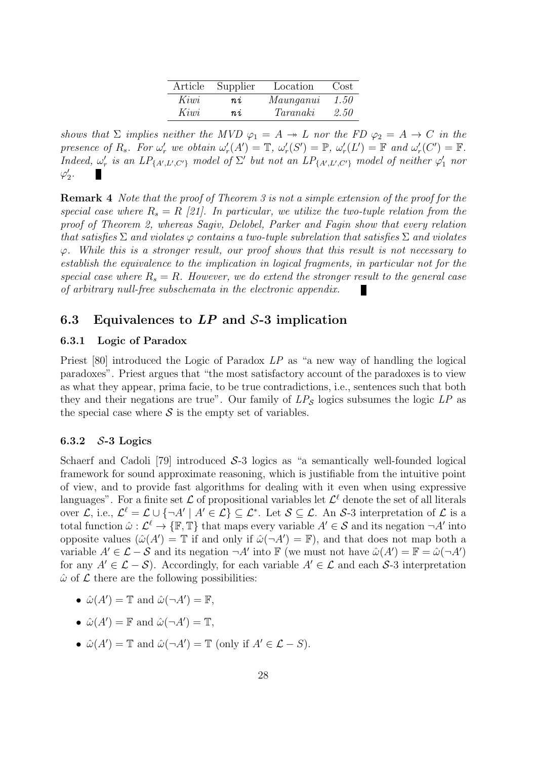| Article | Supplier | Location | Cost |
|---|---|---|---|
| *Kiwi* | $\mathit{ni}$ | *Maunganui* | *1.50* |
| *Kiwi* | $\mathit{ni}$ | *Taranaki* | *2.50* |

*shows that* $\Sigma$ *implies neither the MVD* $\varphi_1 = A \twoheadrightarrow L$ *nor the FD* $\varphi_2 = A \rightarrow C$ *in the presence of* $R_s$*. For* $\omega'_r$ *we obtain* $\omega'_r(A') = \mathbb{T}$*,* $\omega'_r(S') = \mathbb{P}$*,* $\omega'_r(L') = \mathbb{F}$ *and* $\omega'_r(C') = \mathbb{F}$*. Indeed,* $\omega'_r$ *is an* $LP_{\{A',L',C'\}}$ *model of* $\Sigma'$ *but not an* $LP_{\{A',L',C'\}}$ *model of neither* $\varphi'_1$ *nor* $\varphi'_2$*.* ∎

**Remark 4** *Note that the proof of Theorem 3 is not a simple extension of the proof for the special case where* $R_s = R$ *[21]. In particular, we utilize the two-tuple relation from the proof of Theorem 2, whereas Sagiv, Delobel, Parker and Fagin show that every relation that satisfies* $\Sigma$ *and violates* $\varphi$ *contains a two-tuple subrelation that satisfies* $\Sigma$ *and violates* $\varphi$*. While this is a stronger result, our proof shows that this result is not necessary to establish the equivalence to the implication in logical fragments, in particular not for the special case where* $R_s = R$*. However, we do extend the stronger result to the general case of arbitrary null-free subschemata in the electronic appendix.* ∎

## 6.3 Equivalences to $LP$ and $\mathcal{S}$-3 implication

### 6.3.1 Logic of Paradox

Priest [80] introduced the Logic of Paradox $LP$ as "a new way of handling the logical paradoxes". Priest argues that "the most satisfactory account of the paradoxes is to view as what they appear, prima facie, to be true contradictions, i.e., sentences such that both they and their negations are true". Our family of $LP_{\mathcal{S}}$ logics subsumes the logic $LP$ as the special case where $\mathcal{S}$ is the empty set of variables.

### 6.3.2 $\mathcal{S}$-3 Logics

Schaerf and Cadoli [79] introduced $\mathcal{S}$-3 logics as "a semantically well-founded logical framework for sound approximate reasoning, which is justifiable from the intuitive point of view, and to provide fast algorithms for dealing with it even when using expressive languages". For a finite set $\mathcal{L}$ of propositional variables let $\mathcal{L}^\ell$ denote the set of all literals over $\mathcal{L}$, i.e., $\mathcal{L}^\ell = \mathcal{L} \cup \{\neg A' \mid A' \in \mathcal{L}\} \subseteq \mathcal{L}^*$. Let $\mathcal{S} \subseteq \mathcal{L}$. An $\mathcal{S}$-3 interpretation of $\mathcal{L}$ is a total function $\hat{\omega} : \mathcal{L}^\ell \rightarrow \{\mathbb{F}, \mathbb{T}\}$ that maps every variable $A' \in \mathcal{S}$ and its negation $\neg A'$ into opposite values ($\hat{\omega}(A') = \mathbb{T}$ if and only if $\hat{\omega}(\neg A') = \mathbb{F}$), and that does not map both a variable $A' \in \mathcal{L} - \mathcal{S}$ and its negation $\neg A'$ into $\mathbb{F}$ (we must not have $\hat{\omega}(A') = \mathbb{F} = \hat{\omega}(\neg A')$ for any $A' \in \mathcal{L} - \mathcal{S}$). Accordingly, for each variable $A' \in \mathcal{L}$ and each $\mathcal{S}$-3 interpretation $\hat{\omega}$ of $\mathcal{L}$ there are the following possibilities:

- $\hat{\omega}(A') = \mathbb{T}$ and $\hat{\omega}(\neg A') = \mathbb{F}$,
- $\hat{\omega}(A') = \mathbb{F}$ and $\hat{\omega}(\neg A') = \mathbb{T}$,
- $\hat{\omega}(A') = \mathbb{T}$ and $\hat{\omega}(\neg A') = \mathbb{T}$ (only if $A' \in \mathcal{L} - S$).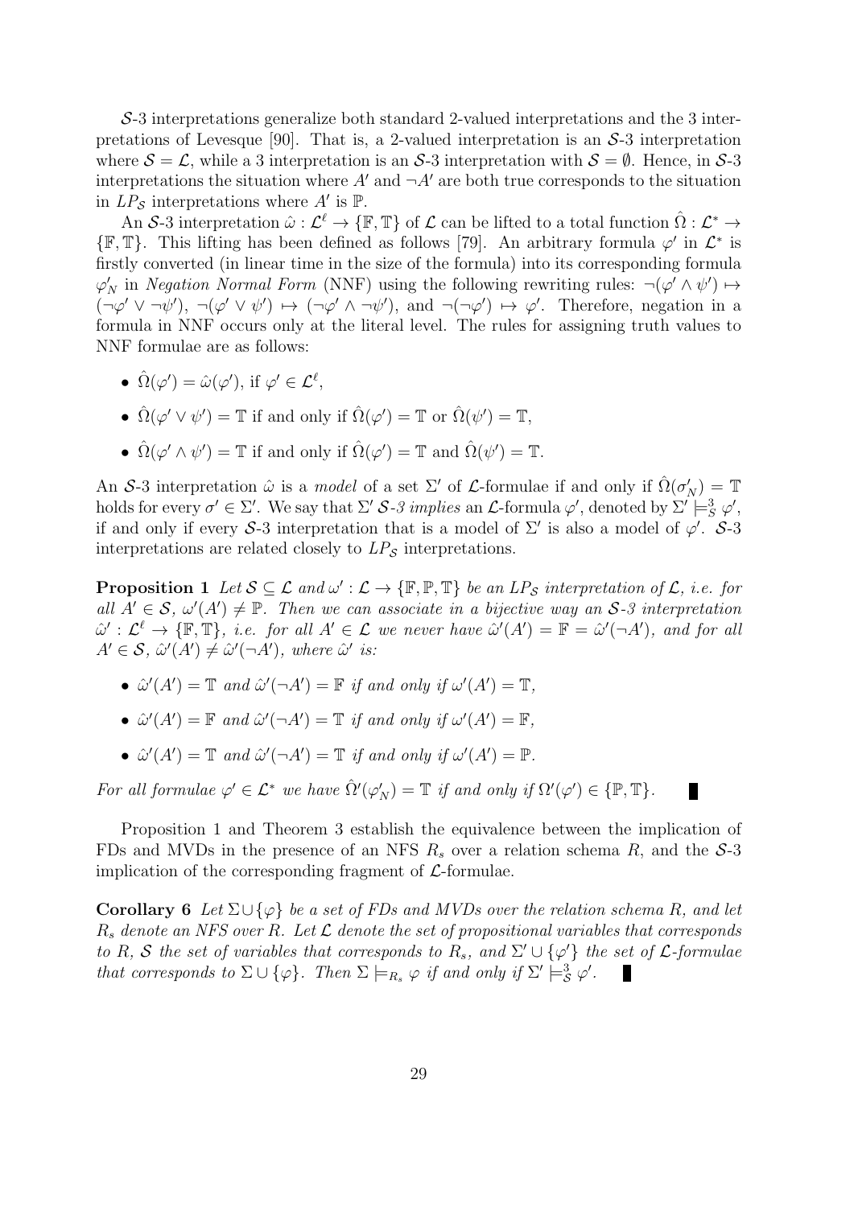$\mathcal{S}$-3 interpretations generalize both standard 2-valued interpretations and the 3 interpretations of Levesque [90]. That is, a 2-valued interpretation is an $\mathcal{S}$-3 interpretation where $\mathcal{S} = \mathcal{L}$, while a 3 interpretation is an $\mathcal{S}$-3 interpretation with $\mathcal{S} = \emptyset$. Hence, in $\mathcal{S}$-3 interpretations the situation where $A'$ and $\neg A'$ are both true corresponds to the situation in $LP_{\mathcal{S}}$ interpretations where $A'$ is $\mathbb{P}$.

An $\mathcal{S}$-3 interpretation $\hat{\omega} : \mathcal{L}^{\ell} \to \{\mathbb{F}, \mathbb{T}\}$ of $\mathcal{L}$ can be lifted to a total function $\hat{\Omega} : \mathcal{L}^{*} \to \{\mathbb{F}, \mathbb{T}\}$. This lifting has been defined as follows [79]. An arbitrary formula $\varphi'$ in $\mathcal{L}^{*}$ is firstly converted (in linear time in the size of the formula) into its corresponding formula $\varphi'_N$ in *Negation Normal Form* (NNF) using the following rewriting rules: $\neg(\varphi' \wedge \psi') \mapsto (\neg\varphi' \vee \neg\psi')$, $\neg(\varphi' \vee \psi') \mapsto (\neg\varphi' \wedge \neg\psi')$, and $\neg(\neg\varphi') \mapsto \varphi'$. Therefore, negation in a formula in NNF occurs only at the literal level. The rules for assigning truth values to NNF formulae are as follows:

- $\hat{\Omega}(\varphi') = \hat{\omega}(\varphi')$, if $\varphi' \in \mathcal{L}^{\ell}$,
- $\hat{\Omega}(\varphi' \vee \psi') = \mathbb{T}$ if and only if $\hat{\Omega}(\varphi') = \mathbb{T}$ or $\hat{\Omega}(\psi') = \mathbb{T}$,
- $\hat{\Omega}(\varphi' \wedge \psi') = \mathbb{T}$ if and only if $\hat{\Omega}(\varphi') = \mathbb{T}$ and $\hat{\Omega}(\psi') = \mathbb{T}$.

An $\mathcal{S}$-3 interpretation $\hat{\omega}$ is a *model* of a set $\Sigma'$ of $\mathcal{L}$-formulae if and only if $\hat{\Omega}(\sigma'_N) = \mathbb{T}$ holds for every $\sigma' \in \Sigma'$. We say that $\Sigma'$ $\mathcal{S}$*-3 implies* an $\mathcal{L}$-formula $\varphi'$, denoted by $\Sigma' \models^3_{\mathcal{S}} \varphi'$, if and only if every $\mathcal{S}$-3 interpretation that is a model of $\Sigma'$ is also a model of $\varphi'$. $\mathcal{S}$-3 interpretations are related closely to $LP_{\mathcal{S}}$ interpretations.

**Proposition 1** *Let $\mathcal{S} \subseteq \mathcal{L}$ and $\omega' : \mathcal{L} \to \{\mathbb{F}, \mathbb{P}, \mathbb{T}\}$ be an $LP_{\mathcal{S}}$ interpretation of $\mathcal{L}$, i.e. for all $A' \in \mathcal{S}$, $\omega'(A') \neq \mathbb{P}$. Then we can associate in a bijective way an $\mathcal{S}$-3 interpretation $\hat{\omega}' : \mathcal{L}^{\ell} \to \{\mathbb{F}, \mathbb{T}\}$, i.e. for all $A' \in \mathcal{L}$ we never have $\hat{\omega}'(A') = \mathbb{F} = \hat{\omega}'(\neg A')$, and for all $A' \in \mathcal{S}$, $\hat{\omega}'(A') \neq \hat{\omega}'(\neg A')$, where $\hat{\omega}'$ is:*

- *$\hat{\omega}'(A') = \mathbb{T}$ and $\hat{\omega}'(\neg A') = \mathbb{F}$ if and only if $\omega'(A') = \mathbb{T}$,*
- *$\hat{\omega}'(A') = \mathbb{F}$ and $\hat{\omega}'(\neg A') = \mathbb{T}$ if and only if $\omega'(A') = \mathbb{F}$,*
- *$\hat{\omega}'(A') = \mathbb{T}$ and $\hat{\omega}'(\neg A') = \mathbb{T}$ if and only if $\omega'(A') = \mathbb{P}$.*

*For all formulae $\varphi' \in \mathcal{L}^{*}$ we have $\hat{\Omega}'(\varphi'_N) = \mathbb{T}$ if and only if $\Omega'(\varphi') \in \{\mathbb{P}, \mathbb{T}\}$.* ∎

Proposition 1 and Theorem 3 establish the equivalence between the implication of FDs and MVDs in the presence of an NFS $R_s$ over a relation schema $R$, and the $\mathcal{S}$-3 implication of the corresponding fragment of $\mathcal{L}$-formulae.

**Corollary 6** *Let $\Sigma \cup \{\varphi\}$ be a set of FDs and MVDs over the relation schema $R$, and let $R_s$ denote an NFS over $R$. Let $\mathcal{L}$ denote the set of propositional variables that corresponds to $R$, $\mathcal{S}$ the set of variables that corresponds to $R_s$, and $\Sigma' \cup \{\varphi'\}$ the set of $\mathcal{L}$-formulae that corresponds to $\Sigma \cup \{\varphi\}$. Then $\Sigma \models_{R_s} \varphi$ if and only if $\Sigma' \models^3_{\mathcal{S}} \varphi'$.* ∎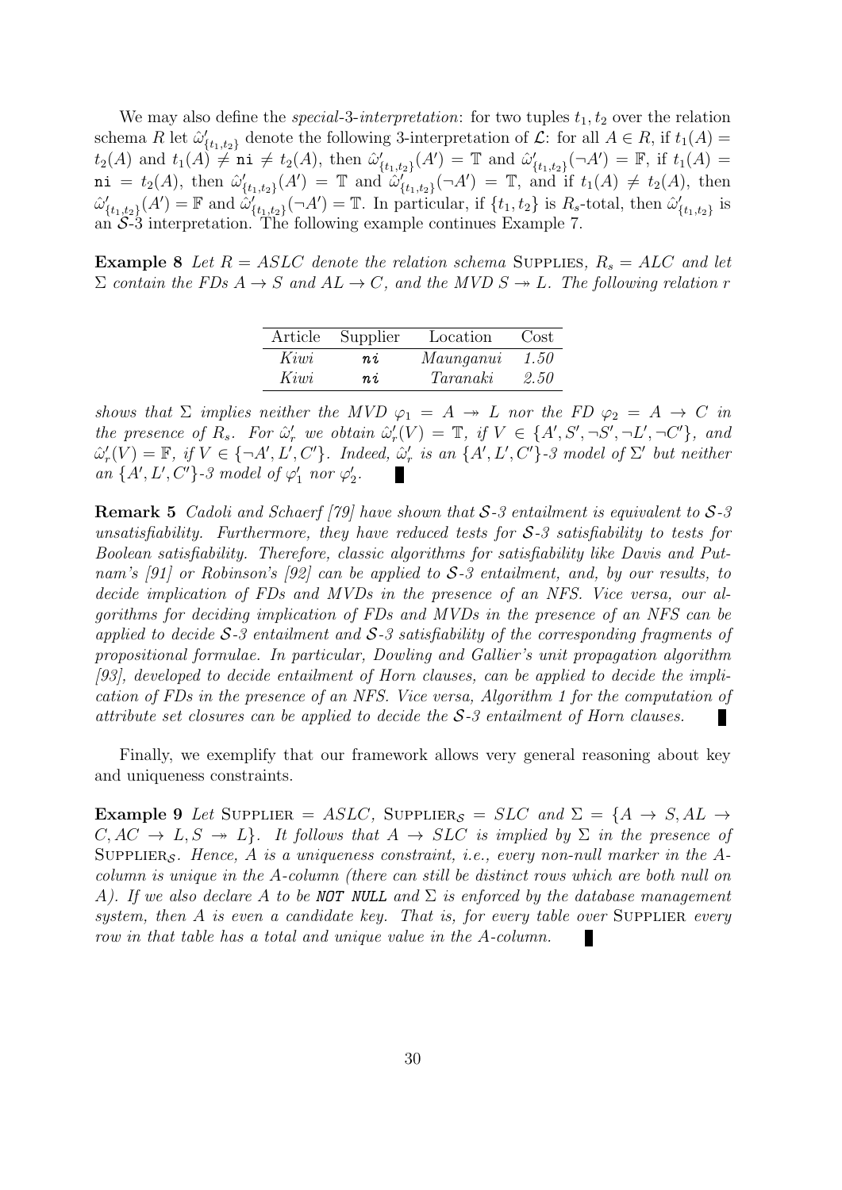We may also define the *special-3-interpretation*: for two tuples $t_1, t_2$ over the relation schema $R$ let $\hat{\omega}'_{\{t_1,t_2\}}$ denote the following 3-interpretation of $\mathcal{L}$: for all $A \in R$, if $t_1(A) = t_2(A)$ and $t_1(A) \neq \texttt{ni} \neq t_2(A)$, then $\hat{\omega}'_{\{t_1,t_2\}}(A') = \mathbb{T}$ and $\hat{\omega}'_{\{t_1,t_2\}}(\neg A') = \mathbb{F}$, if $t_1(A) = \texttt{ni} = t_2(A)$, then $\hat{\omega}'_{\{t_1,t_2\}}(A') = \mathbb{T}$ and $\hat{\omega}'_{\{t_1,t_2\}}(\neg A') = \mathbb{T}$, and if $t_1(A) \neq t_2(A)$, then $\hat{\omega}'_{\{t_1,t_2\}}(A') = \mathbb{F}$ and $\hat{\omega}'_{\{t_1,t_2\}}(\neg A') = \mathbb{T}$. In particular, if $\{t_1, t_2\}$ is $R_s$-total, then $\hat{\omega}'_{\{t_1,t_2\}}$ is an $\mathcal{S}$-3 interpretation. The following example continues Example 7.

**Example 8** *Let $R = ASLC$ denote the relation schema* Supplies*, $R_s = ALC$ and let $\Sigma$ contain the FDs $A \to S$ and $AL \to C$, and the MVD $S \twoheadrightarrow L$. The following relation $r$*

| Article | Supplier | Location | Cost |
|---|---|---|---|
| *Kiwi* | *ni* | *Maunganui* | *1.50* |
| *Kiwi* | *ni* | *Taranaki* | *2.50* |

*shows that $\Sigma$ implies neither the MVD $\varphi_1 = A \twoheadrightarrow L$ nor the FD $\varphi_2 = A \to C$ in the presence of $R_s$. For $\hat{\omega}'_r$ we obtain $\hat{\omega}'_r(V) = \mathbb{T}$, if $V \in \{A', S', \neg S', \neg L', \neg C'\}$, and $\hat{\omega}'_r(V) = \mathbb{F}$, if $V \in \{\neg A', L', C'\}$. Indeed, $\hat{\omega}'_r$ is an $\{A', L', C'\}$-3 model of $\Sigma'$ but neither an $\{A', L', C'\}$-3 model of $\varphi'_1$ nor $\varphi'_2$.* ∎

**Remark 5** *Cadoli and Schaerf [79] have shown that $\mathcal{S}$-3 entailment is equivalent to $\mathcal{S}$-3 unsatisfiability. Furthermore, they have reduced tests for $\mathcal{S}$-3 satisfiability to tests for Boolean satisfiability. Therefore, classic algorithms for satisfiability like Davis and Putnam's [91] or Robinson's [92] can be applied to $\mathcal{S}$-3 entailment, and, by our results, to decide implication of FDs and MVDs in the presence of an NFS. Vice versa, our algorithms for deciding implication of FDs and MVDs in the presence of an NFS can be applied to decide $\mathcal{S}$-3 entailment and $\mathcal{S}$-3 satisfiability of the corresponding fragments of propositional formulae. In particular, Dowling and Gallier's unit propagation algorithm [93], developed to decide entailment of Horn clauses, can be applied to decide the implication of FDs in the presence of an NFS. Vice versa, Algorithm 1 for the computation of attribute set closures can be applied to decide the $\mathcal{S}$-3 entailment of Horn clauses.* ∎

Finally, we exemplify that our framework allows very general reasoning about key and uniqueness constraints.

**Example 9** *Let* Supplier *$= ASLC$,* Supplier$_{\mathcal{S}}$ *$= SLC$ and $\Sigma = \{A \to S, AL \to C, AC \to L, S \twoheadrightarrow L\}$. It follows that $A \to SLC$ is implied by $\Sigma$ in the presence of* Supplier$_{\mathcal{S}}$*. Hence, $A$ is a uniqueness constraint, i.e., every non-null marker in the $A$-column is unique in the $A$-column (there can still be distinct rows which are both null on $A$). If we also declare $A$ to be* `NOT NULL` *and $\Sigma$ is enforced by the database management system, then $A$ is even a candidate key. That is, for every table over* Supplier *every row in that table has a total and unique value in the $A$-column.* ∎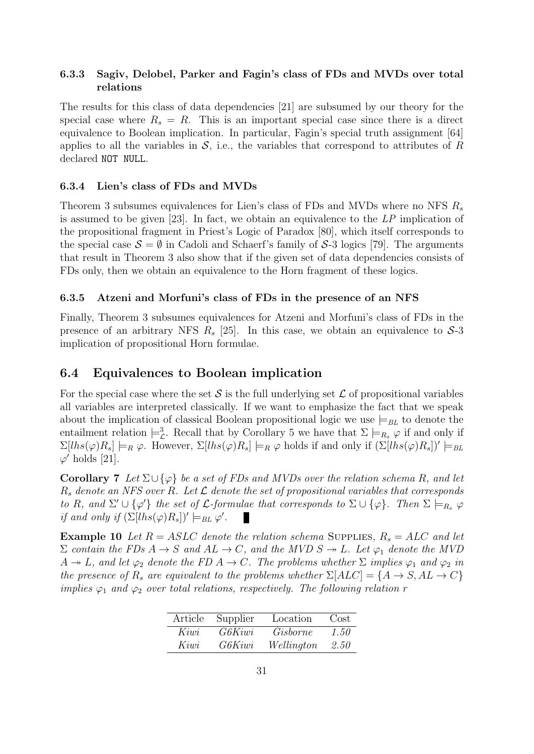### 6.3.3 Sagiv, Delobel, Parker and Fagin's class of FDs and MVDs over total relations

The results for this class of data dependencies [21] are subsumed by our theory for the special case where $R_s = R$. This is an important special case since there is a direct equivalence to Boolean implication. In particular, Fagin's special truth assignment [64] applies to all the variables in $\mathcal{S}$, i.e., the variables that correspond to attributes of $R$ declared `NOT NULL`.

### 6.3.4 Lien's class of FDs and MVDs

Theorem 3 subsumes equivalences for Lien's class of FDs and MVDs where no NFS $R_s$ is assumed to be given [23]. In fact, we obtain an equivalence to the *LP* implication of the propositional fragment in Priest's Logic of Paradox [80], which itself corresponds to the special case $\mathcal{S} = \emptyset$ in Cadoli and Schaerf's family of $\mathcal{S}$-3 logics [79]. The arguments that result in Theorem 3 also show that if the given set of data dependencies consists of FDs only, then we obtain an equivalence to the Horn fragment of these logics.

### 6.3.5 Atzeni and Morfuni's class of FDs in the presence of an NFS

Finally, Theorem 3 subsumes equivalences for Atzeni and Morfuni's class of FDs in the presence of an arbitrary NFS $R_s$ [25]. In this case, we obtain an equivalence to $\mathcal{S}$-3 implication of propositional Horn formulae.

## 6.4 Equivalences to Boolean implication

For the special case where the set $\mathcal{S}$ is the full underlying set $\mathcal{L}$ of propositional variables all variables are interpreted classically. If we want to emphasize the fact that we speak about the implication of classical Boolean propositional logic we use $\models_{BL}$ to denote the entailment relation $\models^3_{\mathcal{L}}$. Recall that by Corollary 5 we have that $\Sigma \models_{R_s} \varphi$ if and only if $\Sigma[lhs(\varphi)R_s] \models_R \varphi$. However, $\Sigma[lhs(\varphi)R_s] \models_R \varphi$ holds if and only if $(\Sigma[lhs(\varphi)R_s])' \models_{BL} \varphi'$ holds [21].

**Corollary 7** *Let $\Sigma \cup \{\varphi\}$ be a set of FDs and MVDs over the relation schema $R$, and let $R_s$ denote an NFS over $R$. Let $\mathcal{L}$ denote the set of propositional variables that corresponds to $R$, and $\Sigma' \cup \{\varphi'\}$ the set of $\mathcal{L}$-formulae that corresponds to $\Sigma \cup \{\varphi\}$. Then $\Sigma \models_{R_s} \varphi$ if and only if $(\Sigma[lhs(\varphi)R_s])' \models_{BL} \varphi'$.* ∎

**Example 10** *Let $R = ASLC$ denote the relation schema* Supplies*, $R_s = ALC$ and let $\Sigma$ contain the FDs $A \to S$ and $AL \to C$, and the MVD $S \twoheadrightarrow L$. Let $\varphi_1$ denote the MVD $A \twoheadrightarrow L$, and let $\varphi_2$ denote the FD $A \to C$. The problems whether $\Sigma$ implies $\varphi_1$ and $\varphi_2$ in the presence of $R_s$ are equivalent to the problems whether $\Sigma[ALC] = \{A \to S, AL \to C\}$ implies $\varphi_1$ and $\varphi_2$ over total relations, respectively. The following relation $r$*

| Article | Supplier | Location | Cost |
|---|---|---|---|
| *Kiwi* | *G6Kiwi* | *Gisborne* | *1.50* |
| *Kiwi* | *G6Kiwi* | *Wellington* | *2.50* |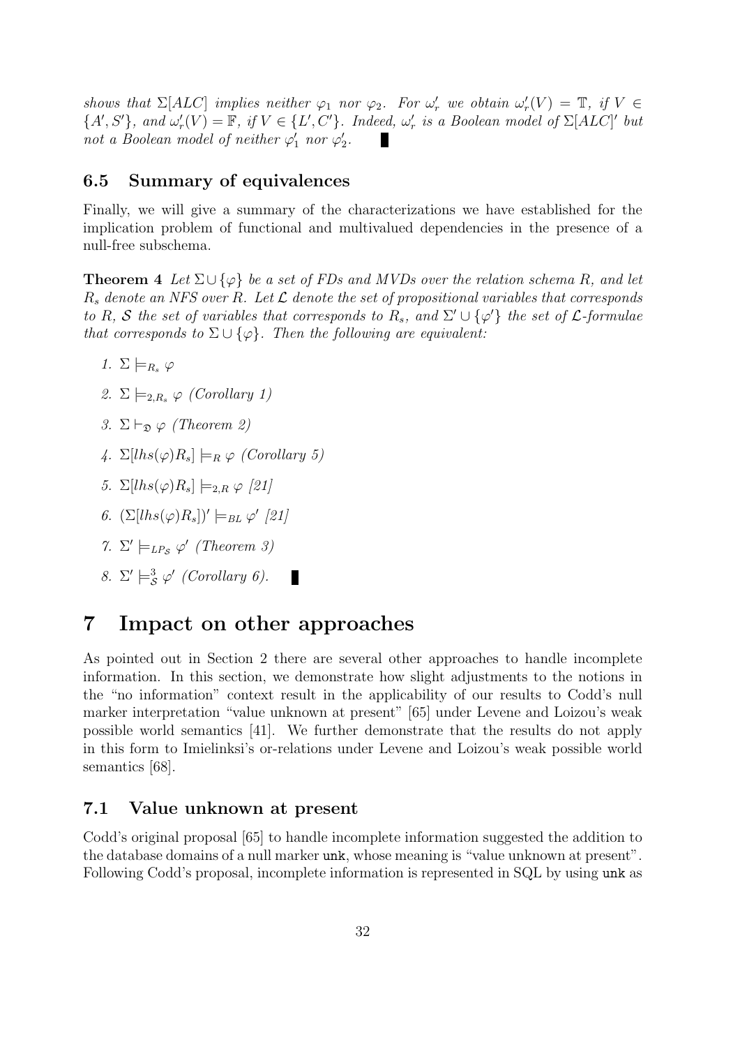*shows that $\Sigma[ALC]$ implies neither $\varphi_1$ nor $\varphi_2$. For $\omega'_r$ we obtain $\omega'_r(V) = \mathbb{T}$, if $V \in \{A', S'\}$, and $\omega'_r(V) = \mathbb{F}$, if $V \in \{L', C'\}$. Indeed, $\omega'_r$ is a Boolean model of $\Sigma[ALC]'$ but not a Boolean model of neither $\varphi'_1$ nor $\varphi'_2$.* ∎

### 6.5 Summary of equivalences

Finally, we will give a summary of the characterizations we have established for the implication problem of functional and multivalued dependencies in the presence of a null-free subschema.

**Theorem 4** *Let $\Sigma \cup \{\varphi\}$ be a set of FDs and MVDs over the relation schema $R$, and let $R_s$ denote an NFS over $R$. Let $\mathcal{L}$ denote the set of propositional variables that corresponds to $R$, $\mathcal{S}$ the set of variables that corresponds to $R_s$, and $\Sigma' \cup \{\varphi'\}$ the set of $\mathcal{L}$-formulae that corresponds to $\Sigma \cup \{\varphi\}$. Then the following are equivalent:*

1. $\Sigma \models_{R_s} \varphi$
2. $\Sigma \models_{2,R_s} \varphi$ *(Corollary 1)*
3. $\Sigma \vdash_{\mathfrak{D}} \varphi$ *(Theorem 2)*
4. $\Sigma[lhs(\varphi)R_s] \models_R \varphi$ *(Corollary 5)*
5. $\Sigma[lhs(\varphi)R_s] \models_{2,R} \varphi$ *[21]*
6. $(\Sigma[lhs(\varphi)R_s])' \models_{BL} \varphi'$ *[21]*
7. $\Sigma' \models_{LP_\mathcal{S}} \varphi'$ *(Theorem 3)*
8. $\Sigma' \models^3_\mathcal{S} \varphi'$ *(Corollary 6).* ∎

## 7 Impact on other approaches

As pointed out in Section 2 there are several other approaches to handle incomplete information. In this section, we demonstrate how slight adjustments to the notions in the "no information" context result in the applicability of our results to Codd's null marker interpretation "value unknown at present" [65] under Levene and Loizou's weak possible world semantics [41]. We further demonstrate that the results do not apply in this form to Imielinksi's or-relations under Levene and Loizou's weak possible world semantics [68].

### 7.1 Value unknown at present

Codd's original proposal [65] to handle incomplete information suggested the addition to the database domains of a null marker `unk`, whose meaning is "value unknown at present". Following Codd's proposal, incomplete information is represented in SQL by using `unk` as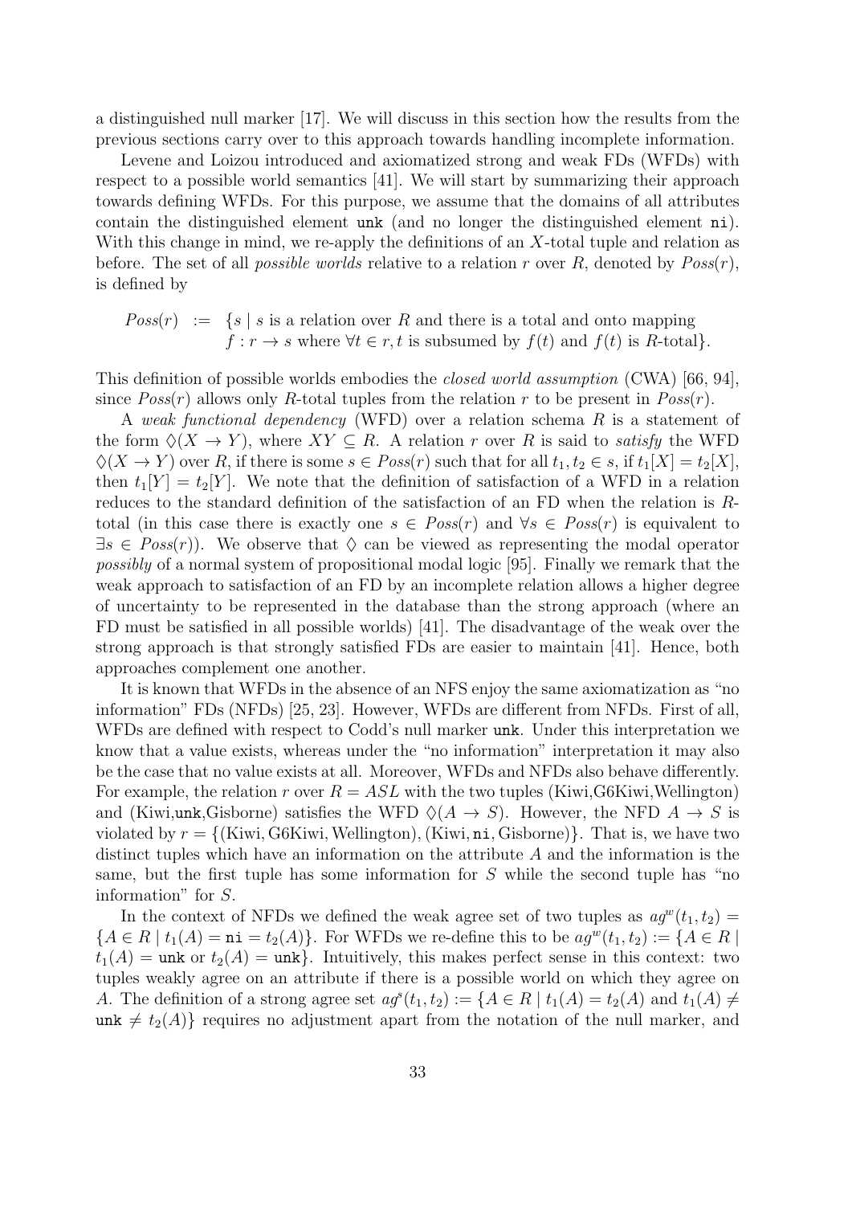a distinguished null marker [17]. We will discuss in this section how the results from the previous sections carry over to this approach towards handling incomplete information.

Levene and Loizou introduced and axiomatized strong and weak FDs (WFDs) with respect to a possible world semantics [41]. We will start by summarizing their approach towards defining WFDs. For this purpose, we assume that the domains of all attributes contain the distinguished element unk (and no longer the distinguished element ni). With this change in mind, we re-apply the definitions of an $X$-total tuple and relation as before. The set of all *possible worlds* relative to a relation $r$ over $R$, denoted by $Poss(r)$, is defined by

$$Poss(r) := \{s \mid s \text{ is a relation over } R \text{ and there is a total and onto mapping } f : r \to s \text{ where } \forall t \in r, t \text{ is subsumed by } f(t) \text{ and } f(t) \text{ is } R\text{-total}\}.$$

This definition of possible worlds embodies the *closed world assumption* (CWA) [66, 94], since $Poss(r)$ allows only $R$-total tuples from the relation $r$ to be present in $Poss(r)$.

A *weak functional dependency* (WFD) over a relation schema $R$ is a statement of the form $\Diamond(X \to Y)$, where $XY \subseteq R$. A relation $r$ over $R$ is said to *satisfy* the WFD $\Diamond(X \to Y)$ over $R$, if there is some $s \in Poss(r)$ such that for all $t_1, t_2 \in s$, if $t_1[X] = t_2[X]$, then $t_1[Y] = t_2[Y]$. We note that the definition of satisfaction of a WFD in a relation reduces to the standard definition of the satisfaction of an FD when the relation is $R$-total (in this case there is exactly one $s \in Poss(r)$ and $\forall s \in Poss(r)$ is equivalent to $\exists s \in Poss(r)$). We observe that $\Diamond$ can be viewed as representing the modal operator *possibly* of a normal system of propositional modal logic [95]. Finally we remark that the weak approach to satisfaction of an FD by an incomplete relation allows a higher degree of uncertainty to be represented in the database than the strong approach (where an FD must be satisfied in all possible worlds) [41]. The disadvantage of the weak over the strong approach is that strongly satisfied FDs are easier to maintain [41]. Hence, both approaches complement one another.

It is known that WFDs in the absence of an NFS enjoy the same axiomatization as "no information" FDs (NFDs) [25, 23]. However, WFDs are different from NFDs. First of all, WFDs are defined with respect to Codd's null marker unk. Under this interpretation we know that a value exists, whereas under the "no information" interpretation it may also be the case that no value exists at all. Moreover, WFDs and NFDs also behave differently. For example, the relation $r$ over $R = ASL$ with the two tuples (Kiwi,G6Kiwi,Wellington) and (Kiwi,unk,Gisborne) satisfies the WFD $\Diamond(A \to S)$. However, the NFD $A \to S$ is violated by $r = \{(\text{Kiwi}, \text{G6Kiwi}, \text{Wellington}), (\text{Kiwi}, \texttt{ni}, \text{Gisborne})\}$. That is, we have two distinct tuples which have an information on the attribute $A$ and the information is the same, but the first tuple has some information for $S$ while the second tuple has "no information" for $S$.

In the context of NFDs we defined the weak agree set of two tuples as $ag^w(t_1, t_2) = \{A \in R \mid t_1(A) = \texttt{ni} = t_2(A)\}$. For WFDs we re-define this to be $ag^w(t_1, t_2) := \{A \in R \mid t_1(A) = \texttt{unk} \text{ or } t_2(A) = \texttt{unk}\}$. Intuitively, this makes perfect sense in this context: two tuples weakly agree on an attribute if there is a possible world on which they agree on $A$. The definition of a strong agree set $ag^s(t_1, t_2) := \{A \in R \mid t_1(A) = t_2(A) \text{ and } t_1(A) \neq \texttt{unk} \neq t_2(A)\}$ requires no adjustment apart from the notation of the null marker, and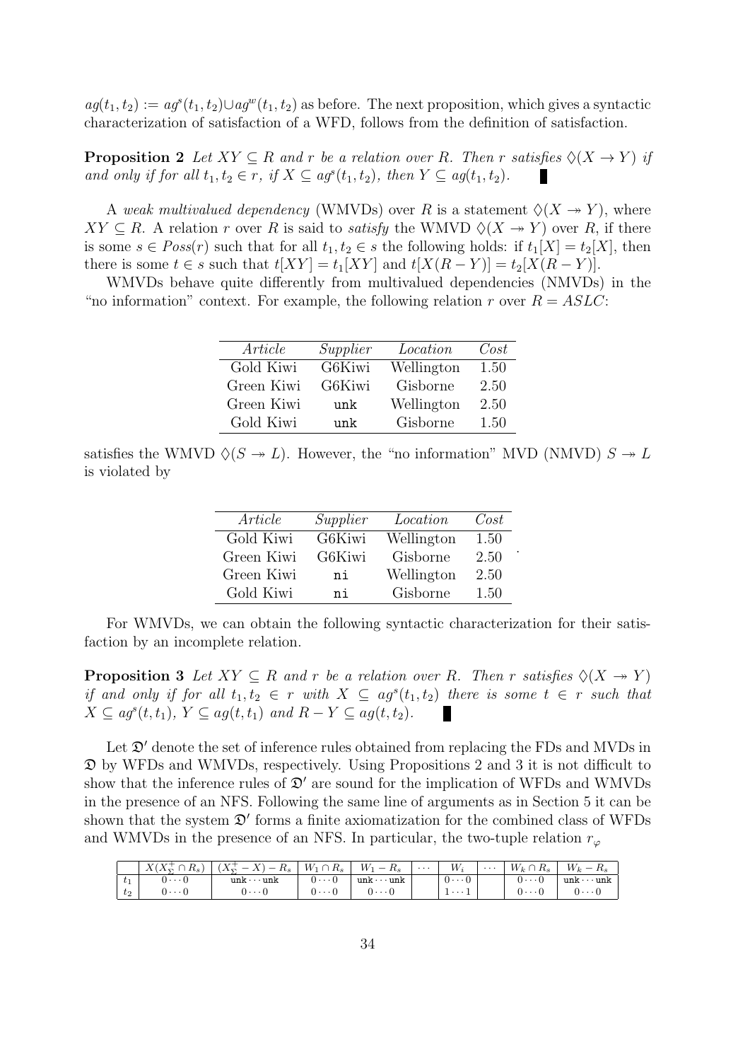$ag(t_1,t_2) := ag^s(t_1,t_2) \cup ag^w(t_1,t_2)$ as before. The next proposition, which gives a syntactic characterization of satisfaction of a WFD, follows from the definition of satisfaction.

**Proposition 2** *Let $XY \subseteq R$ and $r$ be a relation over $R$. Then $r$ satisfies $\Diamond(X \to Y)$ if and only if for all $t_1, t_2 \in r$, if $X \subseteq ag^s(t_1,t_2)$, then $Y \subseteq ag(t_1,t_2)$.* ∎

A *weak multivalued dependency* (WMVDs) over $R$ is a statement $\Diamond(X \twoheadrightarrow Y)$, where $XY \subseteq R$. A relation $r$ over $R$ is said to *satisfy* the WMVD $\Diamond(X \twoheadrightarrow Y)$ over $R$, if there is some $s \in Poss(r)$ such that for all $t_1, t_2 \in s$ the following holds: if $t_1[X] = t_2[X]$, then there is some $t \in s$ such that $t[XY] = t_1[XY]$ and $t[X(R-Y)] = t_2[X(R-Y)]$.

WMVDs behave quite differently from multivalued dependencies (NMVDs) in the "no information" context. For example, the following relation $r$ over $R = ASLC$:

| *Article* | *Supplier* | *Location* | *Cost* |
|---|---|---|---|
| Gold Kiwi | G6Kiwi | Wellington | 1.50 |
| Green Kiwi | G6Kiwi | Gisborne | 2.50 |
| Green Kiwi | unk | Wellington | 2.50 |
| Gold Kiwi | unk | Gisborne | 1.50 |

satisfies the WMVD $\Diamond(S \twoheadrightarrow L)$. However, the "no information" MVD (NMVD) $S \twoheadrightarrow L$ is violated by

| *Article* | *Supplier* | *Location* | *Cost* |
|---|---|---|---|
| Gold Kiwi | G6Kiwi | Wellington | 1.50 |
| Green Kiwi | G6Kiwi | Gisborne | 2.50 |
| Green Kiwi | ni | Wellington | 2.50 |
| Gold Kiwi | ni | Gisborne | 1.50 |

.

For WMVDs, we can obtain the following syntactic characterization for their satisfaction by an incomplete relation.

**Proposition 3** *Let $XY \subseteq R$ and $r$ be a relation over $R$. Then $r$ satisfies $\Diamond(X \twoheadrightarrow Y)$ if and only if for all $t_1, t_2 \in r$ with $X \subseteq ag^s(t_1,t_2)$ there is some $t \in r$ such that $X \subseteq ag^s(t,t_1)$, $Y \subseteq ag(t,t_1)$ and $R - Y \subseteq ag(t,t_2)$.* ∎

Let $\mathfrak{D}'$ denote the set of inference rules obtained from replacing the FDs and MVDs in $\mathfrak{D}$ by WFDs and WMVDs, respectively. Using Propositions 2 and 3 it is not difficult to show that the inference rules of $\mathfrak{D}'$ are sound for the implication of WFDs and WMVDs in the presence of an NFS. Following the same line of arguments as in Section 5 it can be shown that the system $\mathfrak{D}'$ forms a finite axiomatization for the combined class of WFDs and WMVDs in the presence of an NFS. In particular, the two-tuple relation $r_\varphi$

| | $X(X^+_\Sigma \cap R_s)$ | $(X^+_\Sigma - X) - R_s$ | $W_1 \cap R_s$ | $W_1 - R_s$ | $\cdots$ | $W_i$ | $\cdots$ | $W_k \cap R_s$ | $W_k - R_s$ |
|---|---|---|---|---|---|---|---|---|---|
| $t_1$ | $0 \cdots 0$ | unk $\cdots$ unk | $0 \cdots 0$ | unk $\cdots$ unk | | $0 \cdots 0$ | | $0 \cdots 0$ | unk $\cdots$ unk |
| $t_2$ | $0 \cdots 0$ | $0 \cdots 0$ | $0 \cdots 0$ | $0 \cdots 0$ | | $1 \cdots 1$ | | $0 \cdots 0$ | $0 \cdots 0$ |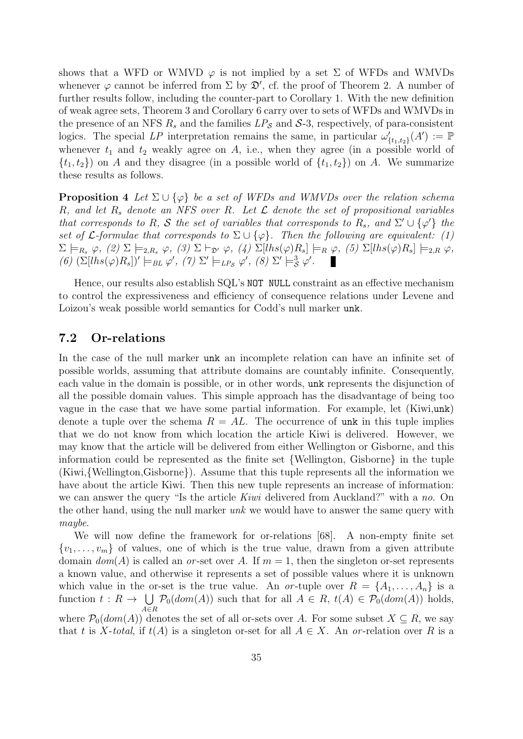shows that a WFD or WMVD $\varphi$ is not implied by a set $\Sigma$ of WFDs and WMVDs whenever $\varphi$ cannot be inferred from $\Sigma$ by $\mathfrak{D}'$, cf. the proof of Theorem 2. A number of further results follow, including the counter-part to Corollary 1. With the new definition of weak agree sets, Theorem 3 and Corollary 6 carry over to sets of WFDs and WMVDs in the presence of an NFS $R_s$ and the families $LP_{\mathcal{S}}$ and $\mathcal{S}$-3, respectively, of para-consistent logics. The special $LP$ interpretation remains the same, in particular $\omega'_{\{t_1,t_2\}}(A') := \mathbb{P}$ whenever $t_1$ and $t_2$ weakly agree on $A$, i.e., when they agree (in a possible world of $\{t_1, t_2\}$) on $A$ and they disagree (in a possible world of $\{t_1, t_2\}$) on $A$. We summarize these results as follows.

**Proposition 4** *Let $\Sigma \cup \{\varphi\}$ be a set of WFDs and WMVDs over the relation schema $R$, and let $R_s$ denote an NFS over $R$. Let $\mathcal{L}$ denote the set of propositional variables that corresponds to $R$, $\mathcal{S}$ the set of variables that corresponds to $R_s$, and $\Sigma' \cup \{\varphi'\}$ the set of $\mathcal{L}$-formulae that corresponds to $\Sigma \cup \{\varphi\}$. Then the following are equivalent: (1) $\Sigma \models_{R_s} \varphi$, (2) $\Sigma \models_{2,R_s} \varphi$, (3) $\Sigma \vdash_{\mathfrak{D}'} \varphi$, (4) $\Sigma[lhs(\varphi)R_s] \models_R \varphi$, (5) $\Sigma[lhs(\varphi)R_s] \models_{2,R} \varphi$, (6) $(\Sigma[lhs(\varphi)R_s])' \models_{BL} \varphi'$, (7) $\Sigma' \models_{LP_{\mathcal{S}}} \varphi'$, (8) $\Sigma' \models^3_{\mathcal{S}} \varphi'$.* ∎

Hence, our results also establish SQL's `NOT NULL` constraint as an effective mechanism to control the expressiveness and efficiency of consequence relations under Levene and Loizou's weak possible world semantics for Codd's null marker `unk`.

## 7.2 Or-relations

In the case of the null marker `unk` an incomplete relation can have an infinite set of possible worlds, assuming that attribute domains are countably infinite. Consequently, each value in the domain is possible, or in other words, `unk` represents the disjunction of all the possible domain values. This simple approach has the disadvantage of being too vague in the case that we have some partial information. For example, let (Kiwi,`unk`) denote a tuple over the schema $R = AL$. The occurrence of `unk` in this tuple implies that we do not know from which location the article Kiwi is delivered. However, we may know that the article will be delivered from either Wellington or Gisborne, and this information could be represented as the finite set {Wellington, Gisborne} in the tuple (Kiwi,{Wellington,Gisborne}). Assume that this tuple represents all the information we have about the article Kiwi. Then this new tuple represents an increase of information: we can answer the query "Is the article *Kiwi* delivered from Auckland?" with a *no*. On the other hand, using the null marker *unk* we would have to answer the same query with *maybe*.

We will now define the framework for or-relations [68]. A non-empty finite set $\{v_1, \ldots, v_m\}$ of values, one of which is the true value, drawn from a given attribute domain $dom(A)$ is called an *or*-set over $A$. If $m = 1$, then the singleton or-set represents a known value, and otherwise it represents a set of possible values where it is unknown which value in the or-set is the true value. An *or*-tuple over $R = \{A_1, \ldots, A_n\}$ is a function $t : R \to \bigcup_{A \in R} \mathcal{P}_0(dom(A))$ such that for all $A \in R$, $t(A) \in \mathcal{P}_0(dom(A))$ holds, where $\mathcal{P}_0(dom(A))$ denotes the set of all or-sets over $A$. For some subset $X \subseteq R$, we say that $t$ is *$X$-total*, if $t(A)$ is a singleton or-set for all $A \in X$. An *or*-relation over $R$ is a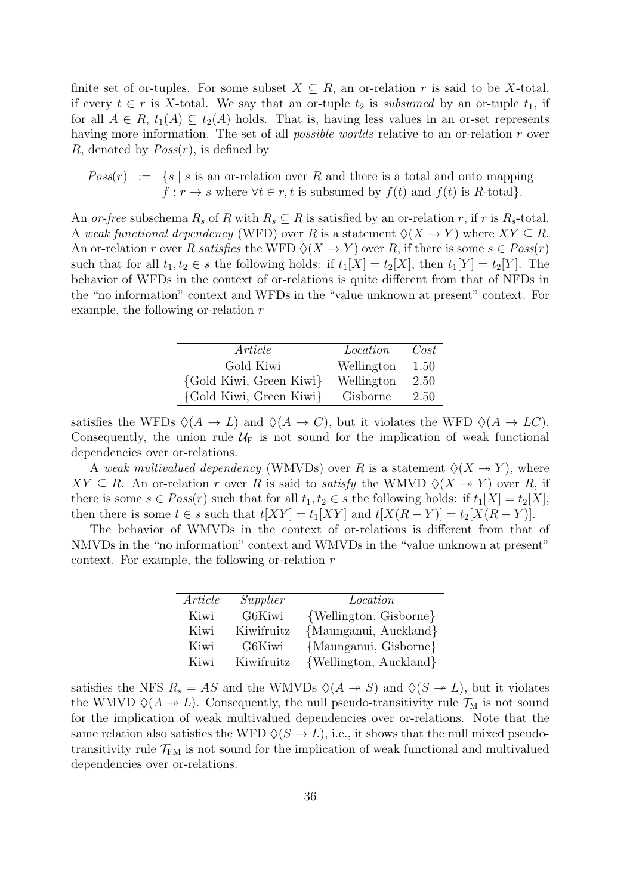finite set of or-tuples. For some subset $X \subseteq R$, an or-relation $r$ is said to be $X$-total, if every $t \in r$ is $X$-total. We say that an or-tuple $t_2$ is *subsumed* by an or-tuple $t_1$, if for all $A \in R$, $t_1(A) \subseteq t_2(A)$ holds. That is, having less values in an or-set represents having more information. The set of all *possible worlds* relative to an or-relation $r$ over $R$, denoted by $Poss(r)$, is defined by

$$
\begin{aligned}
Poss(r) \;:=\; \{s \mid\ & s \text{ is an or-relation over } R \text{ and there is a total and onto mapping} \\
& f : r \to s \text{ where } \forall t \in r, t \text{ is subsumed by } f(t) \text{ and } f(t) \text{ is } R\text{-total}\}.
\end{aligned}
$$

An *or-free* subschema $R_s$ of $R$ with $R_s \subseteq R$ is satisfied by an or-relation $r$, if $r$ is $R_s$-total. A *weak functional dependency* (WFD) over $R$ is a statement $\Diamond(X \to Y)$ where $XY \subseteq R$. An or-relation $r$ over $R$ *satisfies* the WFD $\Diamond(X \to Y)$ over $R$, if there is some $s \in Poss(r)$ such that for all $t_1, t_2 \in s$ the following holds: if $t_1[X] = t_2[X]$, then $t_1[Y] = t_2[Y]$. The behavior of WFDs in the context of or-relations is quite different from that of NFDs in the "no information" context and WFDs in the "value unknown at present" context. For example, the following or-relation $r$

| *Article* | *Location* | *Cost* |
|---|---|---|
| Gold Kiwi | Wellington | 1.50 |
| {Gold Kiwi, Green Kiwi} | Wellington | 2.50 |
| {Gold Kiwi, Green Kiwi} | Gisborne | 2.50 |

satisfies the WFDs $\Diamond(A \to L)$ and $\Diamond(A \to C)$, but it violates the WFD $\Diamond(A \to LC)$. Consequently, the union rule $\mathcal{U}_F$ is not sound for the implication of weak functional dependencies over or-relations.

A *weak multivalued dependency* (WMVDs) over $R$ is a statement $\Diamond(X \twoheadrightarrow Y)$, where $XY \subseteq R$. An or-relation $r$ over $R$ is said to *satisfy* the WMVD $\Diamond(X \twoheadrightarrow Y)$ over $R$, if there is some $s \in Poss(r)$ such that for all $t_1, t_2 \in s$ the following holds: if $t_1[X] = t_2[X]$, then there is some $t \in s$ such that $t[XY] = t_1[XY]$ and $t[X(R - Y)] = t_2[X(R - Y)]$.

The behavior of WMVDs in the context of or-relations is different from that of NMVDs in the "no information" context and WMVDs in the "value unknown at present" context. For example, the following or-relation $r$

| *Article* | *Supplier* | *Location* |
|---|---|---|
| Kiwi | G6Kiwi | {Wellington, Gisborne} |
| Kiwi | Kiwifruitz | {Maunganui, Auckland} |
| Kiwi | G6Kiwi | {Maunganui, Gisborne} |
| Kiwi | Kiwifruitz | {Wellington, Auckland} |

satisfies the NFS $R_s = AS$ and the WMVDs $\Diamond(A \twoheadrightarrow S)$ and $\Diamond(S \twoheadrightarrow L)$, but it violates the WMVD $\Diamond(A \twoheadrightarrow L)$. Consequently, the null pseudo-transitivity rule $\mathcal{T}_M$ is not sound for the implication of weak multivalued dependencies over or-relations. Note that the same relation also satisfies the WFD $\Diamond(S \to L)$, i.e., it shows that the null mixed pseudo-transitivity rule $\mathcal{T}_{FM}$ is not sound for the implication of weak functional and multivalued dependencies over or-relations.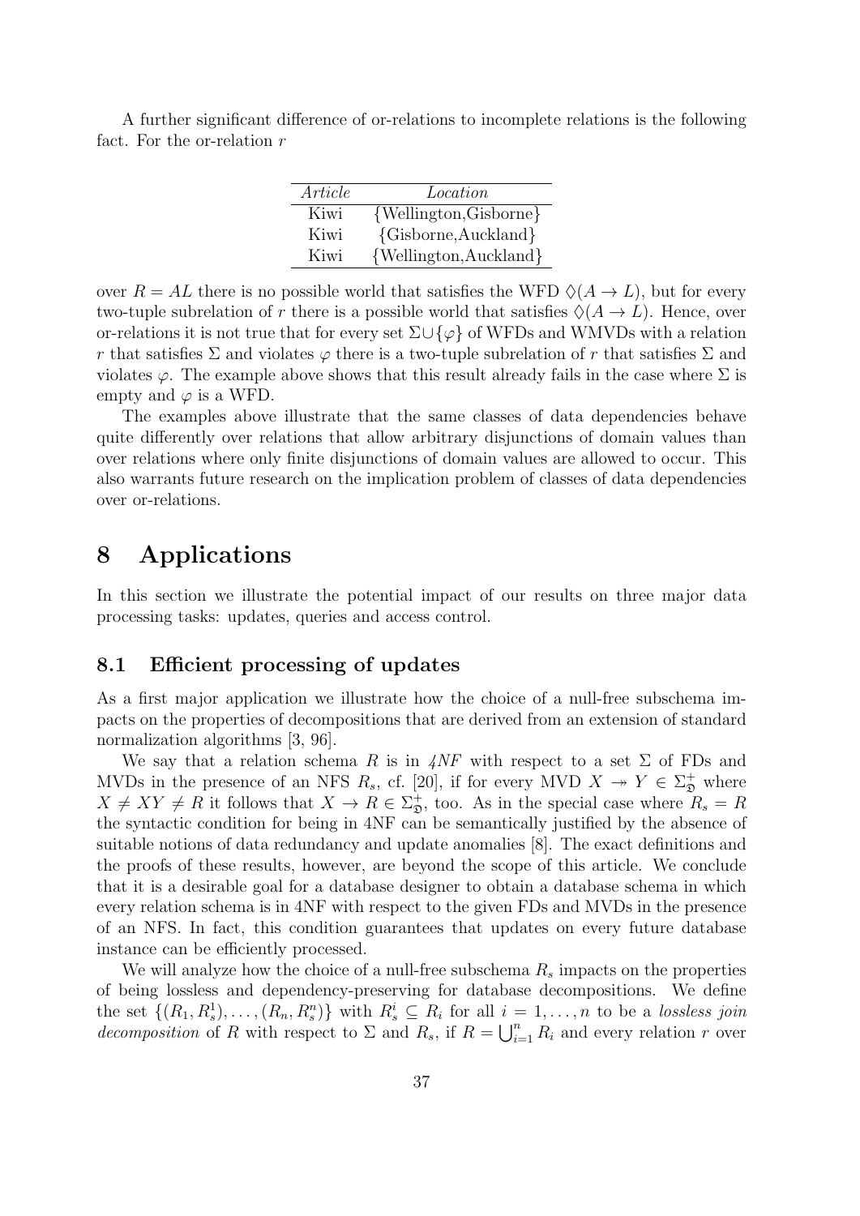A further significant difference of or-relations to incomplete relations is the following fact. For the or-relation $r$

| *Article* | *Location* |
|---|---|
| Kiwi | {Wellington,Gisborne} |
| Kiwi | {Gisborne,Auckland} |
| Kiwi | {Wellington,Auckland} |

over $R = AL$ there is no possible world that satisfies the WFD $\Diamond(A \to L)$, but for every two-tuple subrelation of $r$ there is a possible world that satisfies $\Diamond(A \to L)$. Hence, over or-relations it is not true that for every set $\Sigma \cup \{\varphi\}$ of WFDs and WMVDs with a relation $r$ that satisfies $\Sigma$ and violates $\varphi$ there is a two-tuple subrelation of $r$ that satisfies $\Sigma$ and violates $\varphi$. The example above shows that this result already fails in the case where $\Sigma$ is empty and $\varphi$ is a WFD.

The examples above illustrate that the same classes of data dependencies behave quite differently over relations that allow arbitrary disjunctions of domain values than over relations where only finite disjunctions of domain values are allowed to occur. This also warrants future research on the implication problem of classes of data dependencies over or-relations.

# 8 Applications

In this section we illustrate the potential impact of our results on three major data processing tasks: updates, queries and access control.

## 8.1 Efficient processing of updates

As a first major application we illustrate how the choice of a null-free subschema impacts on the properties of decompositions that are derived from an extension of standard normalization algorithms [3, 96].

We say that a relation schema $R$ is in *4NF* with respect to a set $\Sigma$ of FDs and MVDs in the presence of an NFS $R_s$, cf. [20], if for every MVD $X \twoheadrightarrow Y \in \Sigma^+_{\mathfrak{D}}$ where $X \neq XY \neq R$ it follows that $X \to R \in \Sigma^+_{\mathfrak{D}}$, too. As in the special case where $R_s = R$ the syntactic condition for being in 4NF can be semantically justified by the absence of suitable notions of data redundancy and update anomalies [8]. The exact definitions and the proofs of these results, however, are beyond the scope of this article. We conclude that it is a desirable goal for a database designer to obtain a database schema in which every relation schema is in 4NF with respect to the given FDs and MVDs in the presence of an NFS. In fact, this condition guarantees that updates on every future database instance can be efficiently processed.

We will analyze how the choice of a null-free subschema $R_s$ impacts on the properties of being lossless and dependency-preserving for database decompositions. We define the set $\{(R_1, R^1_s), \ldots, (R_n, R^n_s)\}$ with $R^i_s \subseteq R_i$ for all $i = 1, \ldots, n$ to be a *lossless join decomposition* of $R$ with respect to $\Sigma$ and $R_s$, if $R = \bigcup_{i=1}^n R_i$ and every relation $r$ over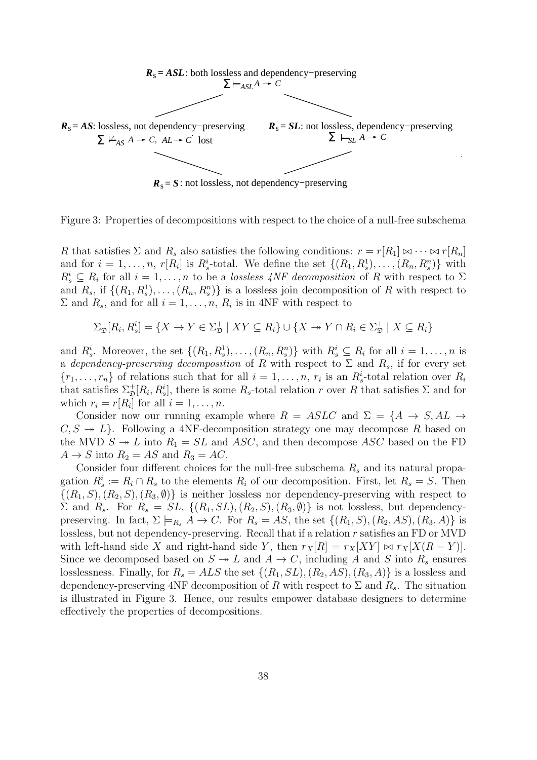$R_s = ASL$: both lossless and dependency−preserving

$\Sigma \models_{ASL} A \rightarrow C$

$R_s = AS$: lossless, not dependency−preserving

$\Sigma \not\models_{AS} A \rightarrow C,\ AL \rightarrow C$ lost

$R_s = SL$: not lossless, dependency−preserving

$\Sigma \models_{SL} A \rightarrow C$

$R_s = S$: not lossless, not dependency−preserving

Figure 3: Properties of decompositions with respect to the choice of a null-free subschema

$R$ that satisfies $\Sigma$ and $R_s$ also satisfies the following conditions: $r = r[R_1] \bowtie \cdots \bowtie r[R_n]$ and for $i = 1, \ldots, n$, $r[R_i]$ is $R_s^i$-total. We define the set $\{(R_1, R_s^1), \ldots, (R_n, R_s^n)\}$ with $R_s^i \subseteq R_i$ for all $i = 1, \ldots, n$ to be a *lossless 4NF decomposition* of $R$ with respect to $\Sigma$ and $R_s$, if $\{(R_1, R_s^1), \ldots, (R_n, R_s^n)\}$ is a lossless join decomposition of $R$ with respect to $\Sigma$ and $R_s$, and for all $i = 1, \ldots, n$, $R_i$ is in 4NF with respect to

$$\Sigma_{\mathfrak{D}}^+[R_i, R_s^i] = \{X \rightarrow Y \in \Sigma_{\mathfrak{D}}^+ \mid XY \subseteq R_i\} \cup \{X \twoheadrightarrow Y \cap R_i \in \Sigma_{\mathfrak{D}}^+ \mid X \subseteq R_i\}$$

and $R_s^i$. Moreover, the set $\{(R_1, R_s^1), \ldots, (R_n, R_s^n)\}$ with $R_s^i \subseteq R_i$ for all $i = 1, \ldots, n$ is a *dependency-preserving decomposition* of $R$ with respect to $\Sigma$ and $R_s$, if for every set $\{r_1, \ldots, r_n\}$ of relations such that for all $i = 1, \ldots, n$, $r_i$ is an $R_s^i$-total relation over $R_i$ that satisfies $\Sigma_{\mathfrak{D}}^+[R_i, R_s^i]$, there is some $R_s$-total relation $r$ over $R$ that satisfies $\Sigma$ and for which $r_i = r[R_i]$ for all $i = 1, \ldots, n$.

Consider now our running example where $R = ASLC$ and $\Sigma = \{A \rightarrow S, AL \rightarrow C, S \twoheadrightarrow L\}$. Following a 4NF-decomposition strategy one may decompose $R$ based on the MVD $S \twoheadrightarrow L$ into $R_1 = SL$ and $ASC$, and then decompose $ASC$ based on the FD $A \rightarrow S$ into $R_2 = AS$ and $R_3 = AC$.

Consider four different choices for the null-free subschema $R_s$ and its natural propagation $R_s^i := R_i \cap R_s$ to the elements $R_i$ of our decomposition. First, let $R_s = S$. Then $\{(R_1, S), (R_2, S), (R_3, \emptyset)\}$ is neither lossless nor dependency-preserving with respect to $\Sigma$ and $R_s$. For $R_s = SL$, $\{(R_1, SL), (R_2, S), (R_3, \emptyset)\}$ is not lossless, but dependency-preserving. In fact, $\Sigma \models_{R_s} A \rightarrow C$. For $R_s = AS$, the set $\{(R_1, S), (R_2, AS), (R_3, A)\}$ is lossless, but not dependency-preserving. Recall that if a relation $r$ satisfies an FD or MVD with left-hand side $X$ and right-hand side $Y$, then $r_X[R] = r_X[XY] \bowtie r_X[X(R - Y)]$. Since we decomposed based on $S \twoheadrightarrow L$ and $A \rightarrow C$, including $A$ and $S$ into $R_s$ ensures losslessness. Finally, for $R_s = ALS$ the set $\{(R_1, SL), (R_2, AS), (R_3, A)\}$ is a lossless and dependency-preserving 4NF decomposition of $R$ with respect to $\Sigma$ and $R_s$. The situation is illustrated in Figure 3. Hence, our results empower database designers to determine effectively the properties of decompositions.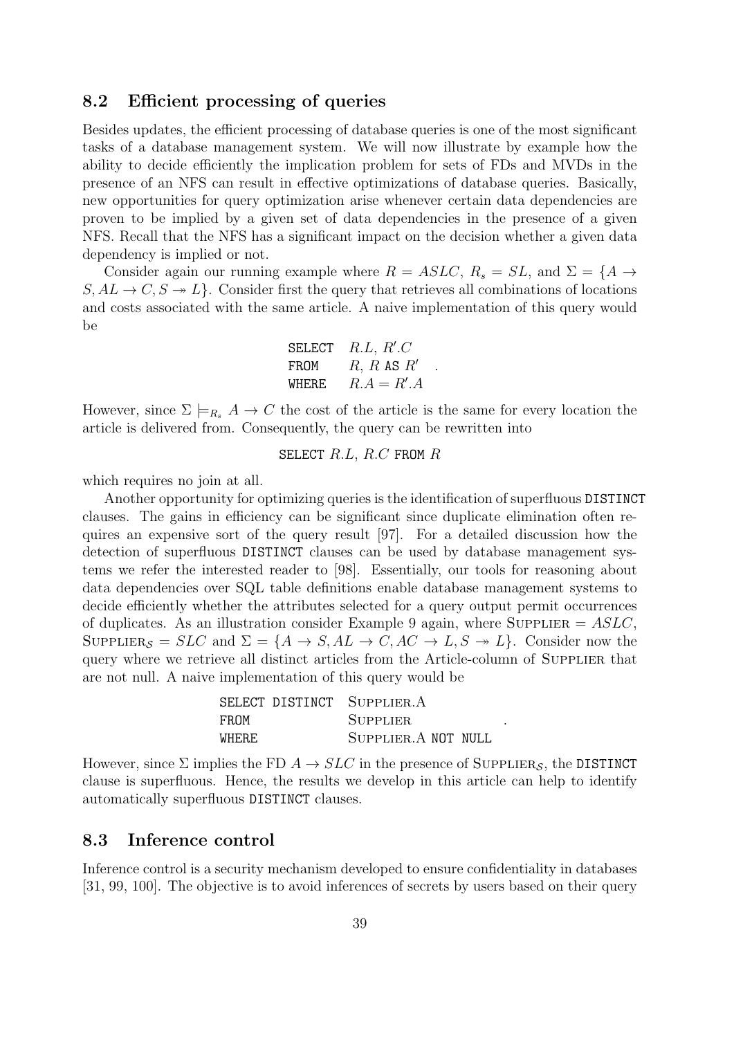## 8.2 Efficient processing of queries

Besides updates, the efficient processing of database queries is one of the most significant tasks of a database management system. We will now illustrate by example how the ability to decide efficiently the implication problem for sets of FDs and MVDs in the presence of an NFS can result in effective optimizations of database queries. Basically, new opportunities for query optimization arise whenever certain data dependencies are proven to be implied by a given set of data dependencies in the presence of a given NFS. Recall that the NFS has a significant impact on the decision whether a given data dependency is implied or not.

Consider again our running example where $R = ASLC$, $R_s = SL$, and $\Sigma = \{A \to S, AL \to C, S \twoheadrightarrow L\}$. Consider first the query that retrieves all combinations of locations and costs associated with the same article. A naive implementation of this query would be

$$
\begin{array}{ll}
\texttt{SELECT} & R.L,\ R'.C \\
\texttt{FROM} & R,\ R\ \texttt{AS}\ R' \\
\texttt{WHERE} & R.A = R'.A
\end{array}
\quad .
$$

However, since $\Sigma \models_{R_s} A \to C$ the cost of the article is the same for every location the article is delivered from. Consequently, the query can be rewritten into

$$\texttt{SELECT}\ R.L,\ R.C\ \texttt{FROM}\ R$$

which requires no join at all.

Another opportunity for optimizing queries is the identification of superfluous `DISTINCT` clauses. The gains in efficiency can be significant since duplicate elimination often requires an expensive sort of the query result [97]. For a detailed discussion how the detection of superfluous `DISTINCT` clauses can be used by database management systems we refer the interested reader to [98]. Essentially, our tools for reasoning about data dependencies over SQL table definitions enable database management systems to decide efficiently whether the attributes selected for a query output permit occurrences of duplicates. As an illustration consider Example 9 again, where $\text{Supplier} = ASLC$, $\text{Supplier}_{\mathcal{S}} = SLC$ and $\Sigma = \{A \to S, AL \to C, AC \to L, S \twoheadrightarrow L\}$. Consider now the query where we retrieve all distinct articles from the Article-column of Supplier that are not null. A naive implementation of this query would be

$$
\begin{array}{ll}
\texttt{SELECT DISTINCT} & \text{Supplier.A} \\
\texttt{FROM} & \text{Supplier} \\
\texttt{WHERE} & \text{Supplier.A}\ \texttt{NOT NULL}
\end{array}
\quad .
$$

However, since $\Sigma$ implies the FD $A \to SLC$ in the presence of $\text{Supplier}_{\mathcal{S}}$, the `DISTINCT` clause is superfluous. Hence, the results we develop in this article can help to identify automatically superfluous `DISTINCT` clauses.

## 8.3 Inference control

Inference control is a security mechanism developed to ensure confidentiality in databases [31, 99, 100]. The objective is to avoid inferences of secrets by users based on their query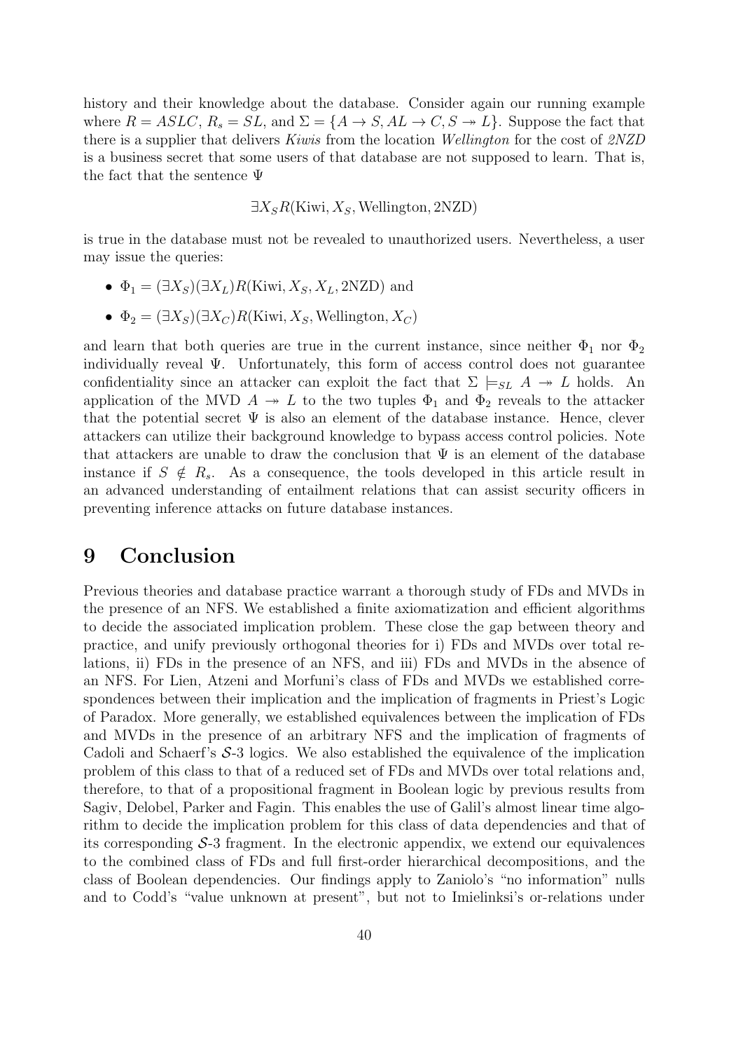history and their knowledge about the database. Consider again our running example where $R = ASLC$, $R_s = SL$, and $\Sigma = \{A \to S, AL \to C, S \twoheadrightarrow L\}$. Suppose the fact that there is a supplier that delivers *Kiwis* from the location *Wellington* for the cost of *2NZD* is a business secret that some users of that database are not supposed to learn. That is, the fact that the sentence $\Psi$

$$\exists X_S R(\text{Kiwi}, X_S, \text{Wellington}, \text{2NZD})$$

is true in the database must not be revealed to unauthorized users. Nevertheless, a user may issue the queries:

- $\Phi_1 = (\exists X_S)(\exists X_L)R(\text{Kiwi}, X_S, X_L, \text{2NZD})$ and
- $\Phi_2 = (\exists X_S)(\exists X_C)R(\text{Kiwi}, X_S, \text{Wellington}, X_C)$

and learn that both queries are true in the current instance, since neither $\Phi_1$ nor $\Phi_2$ individually reveal $\Psi$. Unfortunately, this form of access control does not guarantee confidentiality since an attacker can exploit the fact that $\Sigma \models_{SL} A \twoheadrightarrow L$ holds. An application of the MVD $A \twoheadrightarrow L$ to the two tuples $\Phi_1$ and $\Phi_2$ reveals to the attacker that the potential secret $\Psi$ is also an element of the database instance. Hence, clever attackers can utilize their background knowledge to bypass access control policies. Note that attackers are unable to draw the conclusion that $\Psi$ is an element of the database instance if $S \notin R_s$. As a consequence, the tools developed in this article result in an advanced understanding of entailment relations that can assist security officers in preventing inference attacks on future database instances.

# 9 Conclusion

Previous theories and database practice warrant a thorough study of FDs and MVDs in the presence of an NFS. We established a finite axiomatization and efficient algorithms to decide the associated implication problem. These close the gap between theory and practice, and unify previously orthogonal theories for i) FDs and MVDs over total relations, ii) FDs in the presence of an NFS, and iii) FDs and MVDs in the absence of an NFS. For Lien, Atzeni and Morfuni's class of FDs and MVDs we established correspondences between their implication and the implication of fragments in Priest's Logic of Paradox. More generally, we established equivalences between the implication of FDs and MVDs in the presence of an arbitrary NFS and the implication of fragments of Cadoli and Schaerf's $\mathcal{S}$-3 logics. We also established the equivalence of the implication problem of this class to that of a reduced set of FDs and MVDs over total relations and, therefore, to that of a propositional fragment in Boolean logic by previous results from Sagiv, Delobel, Parker and Fagin. This enables the use of Galil's almost linear time algorithm to decide the implication problem for this class of data dependencies and that of its corresponding $\mathcal{S}$-3 fragment. In the electronic appendix, we extend our equivalences to the combined class of FDs and full first-order hierarchical decompositions, and the class of Boolean dependencies. Our findings apply to Zaniolo's "no information" nulls and to Codd's "value unknown at present", but not to Imielinksi's or-relations under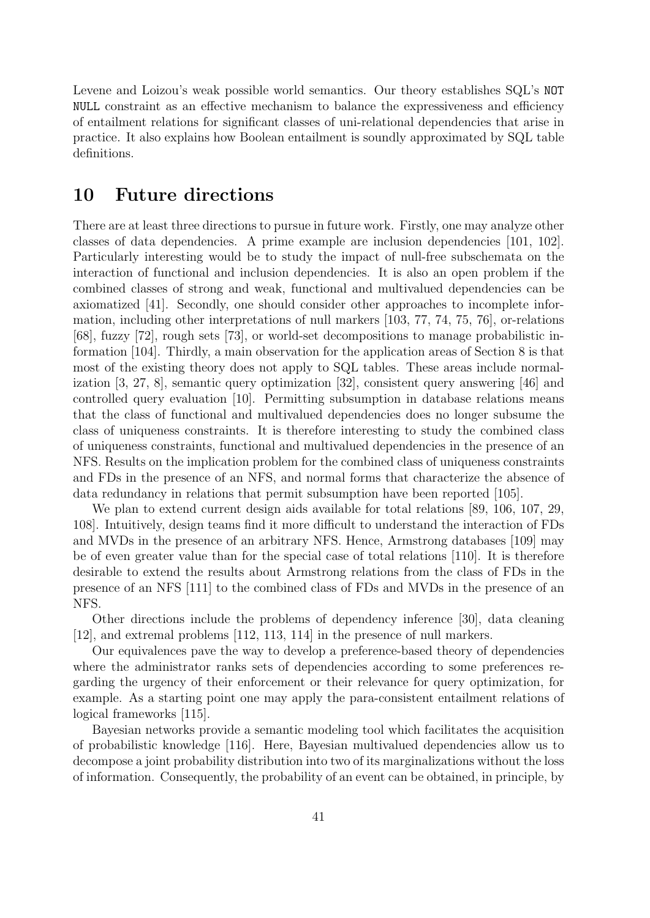Levene and Loizou's weak possible world semantics. Our theory establishes SQL's `NOT NULL` constraint as an effective mechanism to balance the expressiveness and efficiency of entailment relations for significant classes of uni-relational dependencies that arise in practice. It also explains how Boolean entailment is soundly approximated by SQL table definitions.

# 10 Future directions

There are at least three directions to pursue in future work. Firstly, one may analyze other classes of data dependencies. A prime example are inclusion dependencies [101, 102]. Particularly interesting would be to study the impact of null-free subschemata on the interaction of functional and inclusion dependencies. It is also an open problem if the combined classes of strong and weak, functional and multivalued dependencies can be axiomatized [41]. Secondly, one should consider other approaches to incomplete information, including other interpretations of null markers [103, 77, 74, 75, 76], or-relations [68], fuzzy [72], rough sets [73], or world-set decompositions to manage probabilistic information [104]. Thirdly, a main observation for the application areas of Section 8 is that most of the existing theory does not apply to SQL tables. These areas include normalization [3, 27, 8], semantic query optimization [32], consistent query answering [46] and controlled query evaluation [10]. Permitting subsumption in database relations means that the class of functional and multivalued dependencies does no longer subsume the class of uniqueness constraints. It is therefore interesting to study the combined class of uniqueness constraints, functional and multivalued dependencies in the presence of an NFS. Results on the implication problem for the combined class of uniqueness constraints and FDs in the presence of an NFS, and normal forms that characterize the absence of data redundancy in relations that permit subsumption have been reported [105].

We plan to extend current design aids available for total relations [89, 106, 107, 29, 108]. Intuitively, design teams find it more difficult to understand the interaction of FDs and MVDs in the presence of an arbitrary NFS. Hence, Armstrong databases [109] may be of even greater value than for the special case of total relations [110]. It is therefore desirable to extend the results about Armstrong relations from the class of FDs in the presence of an NFS [111] to the combined class of FDs and MVDs in the presence of an NFS.

Other directions include the problems of dependency inference [30], data cleaning [12], and extremal problems [112, 113, 114] in the presence of null markers.

Our equivalences pave the way to develop a preference-based theory of dependencies where the administrator ranks sets of dependencies according to some preferences regarding the urgency of their enforcement or their relevance for query optimization, for example. As a starting point one may apply the para-consistent entailment relations of logical frameworks [115].

Bayesian networks provide a semantic modeling tool which facilitates the acquisition of probabilistic knowledge [116]. Here, Bayesian multivalued dependencies allow us to decompose a joint probability distribution into two of its marginalizations without the loss of information. Consequently, the probability of an event can be obtained, in principle, by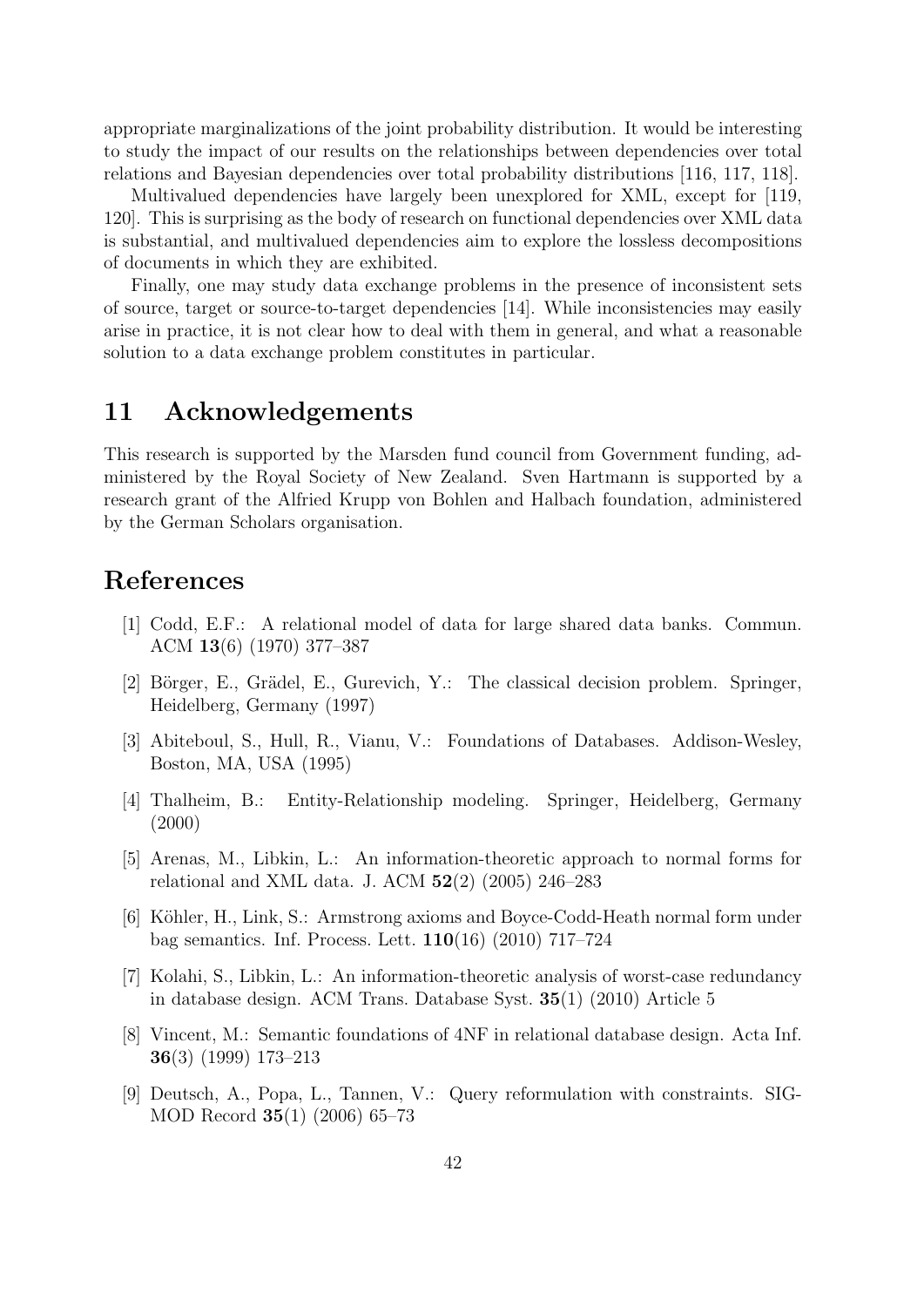appropriate marginalizations of the joint probability distribution. It would be interesting to study the impact of our results on the relationships between dependencies over total relations and Bayesian dependencies over total probability distributions [116, 117, 118].

Multivalued dependencies have largely been unexplored for XML, except for [119, 120]. This is surprising as the body of research on functional dependencies over XML data is substantial, and multivalued dependencies aim to explore the lossless decompositions of documents in which they are exhibited.

Finally, one may study data exchange problems in the presence of inconsistent sets of source, target or source-to-target dependencies [14]. While inconsistencies may easily arise in practice, it is not clear how to deal with them in general, and what a reasonable solution to a data exchange problem constitutes in particular.

# 11 Acknowledgements

This research is supported by the Marsden fund council from Government funding, administered by the Royal Society of New Zealand. Sven Hartmann is supported by a research grant of the Alfried Krupp von Bohlen and Halbach foundation, administered by the German Scholars organisation.

# References

[1] Codd, E.F.: A relational model of data for large shared data banks. Commun. ACM **13**(6) (1970) 377–387

[2] Börger, E., Grädel, E., Gurevich, Y.: The classical decision problem. Springer, Heidelberg, Germany (1997)

[3] Abiteboul, S., Hull, R., Vianu, V.: Foundations of Databases. Addison-Wesley, Boston, MA, USA (1995)

[4] Thalheim, B.: Entity-Relationship modeling. Springer, Heidelberg, Germany (2000)

[5] Arenas, M., Libkin, L.: An information-theoretic approach to normal forms for relational and XML data. J. ACM **52**(2) (2005) 246–283

[6] Köhler, H., Link, S.: Armstrong axioms and Boyce-Codd-Heath normal form under bag semantics. Inf. Process. Lett. **110**(16) (2010) 717–724

[7] Kolahi, S., Libkin, L.: An information-theoretic analysis of worst-case redundancy in database design. ACM Trans. Database Syst. **35**(1) (2010) Article 5

[8] Vincent, M.: Semantic foundations of 4NF in relational database design. Acta Inf. **36**(3) (1999) 173–213

[9] Deutsch, A., Popa, L., Tannen, V.: Query reformulation with constraints. SIGMOD Record **35**(1) (2006) 65–73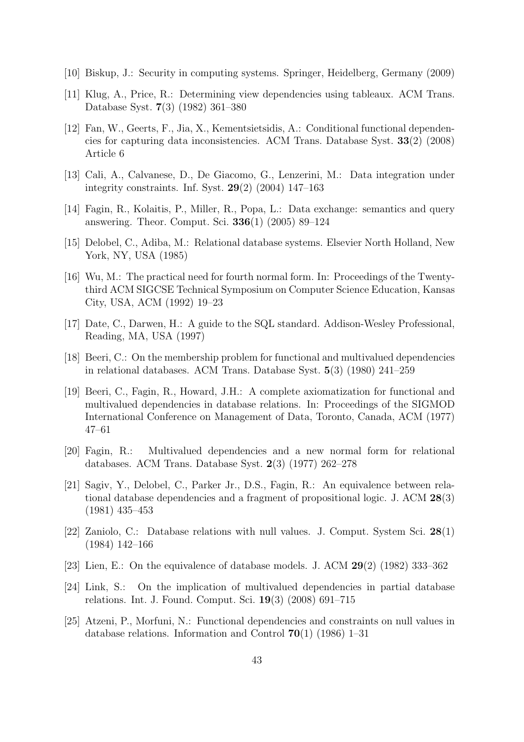[10] Biskup, J.: Security in computing systems. Springer, Heidelberg, Germany (2009)

[11] Klug, A., Price, R.: Determining view dependencies using tableaux. ACM Trans. Database Syst. **7**(3) (1982) 361–380

[12] Fan, W., Geerts, F., Jia, X., Kementsietsidis, A.: Conditional functional dependencies for capturing data inconsistencies. ACM Trans. Database Syst. **33**(2) (2008) Article 6

[13] Cali, A., Calvanese, D., De Giacomo, G., Lenzerini, M.: Data integration under integrity constraints. Inf. Syst. **29**(2) (2004) 147–163

[14] Fagin, R., Kolaitis, P., Miller, R., Popa, L.: Data exchange: semantics and query answering. Theor. Comput. Sci. **336**(1) (2005) 89–124

[15] Delobel, C., Adiba, M.: Relational database systems. Elsevier North Holland, New York, NY, USA (1985)

[16] Wu, M.: The practical need for fourth normal form. In: Proceedings of the Twenty-third ACM SIGCSE Technical Symposium on Computer Science Education, Kansas City, USA, ACM (1992) 19–23

[17] Date, C., Darwen, H.: A guide to the SQL standard. Addison-Wesley Professional, Reading, MA, USA (1997)

[18] Beeri, C.: On the membership problem for functional and multivalued dependencies in relational databases. ACM Trans. Database Syst. **5**(3) (1980) 241–259

[19] Beeri, C., Fagin, R., Howard, J.H.: A complete axiomatization for functional and multivalued dependencies in database relations. In: Proceedings of the SIGMOD International Conference on Management of Data, Toronto, Canada, ACM (1977) 47–61

[20] Fagin, R.: Multivalued dependencies and a new normal form for relational databases. ACM Trans. Database Syst. **2**(3) (1977) 262–278

[21] Sagiv, Y., Delobel, C., Parker Jr., D.S., Fagin, R.: An equivalence between relational database dependencies and a fragment of propositional logic. J. ACM **28**(3) (1981) 435–453

[22] Zaniolo, C.: Database relations with null values. J. Comput. System Sci. **28**(1) (1984) 142–166

[23] Lien, E.: On the equivalence of database models. J. ACM **29**(2) (1982) 333–362

[24] Link, S.: On the implication of multivalued dependencies in partial database relations. Int. J. Found. Comput. Sci. **19**(3) (2008) 691–715

[25] Atzeni, P., Morfuni, N.: Functional dependencies and constraints on null values in database relations. Information and Control **70**(1) (1986) 1–31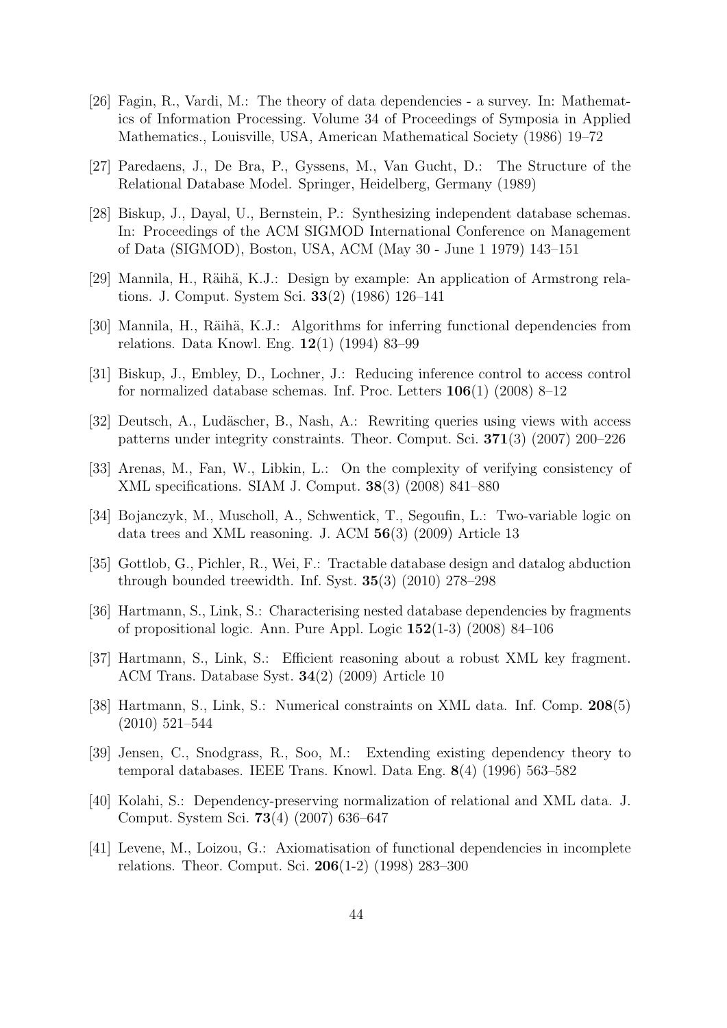[26] Fagin, R., Vardi, M.: The theory of data dependencies - a survey. In: Mathematics of Information Processing. Volume 34 of Proceedings of Symposia in Applied Mathematics., Louisville, USA, American Mathematical Society (1986) 19–72

[27] Paredaens, J., De Bra, P., Gyssens, M., Van Gucht, D.: The Structure of the Relational Database Model. Springer, Heidelberg, Germany (1989)

[28] Biskup, J., Dayal, U., Bernstein, P.: Synthesizing independent database schemas. In: Proceedings of the ACM SIGMOD International Conference on Management of Data (SIGMOD), Boston, USA, ACM (May 30 - June 1 1979) 143–151

[29] Mannila, H., Räihä, K.J.: Design by example: An application of Armstrong relations. J. Comput. System Sci. **33**(2) (1986) 126–141

[30] Mannila, H., Räihä, K.J.: Algorithms for inferring functional dependencies from relations. Data Knowl. Eng. **12**(1) (1994) 83–99

[31] Biskup, J., Embley, D., Lochner, J.: Reducing inference control to access control for normalized database schemas. Inf. Proc. Letters **106**(1) (2008) 8–12

[32] Deutsch, A., Ludäscher, B., Nash, A.: Rewriting queries using views with access patterns under integrity constraints. Theor. Comput. Sci. **371**(3) (2007) 200–226

[33] Arenas, M., Fan, W., Libkin, L.: On the complexity of verifying consistency of XML specifications. SIAM J. Comput. **38**(3) (2008) 841–880

[34] Bojanczyk, M., Muscholl, A., Schwentick, T., Segoufin, L.: Two-variable logic on data trees and XML reasoning. J. ACM **56**(3) (2009) Article 13

[35] Gottlob, G., Pichler, R., Wei, F.: Tractable database design and datalog abduction through bounded treewidth. Inf. Syst. **35**(3) (2010) 278–298

[36] Hartmann, S., Link, S.: Characterising nested database dependencies by fragments of propositional logic. Ann. Pure Appl. Logic **152**(1-3) (2008) 84–106

[37] Hartmann, S., Link, S.: Efficient reasoning about a robust XML key fragment. ACM Trans. Database Syst. **34**(2) (2009) Article 10

[38] Hartmann, S., Link, S.: Numerical constraints on XML data. Inf. Comp. **208**(5) (2010) 521–544

[39] Jensen, C., Snodgrass, R., Soo, M.: Extending existing dependency theory to temporal databases. IEEE Trans. Knowl. Data Eng. **8**(4) (1996) 563–582

[40] Kolahi, S.: Dependency-preserving normalization of relational and XML data. J. Comput. System Sci. **73**(4) (2007) 636–647

[41] Levene, M., Loizou, G.: Axiomatisation of functional dependencies in incomplete relations. Theor. Comput. Sci. **206**(1-2) (1998) 283–300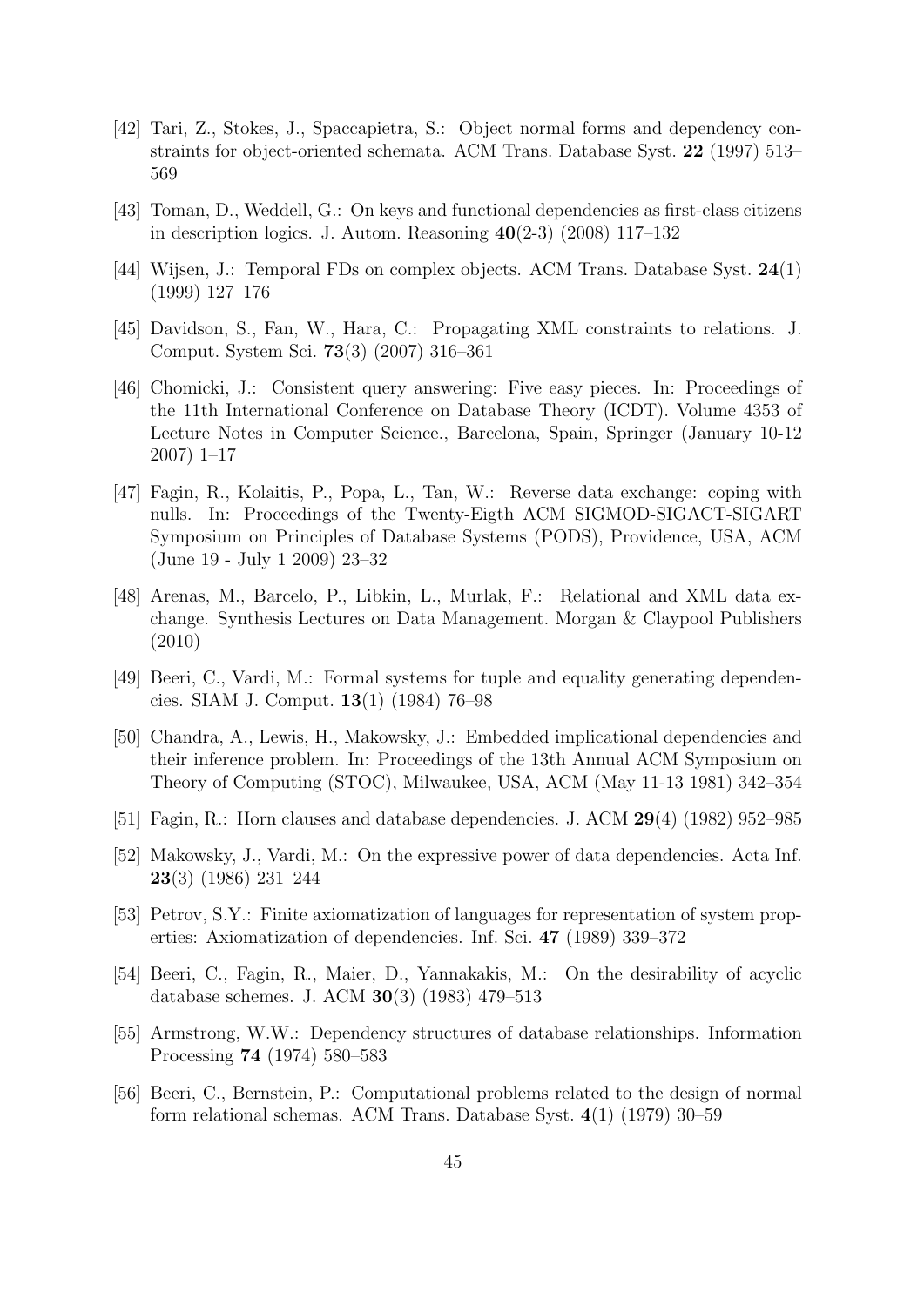[42] Tari, Z., Stokes, J., Spaccapietra, S.: Object normal forms and dependency constraints for object-oriented schemata. ACM Trans. Database Syst. **22** (1997) 513–569

[43] Toman, D., Weddell, G.: On keys and functional dependencies as first-class citizens in description logics. J. Autom. Reasoning **40**(2-3) (2008) 117–132

[44] Wijsen, J.: Temporal FDs on complex objects. ACM Trans. Database Syst. **24**(1) (1999) 127–176

[45] Davidson, S., Fan, W., Hara, C.: Propagating XML constraints to relations. J. Comput. System Sci. **73**(3) (2007) 316–361

[46] Chomicki, J.: Consistent query answering: Five easy pieces. In: Proceedings of the 11th International Conference on Database Theory (ICDT). Volume 4353 of Lecture Notes in Computer Science., Barcelona, Spain, Springer (January 10-12 2007) 1–17

[47] Fagin, R., Kolaitis, P., Popa, L., Tan, W.: Reverse data exchange: coping with nulls. In: Proceedings of the Twenty-Eigth ACM SIGMOD-SIGACT-SIGART Symposium on Principles of Database Systems (PODS), Providence, USA, ACM (June 19 - July 1 2009) 23–32

[48] Arenas, M., Barcelo, P., Libkin, L., Murlak, F.: Relational and XML data exchange. Synthesis Lectures on Data Management. Morgan & Claypool Publishers (2010)

[49] Beeri, C., Vardi, M.: Formal systems for tuple and equality generating dependencies. SIAM J. Comput. **13**(1) (1984) 76–98

[50] Chandra, A., Lewis, H., Makowsky, J.: Embedded implicational dependencies and their inference problem. In: Proceedings of the 13th Annual ACM Symposium on Theory of Computing (STOC), Milwaukee, USA, ACM (May 11-13 1981) 342–354

[51] Fagin, R.: Horn clauses and database dependencies. J. ACM **29**(4) (1982) 952–985

[52] Makowsky, J., Vardi, M.: On the expressive power of data dependencies. Acta Inf. **23**(3) (1986) 231–244

[53] Petrov, S.Y.: Finite axiomatization of languages for representation of system properties: Axiomatization of dependencies. Inf. Sci. **47** (1989) 339–372

[54] Beeri, C., Fagin, R., Maier, D., Yannakakis, M.: On the desirability of acyclic database schemes. J. ACM **30**(3) (1983) 479–513

[55] Armstrong, W.W.: Dependency structures of database relationships. Information Processing **74** (1974) 580–583

[56] Beeri, C., Bernstein, P.: Computational problems related to the design of normal form relational schemas. ACM Trans. Database Syst. **4**(1) (1979) 30–59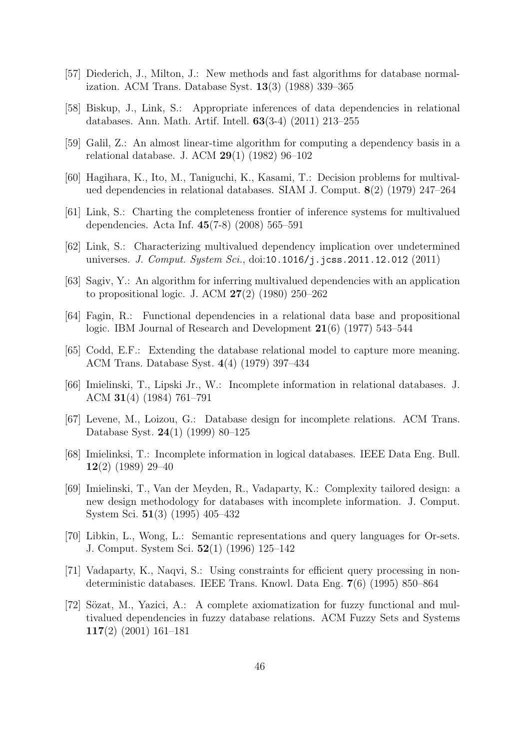[57] Diederich, J., Milton, J.: New methods and fast algorithms for database normalization. ACM Trans. Database Syst. **13**(3) (1988) 339–365

[58] Biskup, J., Link, S.: Appropriate inferences of data dependencies in relational databases. Ann. Math. Artif. Intell. **63**(3-4) (2011) 213–255

[59] Galil, Z.: An almost linear-time algorithm for computing a dependency basis in a relational database. J. ACM **29**(1) (1982) 96–102

[60] Hagihara, K., Ito, M., Taniguchi, K., Kasami, T.: Decision problems for multivalued dependencies in relational databases. SIAM J. Comput. **8**(2) (1979) 247–264

[61] Link, S.: Charting the completeness frontier of inference systems for multivalued dependencies. Acta Inf. **45**(7-8) (2008) 565–591

[62] Link, S.: Characterizing multivalued dependency implication over undetermined universes. *J. Comput. System Sci.*, doi:`10.1016/j.jcss.2011.12.012` (2011)

[63] Sagiv, Y.: An algorithm for inferring multivalued dependencies with an application to propositional logic. J. ACM **27**(2) (1980) 250–262

[64] Fagin, R.: Functional dependencies in a relational data base and propositional logic. IBM Journal of Research and Development **21**(6) (1977) 543–544

[65] Codd, E.F.: Extending the database relational model to capture more meaning. ACM Trans. Database Syst. **4**(4) (1979) 397–434

[66] Imielinski, T., Lipski Jr., W.: Incomplete information in relational databases. J. ACM **31**(4) (1984) 761–791

[67] Levene, M., Loizou, G.: Database design for incomplete relations. ACM Trans. Database Syst. **24**(1) (1999) 80–125

[68] Imielinksi, T.: Incomplete information in logical databases. IEEE Data Eng. Bull. **12**(2) (1989) 29–40

[69] Imielinski, T., Van der Meyden, R., Vadaparty, K.: Complexity tailored design: a new design methodology for databases with incomplete information. J. Comput. System Sci. **51**(3) (1995) 405–432

[70] Libkin, L., Wong, L.: Semantic representations and query languages for Or-sets. J. Comput. System Sci. **52**(1) (1996) 125–142

[71] Vadaparty, K., Naqvi, S.: Using constraints for efficient query processing in nondeterministic databases. IEEE Trans. Knowl. Data Eng. **7**(6) (1995) 850–864

[72] Sözat, M., Yazici, A.: A complete axiomatization for fuzzy functional and multivalued dependencies in fuzzy database relations. ACM Fuzzy Sets and Systems **117**(2) (2001) 161–181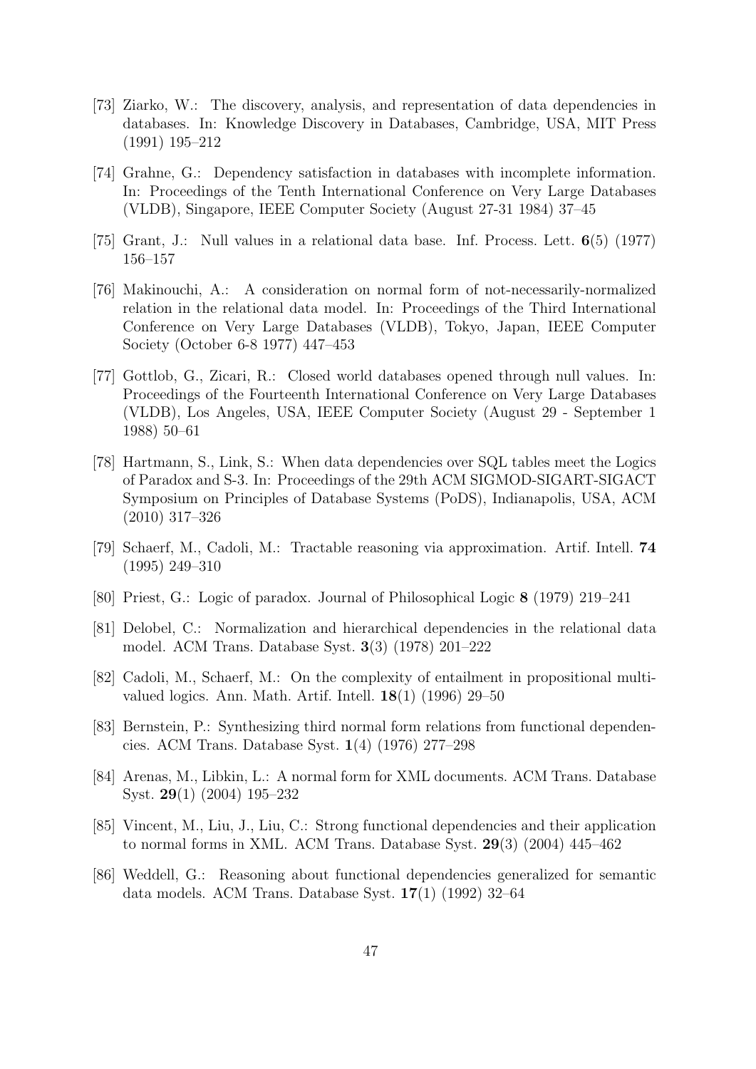[73] Ziarko, W.: The discovery, analysis, and representation of data dependencies in databases. In: Knowledge Discovery in Databases, Cambridge, USA, MIT Press (1991) 195–212

[74] Grahne, G.: Dependency satisfaction in databases with incomplete information. In: Proceedings of the Tenth International Conference on Very Large Databases (VLDB), Singapore, IEEE Computer Society (August 27-31 1984) 37–45

[75] Grant, J.: Null values in a relational data base. Inf. Process. Lett. **6**(5) (1977) 156–157

[76] Makinouchi, A.: A consideration on normal form of not-necessarily-normalized relation in the relational data model. In: Proceedings of the Third International Conference on Very Large Databases (VLDB), Tokyo, Japan, IEEE Computer Society (October 6-8 1977) 447–453

[77] Gottlob, G., Zicari, R.: Closed world databases opened through null values. In: Proceedings of the Fourteenth International Conference on Very Large Databases (VLDB), Los Angeles, USA, IEEE Computer Society (August 29 - September 1 1988) 50–61

[78] Hartmann, S., Link, S.: When data dependencies over SQL tables meet the Logics of Paradox and S-3. In: Proceedings of the 29th ACM SIGMOD-SIGART-SIGACT Symposium on Principles of Database Systems (PoDS), Indianapolis, USA, ACM (2010) 317–326

[79] Schaerf, M., Cadoli, M.: Tractable reasoning via approximation. Artif. Intell. **74** (1995) 249–310

[80] Priest, G.: Logic of paradox. Journal of Philosophical Logic **8** (1979) 219–241

[81] Delobel, C.: Normalization and hierarchical dependencies in the relational data model. ACM Trans. Database Syst. **3**(3) (1978) 201–222

[82] Cadoli, M., Schaerf, M.: On the complexity of entailment in propositional multi-valued logics. Ann. Math. Artif. Intell. **18**(1) (1996) 29–50

[83] Bernstein, P.: Synthesizing third normal form relations from functional dependencies. ACM Trans. Database Syst. **1**(4) (1976) 277–298

[84] Arenas, M., Libkin, L.: A normal form for XML documents. ACM Trans. Database Syst. **29**(1) (2004) 195–232

[85] Vincent, M., Liu, J., Liu, C.: Strong functional dependencies and their application to normal forms in XML. ACM Trans. Database Syst. **29**(3) (2004) 445–462

[86] Weddell, G.: Reasoning about functional dependencies generalized for semantic data models. ACM Trans. Database Syst. **17**(1) (1992) 32–64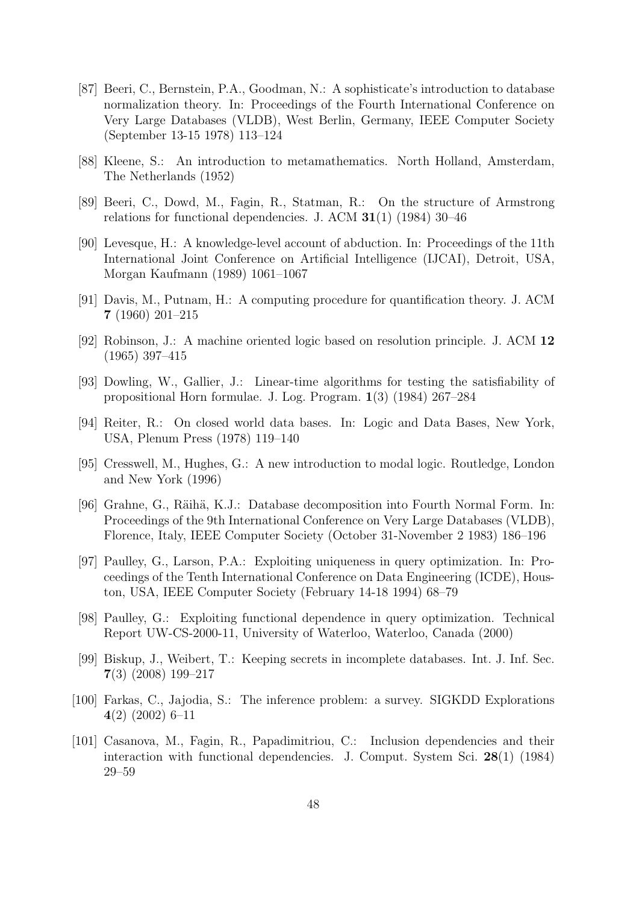[87] Beeri, C., Bernstein, P.A., Goodman, N.: A sophisticate's introduction to database normalization theory. In: Proceedings of the Fourth International Conference on Very Large Databases (VLDB), West Berlin, Germany, IEEE Computer Society (September 13-15 1978) 113–124

[88] Kleene, S.: An introduction to metamathematics. North Holland, Amsterdam, The Netherlands (1952)

[89] Beeri, C., Dowd, M., Fagin, R., Statman, R.: On the structure of Armstrong relations for functional dependencies. J. ACM **31**(1) (1984) 30–46

[90] Levesque, H.: A knowledge-level account of abduction. In: Proceedings of the 11th International Joint Conference on Artificial Intelligence (IJCAI), Detroit, USA, Morgan Kaufmann (1989) 1061–1067

[91] Davis, M., Putnam, H.: A computing procedure for quantification theory. J. ACM **7** (1960) 201–215

[92] Robinson, J.: A machine oriented logic based on resolution principle. J. ACM **12** (1965) 397–415

[93] Dowling, W., Gallier, J.: Linear-time algorithms for testing the satisfiability of propositional Horn formulae. J. Log. Program. **1**(3) (1984) 267–284

[94] Reiter, R.: On closed world data bases. In: Logic and Data Bases, New York, USA, Plenum Press (1978) 119–140

[95] Cresswell, M., Hughes, G.: A new introduction to modal logic. Routledge, London and New York (1996)

[96] Grahne, G., Räihä, K.J.: Database decomposition into Fourth Normal Form. In: Proceedings of the 9th International Conference on Very Large Databases (VLDB), Florence, Italy, IEEE Computer Society (October 31-November 2 1983) 186–196

[97] Paulley, G., Larson, P.A.: Exploiting uniqueness in query optimization. In: Proceedings of the Tenth International Conference on Data Engineering (ICDE), Houston, USA, IEEE Computer Society (February 14-18 1994) 68–79

[98] Paulley, G.: Exploiting functional dependence in query optimization. Technical Report UW-CS-2000-11, University of Waterloo, Waterloo, Canada (2000)

[99] Biskup, J., Weibert, T.: Keeping secrets in incomplete databases. Int. J. Inf. Sec. **7**(3) (2008) 199–217

[100] Farkas, C., Jajodia, S.: The inference problem: a survey. SIGKDD Explorations **4**(2) (2002) 6–11

[101] Casanova, M., Fagin, R., Papadimitriou, C.: Inclusion dependencies and their interaction with functional dependencies. J. Comput. System Sci. **28**(1) (1984) 29–59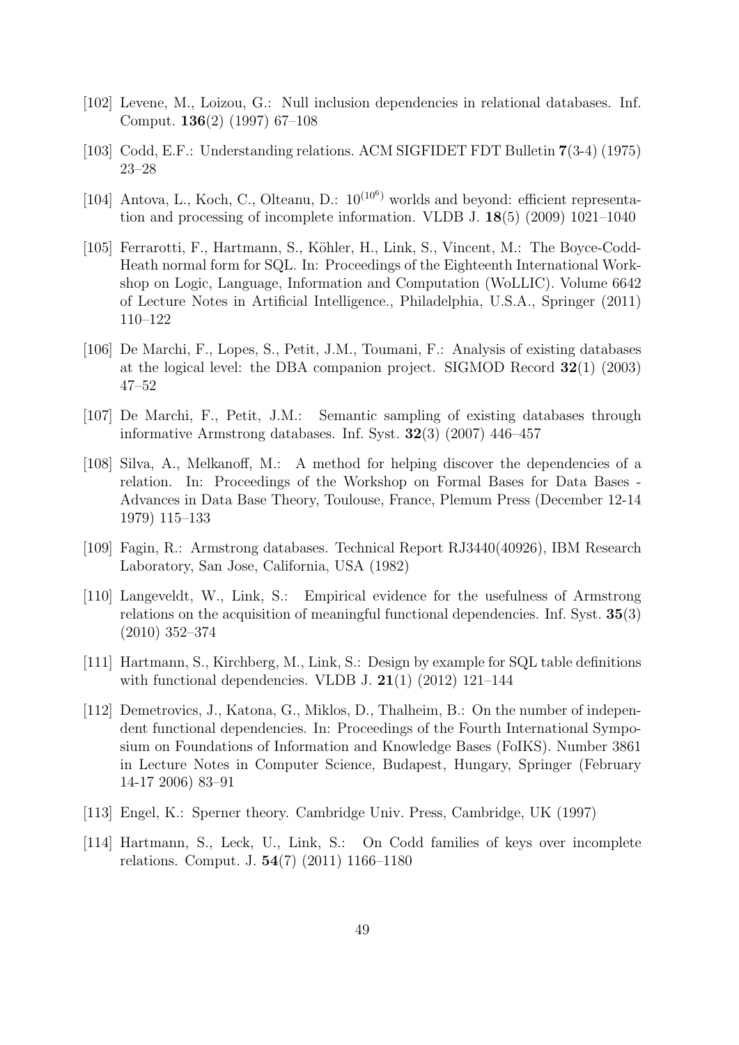[102] Levene, M., Loizou, G.: Null inclusion dependencies in relational databases. Inf. Comput. **136**(2) (1997) 67–108

[103] Codd, E.F.: Understanding relations. ACM SIGFIDET FDT Bulletin **7**(3-4) (1975) 23–28

[104] Antova, L., Koch, C., Olteanu, D.: $10^{(10^6)}$ worlds and beyond: efficient representation and processing of incomplete information. VLDB J. **18**(5) (2009) 1021–1040

[105] Ferrarotti, F., Hartmann, S., Köhler, H., Link, S., Vincent, M.: The Boyce-Codd-Heath normal form for SQL. In: Proceedings of the Eighteenth International Workshop on Logic, Language, Information and Computation (WoLLIC). Volume 6642 of Lecture Notes in Artificial Intelligence., Philadelphia, U.S.A., Springer (2011) 110–122

[106] De Marchi, F., Lopes, S., Petit, J.M., Toumani, F.: Analysis of existing databases at the logical level: the DBA companion project. SIGMOD Record **32**(1) (2003) 47–52

[107] De Marchi, F., Petit, J.M.: Semantic sampling of existing databases through informative Armstrong databases. Inf. Syst. **32**(3) (2007) 446–457

[108] Silva, A., Melkanoff, M.: A method for helping discover the dependencies of a relation. In: Proceedings of the Workshop on Formal Bases for Data Bases - Advances in Data Base Theory, Toulouse, France, Plemum Press (December 12-14 1979) 115–133

[109] Fagin, R.: Armstrong databases. Technical Report RJ3440(40926), IBM Research Laboratory, San Jose, California, USA (1982)

[110] Langeveldt, W., Link, S.: Empirical evidence for the usefulness of Armstrong relations on the acquisition of meaningful functional dependencies. Inf. Syst. **35**(3) (2010) 352–374

[111] Hartmann, S., Kirchberg, M., Link, S.: Design by example for SQL table definitions with functional dependencies. VLDB J. **21**(1) (2012) 121–144

[112] Demetrovics, J., Katona, G., Miklos, D., Thalheim, B.: On the number of independent functional dependencies. In: Proceedings of the Fourth International Symposium on Foundations of Information and Knowledge Bases (FoIKS). Number 3861 in Lecture Notes in Computer Science, Budapest, Hungary, Springer (February 14-17 2006) 83–91

[113] Engel, K.: Sperner theory. Cambridge Univ. Press, Cambridge, UK (1997)

[114] Hartmann, S., Leck, U., Link, S.: On Codd families of keys over incomplete relations. Comput. J. **54**(7) (2011) 1166–1180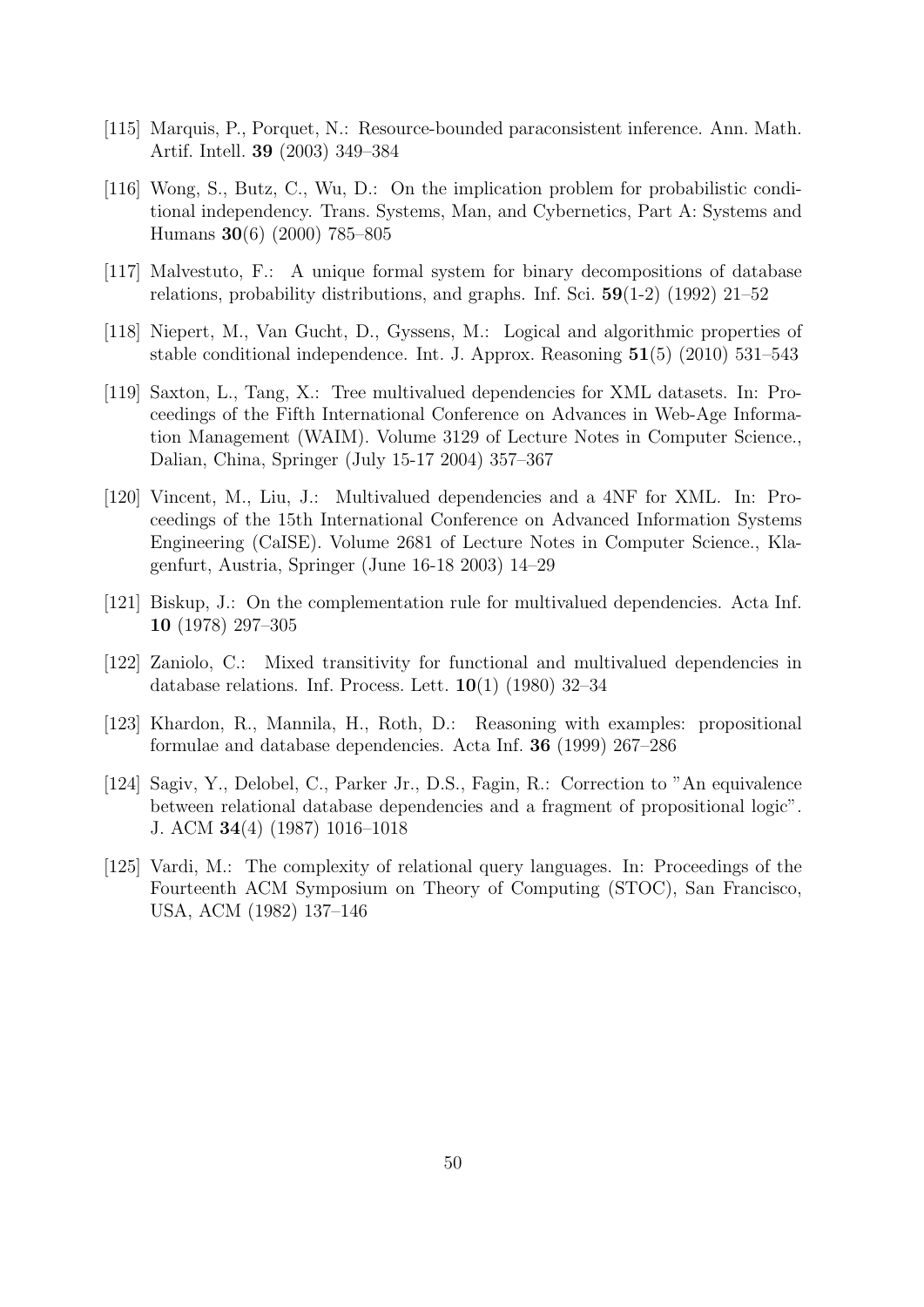[115] Marquis, P., Porquet, N.: Resource-bounded paraconsistent inference. Ann. Math. Artif. Intell. **39** (2003) 349–384

[116] Wong, S., Butz, C., Wu, D.: On the implication problem for probabilistic conditional independency. Trans. Systems, Man, and Cybernetics, Part A: Systems and Humans **30**(6) (2000) 785–805

[117] Malvestuto, F.: A unique formal system for binary decompositions of database relations, probability distributions, and graphs. Inf. Sci. **59**(1-2) (1992) 21–52

[118] Niepert, M., Van Gucht, D., Gyssens, M.: Logical and algorithmic properties of stable conditional independence. Int. J. Approx. Reasoning **51**(5) (2010) 531–543

[119] Saxton, L., Tang, X.: Tree multivalued dependencies for XML datasets. In: Proceedings of the Fifth International Conference on Advances in Web-Age Information Management (WAIM). Volume 3129 of Lecture Notes in Computer Science., Dalian, China, Springer (July 15-17 2004) 357–367

[120] Vincent, M., Liu, J.: Multivalued dependencies and a 4NF for XML. In: Proceedings of the 15th International Conference on Advanced Information Systems Engineering (CaISE). Volume 2681 of Lecture Notes in Computer Science., Klagenfurt, Austria, Springer (June 16-18 2003) 14–29

[121] Biskup, J.: On the complementation rule for multivalued dependencies. Acta Inf. **10** (1978) 297–305

[122] Zaniolo, C.: Mixed transitivity for functional and multivalued dependencies in database relations. Inf. Process. Lett. **10**(1) (1980) 32–34

[123] Khardon, R., Mannila, H., Roth, D.: Reasoning with examples: propositional formulae and database dependencies. Acta Inf. **36** (1999) 267–286

[124] Sagiv, Y., Delobel, C., Parker Jr., D.S., Fagin, R.: Correction to "An equivalence between relational database dependencies and a fragment of propositional logic". J. ACM **34**(4) (1987) 1016–1018

[125] Vardi, M.: The complexity of relational query languages. In: Proceedings of the Fourteenth ACM Symposium on Theory of Computing (STOC), San Francisco, USA, ACM (1982) 137–146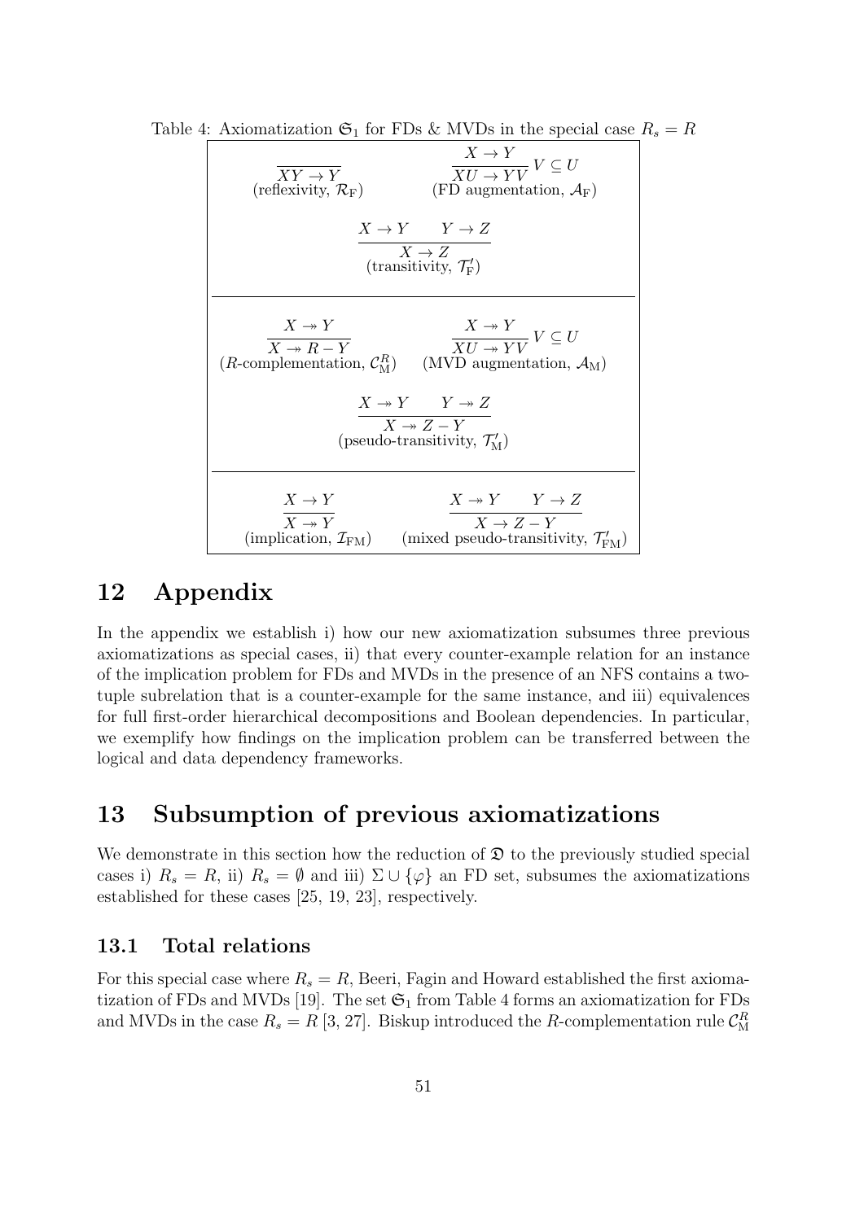Table 4: Axiomatization $\mathfrak{S}_1$ for FDs & MVDs in the special case $R_s = R$

$$\frac{}{XY \to Y}\ \text{(reflexivity, } \mathcal{R}_{\text{F}}) \qquad \frac{X \to Y}{XU \to YV}\ V \subseteq U\ \text{(FD augmentation, } \mathcal{A}_{\text{F}})$$

$$\frac{X \to Y \qquad Y \to Z}{X \to Z}\ \text{(transitivity, } \mathcal{T}'_{\text{F}})$$

$$\frac{X \twoheadrightarrow Y}{X \twoheadrightarrow R - Y}\ \text{(}R\text{-complementation, } \mathcal{C}^R_{\text{M}}) \qquad \frac{X \twoheadrightarrow Y}{XU \twoheadrightarrow YV}\ V \subseteq U\ \text{(MVD augmentation, } \mathcal{A}_{\text{M}})$$

$$\frac{X \twoheadrightarrow Y \qquad Y \twoheadrightarrow Z}{X \twoheadrightarrow Z - Y}\ \text{(pseudo-transitivity, } \mathcal{T}'_{\text{M}})$$

$$\frac{X \to Y}{X \twoheadrightarrow Y}\ \text{(implication, } \mathcal{I}_{\text{FM}}) \qquad \frac{X \twoheadrightarrow Y \qquad Y \to Z}{X \to Z - Y}\ \text{(mixed pseudo-transitivity, } \mathcal{T}'_{\text{FM}})$$

# 12 Appendix

In the appendix we establish i) how our new axiomatization subsumes three previous axiomatizations as special cases, ii) that every counter-example relation for an instance of the implication problem for FDs and MVDs in the presence of an NFS contains a two-tuple subrelation that is a counter-example for the same instance, and iii) equivalences for full first-order hierarchical decompositions and Boolean dependencies. In particular, we exemplify how findings on the implication problem can be transferred between the logical and data dependency frameworks.

# 13 Subsumption of previous axiomatizations

We demonstrate in this section how the reduction of $\mathfrak{D}$ to the previously studied special cases i) $R_s = R$, ii) $R_s = \emptyset$ and iii) $\Sigma \cup \{\varphi\}$ an FD set, subsumes the axiomatizations established for these cases [25, 19, 23], respectively.

## 13.1 Total relations

For this special case where $R_s = R$, Beeri, Fagin and Howard established the first axiomatization of FDs and MVDs [19]. The set $\mathfrak{S}_1$ from Table 4 forms an axiomatization for FDs and MVDs in the case $R_s = R$ [3, 27]. Biskup introduced the $R$-complementation rule $\mathcal{C}^R_{\text{M}}$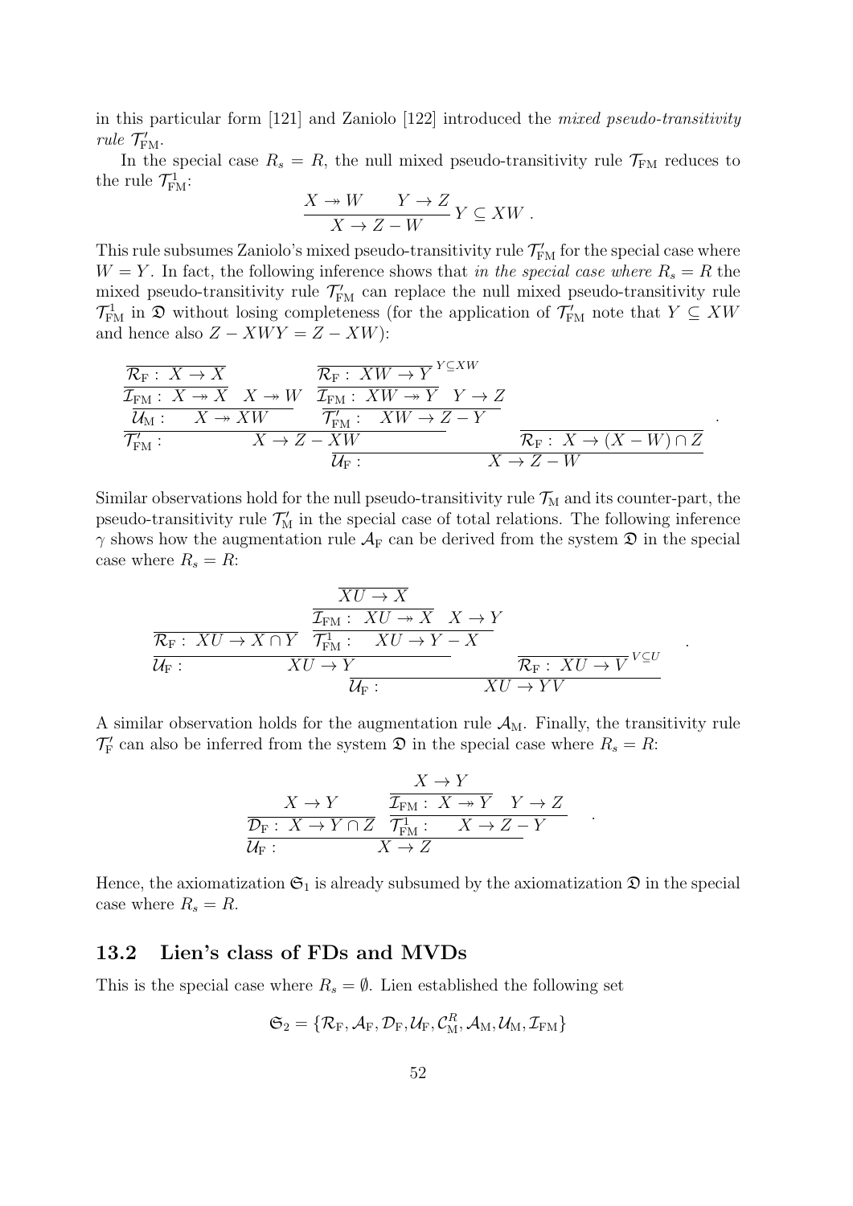in this particular form [121] and Zaniolo [122] introduced the *mixed pseudo-transitivity rule* $\mathcal{T}'_{\rm FM}$.

In the special case $R_s = R$, the null mixed pseudo-transitivity rule $\mathcal{T}_{\rm FM}$ reduces to the rule $\mathcal{T}^1_{\rm FM}$:

$$\frac{X \twoheadrightarrow W \qquad Y \to Z}{X \to Z - W}\, Y \subseteq XW\ .$$

This rule subsumes Zaniolo's mixed pseudo-transitivity rule $\mathcal{T}'_{\rm FM}$ for the special case where $W = Y$. In fact, the following inference shows that *in the special case where* $R_s = R$ the mixed pseudo-transitivity rule $\mathcal{T}'_{\rm FM}$ can replace the null mixed pseudo-transitivity rule $\mathcal{T}^1_{\rm FM}$ in $\mathfrak{D}$ without losing completeness (for the application of $\mathcal{T}'_{\rm FM}$ note that $Y \subseteq XW$ and hence also $Z - XWY = Z - XW$):

$$\cfrac{\cfrac{\cfrac{\cfrac{}{\mathcal{R}_{\rm F}:\ X \to X}}{\mathcal{I}_{\rm FM}:\ X \twoheadrightarrow X} \quad X \twoheadrightarrow W}{\mathcal{U}_{\rm M}:\quad X \twoheadrightarrow XW} \qquad \cfrac{\cfrac{\cfrac{}{\mathcal{R}_{\rm F}:\ XW \to Y}\,{}^{Y\subseteq XW}}{\mathcal{I}_{\rm FM}:\ XW \twoheadrightarrow Y} \quad Y \to Z}{\mathcal{T}'_{\rm FM}:\quad XW \to Z - Y}}{\mathcal{T}'_{\rm FM}:\qquad X \to Z - XW} \qquad \cfrac{}{\mathcal{R}_{\rm F}:\ X \to (X - W) \cap Z}$$
$$\mathcal{U}_{\rm F}:\qquad X \to Z - W\ .$$

Similar observations hold for the null pseudo-transitivity rule $\mathcal{T}_{\rm M}$ and its counter-part, the pseudo-transitivity rule $\mathcal{T}'_{\rm M}$ in the special case of total relations. The following inference $\gamma$ shows how the augmentation rule $\mathcal{A}_{\rm F}$ can be derived from the system $\mathfrak{D}$ in the special case where $R_s = R$:

$$\cfrac{\cfrac{\cfrac{}{\mathcal{R}_{\rm F}:\ XU \to X \cap Y} \qquad \cfrac{\cfrac{\cfrac{}{XU \to X}}{\mathcal{I}_{\rm FM}:\ XU \twoheadrightarrow X} \quad X \to Y}{\mathcal{T}^1_{\rm FM}:\quad XU \to Y - X}}{\mathcal{U}_{\rm F}:\qquad XU \to Y} \qquad \cfrac{}{\mathcal{R}_{\rm F}:\ XU \to V}\,{}^{V\subseteq U}}{\mathcal{U}_{\rm F}:\qquad XU \to YV}\ .$$

A similar observation holds for the augmentation rule $\mathcal{A}_{\rm M}$. Finally, the transitivity rule $\mathcal{T}'_{\rm F}$ can also be inferred from the system $\mathfrak{D}$ in the special case where $R_s = R$:

$$\cfrac{\cfrac{X \to Y}{\mathcal{D}_{\rm F}:\ X \to Y \cap Z} \qquad \cfrac{\cfrac{X \to Y}{\mathcal{I}_{\rm FM}:\ X \twoheadrightarrow Y} \quad Y \to Z}{\mathcal{T}^1_{\rm FM}:\quad X \to Z - Y}}{\mathcal{U}_{\rm F}:\qquad X \to Z}\ .$$

Hence, the axiomatization $\mathfrak{S}_1$ is already subsumed by the axiomatization $\mathfrak{D}$ in the special case where $R_s = R$.

## 13.2 Lien's class of FDs and MVDs

This is the special case where $R_s = \emptyset$. Lien established the following set

$$\mathfrak{S}_2 = \{\mathcal{R}_{\rm F}, \mathcal{A}_{\rm F}, \mathcal{D}_{\rm F}, \mathcal{U}_{\rm F}, \mathcal{C}^R_{\rm M}, \mathcal{A}_{\rm M}, \mathcal{U}_{\rm M}, \mathcal{I}_{\rm FM}\}$$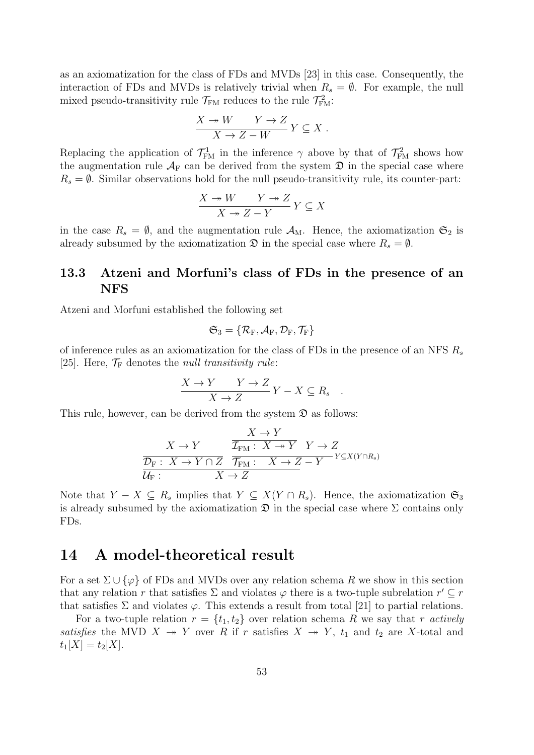as an axiomatization for the class of FDs and MVDs [23] in this case. Consequently, the interaction of FDs and MVDs is relatively trivial when $R_s = \emptyset$. For example, the null mixed pseudo-transitivity rule $\mathcal{T}_{\rm FM}$ reduces to the rule $\mathcal{T}_{\rm FM}^2$:

$$\frac{X \twoheadrightarrow W \qquad Y \rightarrow Z}{X \rightarrow Z - W} \, Y \subseteq X \; .$$

Replacing the application of $\mathcal{T}_{\rm FM}^1$ in the inference $\gamma$ above by that of $\mathcal{T}_{\rm FM}^2$ shows how the augmentation rule $\mathcal{A}_{\rm F}$ can be derived from the system $\mathfrak{D}$ in the special case where $R_s = \emptyset$. Similar observations hold for the null pseudo-transitivity rule, its counter-part:

$$\frac{X \twoheadrightarrow W \qquad Y \twoheadrightarrow Z}{X \twoheadrightarrow Z - Y} \, Y \subseteq X$$

in the case $R_s = \emptyset$, and the augmentation rule $\mathcal{A}_{\rm M}$. Hence, the axiomatization $\mathfrak{S}_2$ is already subsumed by the axiomatization $\mathfrak{D}$ in the special case where $R_s = \emptyset$.

### 13.3 Atzeni and Morfuni's class of FDs in the presence of an NFS

Atzeni and Morfuni established the following set

$$\mathfrak{S}_3 = \{\mathcal{R}_{\rm F}, \mathcal{A}_{\rm F}, \mathcal{D}_{\rm F}, \mathcal{T}_{\rm F}\}$$

of inference rules as an axiomatization for the class of FDs in the presence of an NFS $R_s$ [25]. Here, $\mathcal{T}_{\rm F}$ denotes the *null transitivity rule*:

$$\frac{X \rightarrow Y \qquad Y \rightarrow Z}{X \rightarrow Z} \, Y - X \subseteq R_s \quad .$$

This rule, however, can be derived from the system $\mathfrak{D}$ as follows:

$$\cfrac{\cfrac{X \rightarrow Y \qquad \cfrac{\cfrac{X \rightarrow Y}{\mathcal{I}_{\rm FM}: \; X \twoheadrightarrow Y} \quad Y \rightarrow Z}{\mathcal{T}_{\rm FM}: \quad X \rightarrow Z - Y} \, {\scriptstyle Y \subseteq X(Y \cap R_s)}}{\mathcal{D}_{\rm F}: \; X \rightarrow Y \cap Z \quad\quad}}{\mathcal{U}_{\rm F}: \qquad X \rightarrow Z}$$

Note that $Y - X \subseteq R_s$ implies that $Y \subseteq X(Y \cap R_s)$. Hence, the axiomatization $\mathfrak{S}_3$ is already subsumed by the axiomatization $\mathfrak{D}$ in the special case where $\Sigma$ contains only FDs.

## 14 A model-theoretical result

For a set $\Sigma \cup \{\varphi\}$ of FDs and MVDs over any relation schema $R$ we show in this section that any relation $r$ that satisfies $\Sigma$ and violates $\varphi$ there is a two-tuple subrelation $r' \subseteq r$ that satisfies $\Sigma$ and violates $\varphi$. This extends a result from total [21] to partial relations.

For a two-tuple relation $r = \{t_1, t_2\}$ over relation schema $R$ we say that $r$ *actively satisfies* the MVD $X \twoheadrightarrow Y$ over $R$ if $r$ satisfies $X \twoheadrightarrow Y$, $t_1$ and $t_2$ are $X$-total and $t_1[X] = t_2[X]$.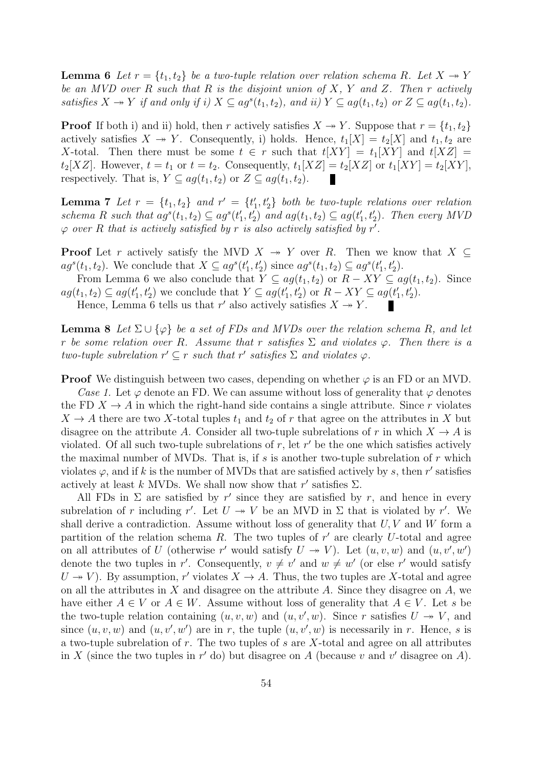**Lemma 6** *Let $r = \{t_1, t_2\}$ be a two-tuple relation over relation schema $R$. Let $X \twoheadrightarrow Y$ be an MVD over $R$ such that $R$ is the disjoint union of $X$, $Y$ and $Z$. Then $r$ actively satisfies $X \twoheadrightarrow Y$ if and only if i) $X \subseteq ag^s(t_1, t_2)$, and ii) $Y \subseteq ag(t_1, t_2)$ or $Z \subseteq ag(t_1, t_2)$.*

**Proof** If both i) and ii) hold, then $r$ actively satisfies $X \twoheadrightarrow Y$. Suppose that $r = \{t_1, t_2\}$ actively satisfies $X \twoheadrightarrow Y$. Consequently, i) holds. Hence, $t_1[X] = t_2[X]$ and $t_1, t_2$ are $X$-total. Then there must be some $t \in r$ such that $t[XY] = t_1[XY]$ and $t[XZ] = t_2[XZ]$. However, $t = t_1$ or $t = t_2$. Consequently, $t_1[XZ] = t_2[XZ]$ or $t_1[XY] = t_2[XY]$, respectively. That is, $Y \subseteq ag(t_1, t_2)$ or $Z \subseteq ag(t_1, t_2)$. ∎

**Lemma 7** *Let $r = \{t_1, t_2\}$ and $r' = \{t'_1, t'_2\}$ both be two-tuple relations over relation schema $R$ such that $ag^s(t_1, t_2) \subseteq ag^s(t'_1, t'_2)$ and $ag(t_1, t_2) \subseteq ag(t'_1, t'_2)$. Then every MVD $\varphi$ over $R$ that is actively satisfied by $r$ is also actively satisfied by $r'$.*

**Proof** Let $r$ actively satisfy the MVD $X \twoheadrightarrow Y$ over $R$. Then we know that $X \subseteq ag^s(t_1, t_2)$. We conclude that $X \subseteq ag^s(t'_1, t'_2)$ since $ag^s(t_1, t_2) \subseteq ag^s(t'_1, t'_2)$.

From Lemma 6 we also conclude that $Y \subseteq ag(t_1, t_2)$ or $R - XY \subseteq ag(t_1, t_2)$. Since $ag(t_1, t_2) \subseteq ag(t'_1, t'_2)$ we conclude that $Y \subseteq ag(t'_1, t'_2)$ or $R - XY \subseteq ag(t'_1, t'_2)$.

Hence, Lemma 6 tells us that $r'$ also actively satisfies $X \twoheadrightarrow Y$. ∎

**Lemma 8** *Let $\Sigma \cup \{\varphi\}$ be a set of FDs and MVDs over the relation schema $R$, and let $r$ be some relation over $R$. Assume that $r$ satisfies $\Sigma$ and violates $\varphi$. Then there is a two-tuple subrelation $r' \subseteq r$ such that $r'$ satisfies $\Sigma$ and violates $\varphi$.*

**Proof** We distinguish between two cases, depending on whether $\varphi$ is an FD or an MVD.

*Case 1.* Let $\varphi$ denote an FD. We can assume without loss of generality that $\varphi$ denotes the FD $X \to A$ in which the right-hand side contains a single attribute. Since $r$ violates $X \to A$ there are two $X$-total tuples $t_1$ and $t_2$ of $r$ that agree on the attributes in $X$ but disagree on the attribute $A$. Consider all two-tuple subrelations of $r$ in which $X \to A$ is violated. Of all such two-tuple subrelations of $r$, let $r'$ be the one which satisfies actively the maximal number of MVDs. That is, if $s$ is another two-tuple subrelation of $r$ which violates $\varphi$, and if $k$ is the number of MVDs that are satisfied actively by $s$, then $r'$ satisfies actively at least $k$ MVDs. We shall now show that $r'$ satisfies $\Sigma$.

All FDs in $\Sigma$ are satisfied by $r'$ since they are satisfied by $r$, and hence in every subrelation of $r$ including $r'$. Let $U \twoheadrightarrow V$ be an MVD in $\Sigma$ that is violated by $r'$. We shall derive a contradiction. Assume without loss of generality that $U, V$ and $W$ form a partition of the relation schema $R$. The two tuples of $r'$ are clearly $U$-total and agree on all attributes of $U$ (otherwise $r'$ would satisfy $U \twoheadrightarrow V$). Let $(u, v, w)$ and $(u, v', w')$ denote the two tuples in $r'$. Consequently, $v \neq v'$ and $w \neq w'$ (or else $r'$ would satisfy $U \twoheadrightarrow V$). By assumption, $r'$ violates $X \to A$. Thus, the two tuples are $X$-total and agree on all the attributes in $X$ and disagree on the attribute $A$. Since they disagree on $A$, we have either $A \in V$ or $A \in W$. Assume without loss of generality that $A \in V$. Let $s$ be the two-tuple relation containing $(u, v, w)$ and $(u, v', w)$. Since $r$ satisfies $U \twoheadrightarrow V$, and since $(u, v, w)$ and $(u, v', w')$ are in $r$, the tuple $(u, v', w)$ is necessarily in $r$. Hence, $s$ is a two-tuple subrelation of $r$. The two tuples of $s$ are $X$-total and agree on all attributes in $X$ (since the two tuples in $r'$ do) but disagree on $A$ (because $v$ and $v'$ disagree on $A$).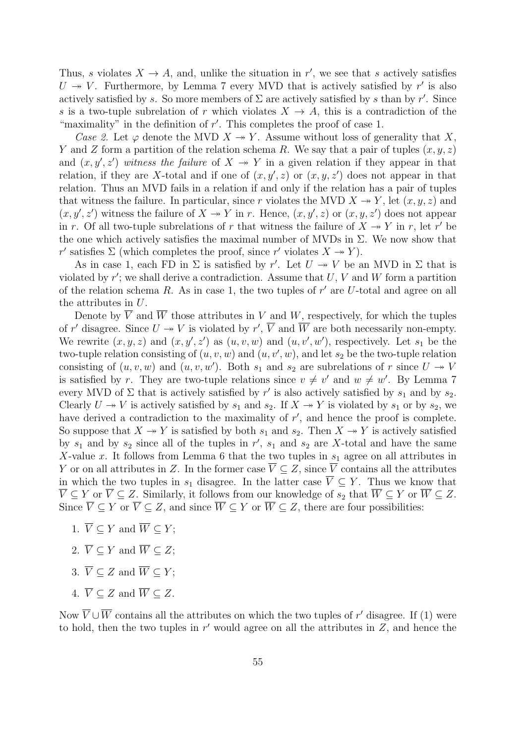Thus, $s$ violates $X \to A$, and, unlike the situation in $r'$, we see that $s$ actively satisfies $U \twoheadrightarrow V$. Furthermore, by Lemma 7 every MVD that is actively satisfied by $r'$ is also actively satisfied by $s$. So more members of $\Sigma$ are actively satisfied by $s$ than by $r'$. Since $s$ is a two-tuple subrelation of $r$ which violates $X \to A$, this is a contradiction of the "maximality" in the definition of $r'$. This completes the proof of case 1.

*Case 2.* Let $\varphi$ denote the MVD $X \twoheadrightarrow Y$. Assume without loss of generality that $X$, $Y$ and $Z$ form a partition of the relation schema $R$. We say that a pair of tuples $(x, y, z)$ and $(x, y', z')$ *witness the failure* of $X \twoheadrightarrow Y$ in a given relation if they appear in that relation, if they are $X$-total and if one of $(x, y', z)$ or $(x, y, z')$ does not appear in that relation. Thus an MVD fails in a relation if and only if the relation has a pair of tuples that witness the failure. In particular, since $r$ violates the MVD $X \twoheadrightarrow Y$, let $(x, y, z)$ and $(x, y', z')$ witness the failure of $X \twoheadrightarrow Y$ in $r$. Hence, $(x, y', z)$ or $(x, y, z')$ does not appear in $r$. Of all two-tuple subrelations of $r$ that witness the failure of $X \twoheadrightarrow Y$ in $r$, let $r'$ be the one which actively satisfies the maximal number of MVDs in $\Sigma$. We now show that $r'$ satisfies $\Sigma$ (which completes the proof, since $r'$ violates $X \twoheadrightarrow Y$).

As in case 1, each FD in $\Sigma$ is satisfied by $r'$. Let $U \twoheadrightarrow V$ be an MVD in $\Sigma$ that is violated by $r'$; we shall derive a contradiction. Assume that $U$, $V$ and $W$ form a partition of the relation schema $R$. As in case 1, the two tuples of $r'$ are $U$-total and agree on all the attributes in $U$.

Denote by $\overline{V}$ and $\overline{W}$ those attributes in $V$ and $W$, respectively, for which the tuples of $r'$ disagree. Since $U \twoheadrightarrow V$ is violated by $r'$, $\overline{V}$ and $\overline{W}$ are both necessarily non-empty. We rewrite $(x, y, z)$ and $(x, y', z')$ as $(u, v, w)$ and $(u, v', w')$, respectively. Let $s_1$ be the two-tuple relation consisting of $(u, v, w)$ and $(u, v', w)$, and let $s_2$ be the two-tuple relation consisting of $(u, v, w)$ and $(u, v, w')$. Both $s_1$ and $s_2$ are subrelations of $r$ since $U \twoheadrightarrow V$ is satisfied by $r$. They are two-tuple relations since $v \neq v'$ and $w \neq w'$. By Lemma 7 every MVD of $\Sigma$ that is actively satisfied by $r'$ is also actively satisfied by $s_1$ and by $s_2$. Clearly $U \twoheadrightarrow V$ is actively satisfied by $s_1$ and $s_2$. If $X \twoheadrightarrow Y$ is violated by $s_1$ or by $s_2$, we have derived a contradiction to the maximality of $r'$, and hence the proof is complete. So suppose that $X \twoheadrightarrow Y$ is satisfied by both $s_1$ and $s_2$. Then $X \twoheadrightarrow Y$ is actively satisfied by $s_1$ and by $s_2$ since all of the tuples in $r'$, $s_1$ and $s_2$ are $X$-total and have the same $X$-value $x$. It follows from Lemma 6 that the two tuples in $s_1$ agree on all attributes in $Y$ or on all attributes in $Z$. In the former case $\overline{V} \subseteq Z$, since $\overline{V}$ contains all the attributes in which the two tuples in $s_1$ disagree. In the latter case $\overline{V} \subseteq Y$. Thus we know that $\overline{V} \subseteq Y$ or $\overline{V} \subseteq Z$. Similarly, it follows from our knowledge of $s_2$ that $\overline{W} \subseteq Y$ or $\overline{W} \subseteq Z$. Since $\overline{V} \subseteq Y$ or $\overline{V} \subseteq Z$, and since $\overline{W} \subseteq Y$ or $\overline{W} \subseteq Z$, there are four possibilities:

1. $\overline{V} \subseteq Y$ and $\overline{W} \subseteq Y$;
2. $\overline{V} \subseteq Y$ and $\overline{W} \subseteq Z$;
3. $\overline{V} \subseteq Z$ and $\overline{W} \subseteq Y$;
4. $\overline{V} \subseteq Z$ and $\overline{W} \subseteq Z$.

Now $\overline{V} \cup \overline{W}$ contains all the attributes on which the two tuples of $r'$ disagree. If (1) were to hold, then the two tuples in $r'$ would agree on all the attributes in $Z$, and hence the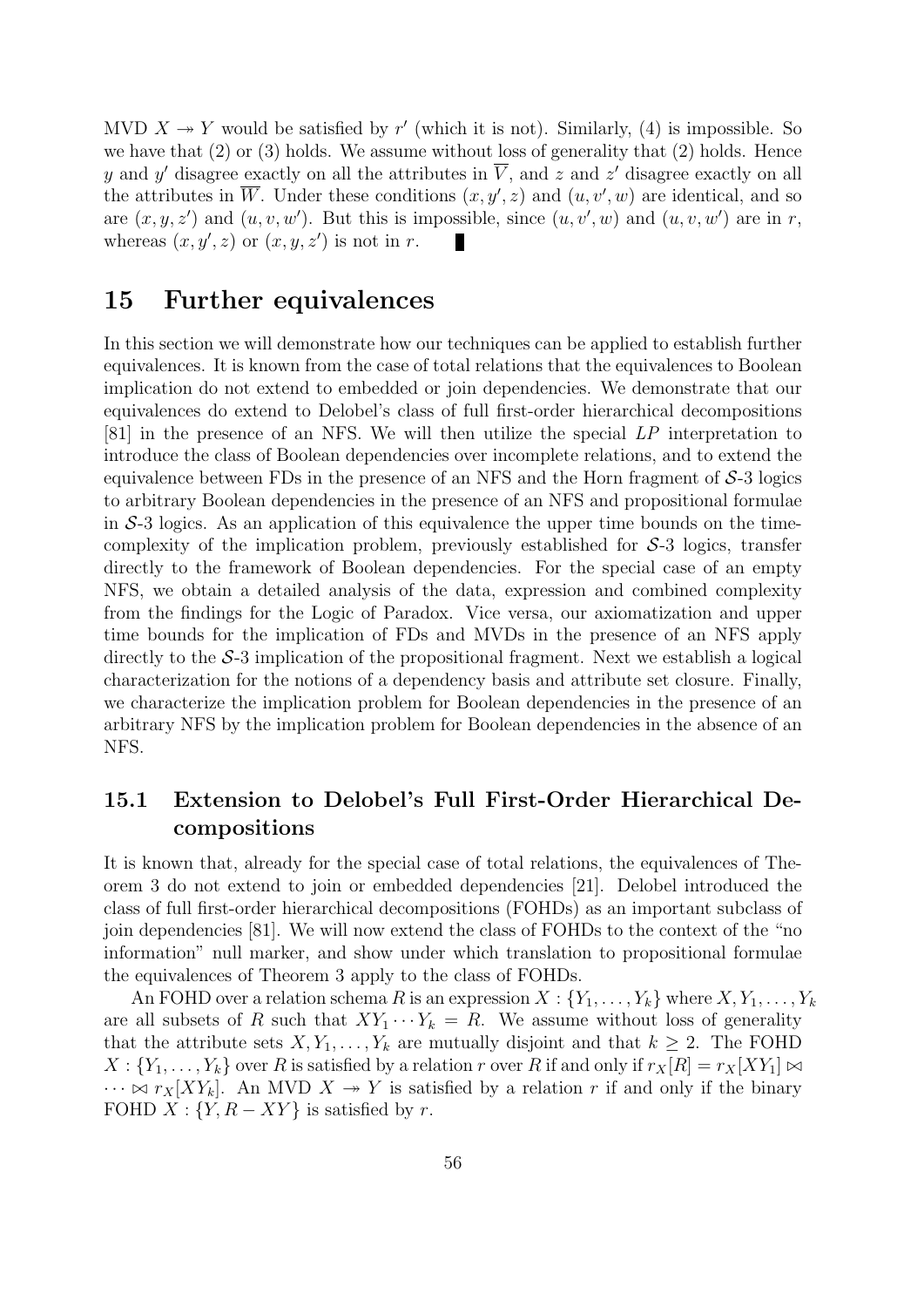MVD $X \twoheadrightarrow Y$ would be satisfied by $r'$ (which it is not). Similarly, (4) is impossible. So we have that (2) or (3) holds. We assume without loss of generality that (2) holds. Hence $y$ and $y'$ disagree exactly on all the attributes in $\overline{V}$, and $z$ and $z'$ disagree exactly on all the attributes in $\overline{W}$. Under these conditions $(x, y', z)$ and $(u, v', w)$ are identical, and so are $(x, y, z')$ and $(u, v, w')$. But this is impossible, since $(u, v', w)$ and $(u, v, w')$ are in $r$, whereas $(x, y', z)$ or $(x, y, z')$ is not in $r$. ∎

# 15 Further equivalences

In this section we will demonstrate how our techniques can be applied to establish further equivalences. It is known from the case of total relations that the equivalences to Boolean implication do not extend to embedded or join dependencies. We demonstrate that our equivalences do extend to Delobel's class of full first-order hierarchical decompositions [81] in the presence of an NFS. We will then utilize the special $LP$ interpretation to introduce the class of Boolean dependencies over incomplete relations, and to extend the equivalence between FDs in the presence of an NFS and the Horn fragment of $\mathcal{S}$-3 logics to arbitrary Boolean dependencies in the presence of an NFS and propositional formulae in $\mathcal{S}$-3 logics. As an application of this equivalence the upper time bounds on the time-complexity of the implication problem, previously established for $\mathcal{S}$-3 logics, transfer directly to the framework of Boolean dependencies. For the special case of an empty NFS, we obtain a detailed analysis of the data, expression and combined complexity from the findings for the Logic of Paradox. Vice versa, our axiomatization and upper time bounds for the implication of FDs and MVDs in the presence of an NFS apply directly to the $\mathcal{S}$-3 implication of the propositional fragment. Next we establish a logical characterization for the notions of a dependency basis and attribute set closure. Finally, we characterize the implication problem for Boolean dependencies in the presence of an arbitrary NFS by the implication problem for Boolean dependencies in the absence of an NFS.

## 15.1 Extension to Delobel's Full First-Order Hierarchical Decompositions

It is known that, already for the special case of total relations, the equivalences of Theorem 3 do not extend to join or embedded dependencies [21]. Delobel introduced the class of full first-order hierarchical decompositions (FOHDs) as an important subclass of join dependencies [81]. We will now extend the class of FOHDs to the context of the "no information" null marker, and show under which translation to propositional formulae the equivalences of Theorem 3 apply to the class of FOHDs.

An FOHD over a relation schema $R$ is an expression $X : \{Y_1, \ldots, Y_k\}$ where $X, Y_1, \ldots, Y_k$ are all subsets of $R$ such that $XY_1 \cdots Y_k = R$. We assume without loss of generality that the attribute sets $X, Y_1, \ldots, Y_k$ are mutually disjoint and that $k \geq 2$. The FOHD $X : \{Y_1, \ldots, Y_k\}$ over $R$ is satisfied by a relation $r$ over $R$ if and only if $r_X[R] = r_X[XY_1] \bowtie \cdots \bowtie r_X[XY_k]$. An MVD $X \twoheadrightarrow Y$ is satisfied by a relation $r$ if and only if the binary FOHD $X : \{Y, R - XY\}$ is satisfied by $r$.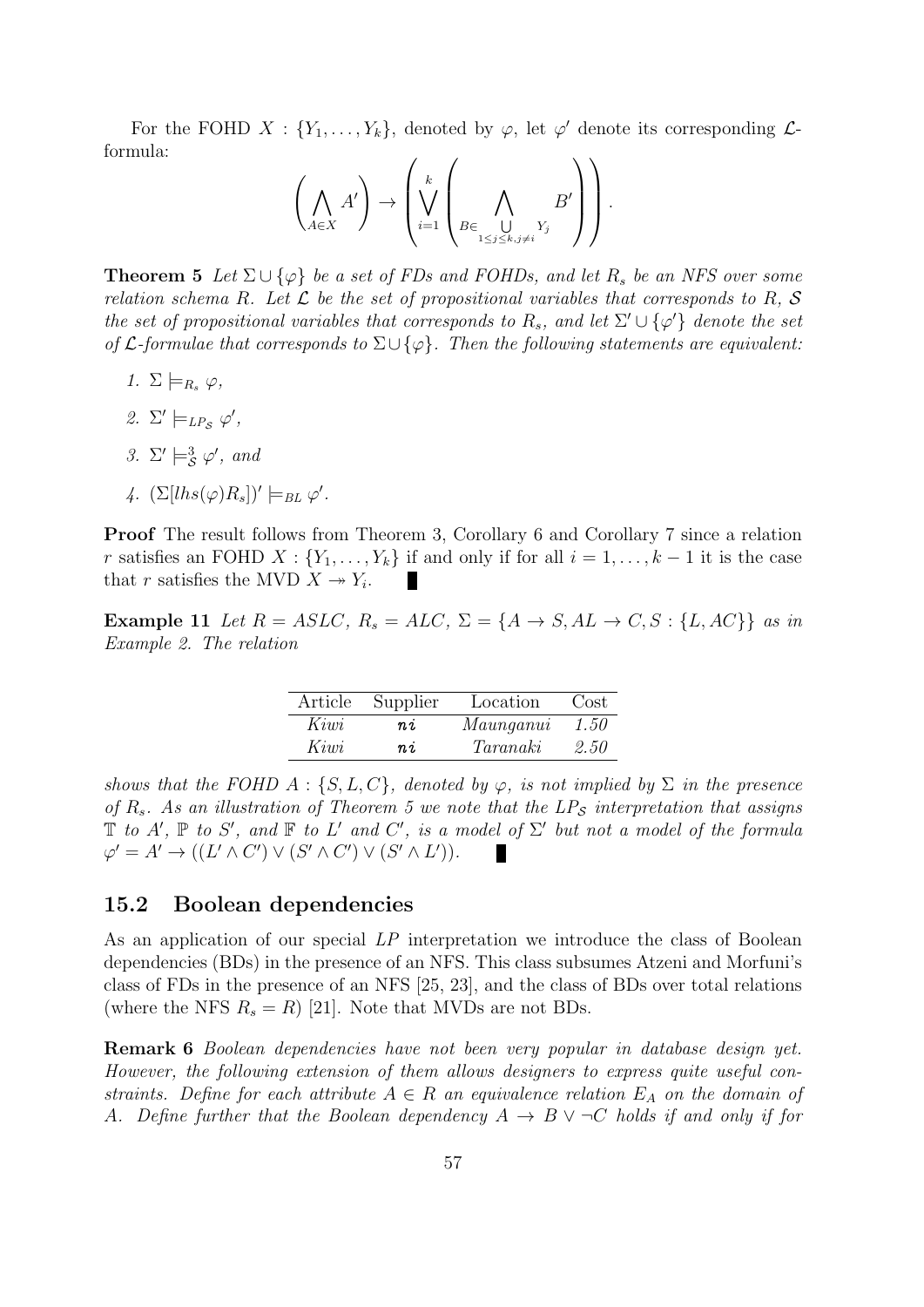For the FOHD $X : \{Y_1, \ldots, Y_k\}$, denoted by $\varphi$, let $\varphi'$ denote its corresponding $\mathcal{L}$-formula:

$$\left(\bigwedge_{A \in X} A'\right) \rightarrow \left(\bigvee_{i=1}^{k} \left(\bigwedge_{B \in \bigcup_{1 \leq j \leq k, j \neq i} Y_j} B'\right)\right).$$

**Theorem 5** *Let $\Sigma \cup \{\varphi\}$ be a set of FDs and FOHDs, and let $R_s$ be an NFS over some relation schema $R$. Let $\mathcal{L}$ be the set of propositional variables that corresponds to $R$, $\mathcal{S}$ the set of propositional variables that corresponds to $R_s$, and let $\Sigma' \cup \{\varphi'\}$ denote the set of $\mathcal{L}$-formulae that corresponds to $\Sigma \cup \{\varphi\}$. Then the following statements are equivalent:*

1. $\Sigma \models_{R_s} \varphi$,
2. $\Sigma' \models_{LP_\mathcal{S}} \varphi'$,
3. $\Sigma' \models^3_\mathcal{S} \varphi'$, *and*
4. $(\Sigma[lhs(\varphi)R_s])' \models_{BL} \varphi'$.

**Proof** The result follows from Theorem 3, Corollary 6 and Corollary 7 since a relation $r$ satisfies an FOHD $X : \{Y_1, \ldots, Y_k\}$ if and only if for all $i = 1, \ldots, k-1$ it is the case that $r$ satisfies the MVD $X \twoheadrightarrow Y_i$. ∎

**Example 11** *Let $R = ASLC$, $R_s = ALC$, $\Sigma = \{A \rightarrow S, AL \rightarrow C, S : \{L, AC\}\}$ as in Example 2. The relation*

| Article | Supplier | Location | Cost |
|---|---|---|---|
| *Kiwi* | *ni* | *Maunganui* | *1.50* |
| *Kiwi* | *ni* | *Taranaki* | *2.50* |

*shows that the FOHD $A : \{S, L, C\}$, denoted by $\varphi$, is not implied by $\Sigma$ in the presence of $R_s$. As an illustration of Theorem 5 we note that the $LP_\mathcal{S}$ interpretation that assigns $\mathbb{T}$ to $A'$, $\mathbb{P}$ to $S'$, and $\mathbb{F}$ to $L'$ and $C'$, is a model of $\Sigma'$ but not a model of the formula $\varphi' = A' \rightarrow ((L' \wedge C') \vee (S' \wedge C') \vee (S' \wedge L'))$.* ∎

## 15.2 Boolean dependencies

As an application of our special *LP* interpretation we introduce the class of Boolean dependencies (BDs) in the presence of an NFS. This class subsumes Atzeni and Morfuni's class of FDs in the presence of an NFS [25, 23], and the class of BDs over total relations (where the NFS $R_s = R$) [21]. Note that MVDs are not BDs.

**Remark 6** *Boolean dependencies have not been very popular in database design yet. However, the following extension of them allows designers to express quite useful constraints. Define for each attribute $A \in R$ an equivalence relation $E_A$ on the domain of $A$. Define further that the Boolean dependency $A \rightarrow B \vee \neg C$ holds if and only if for*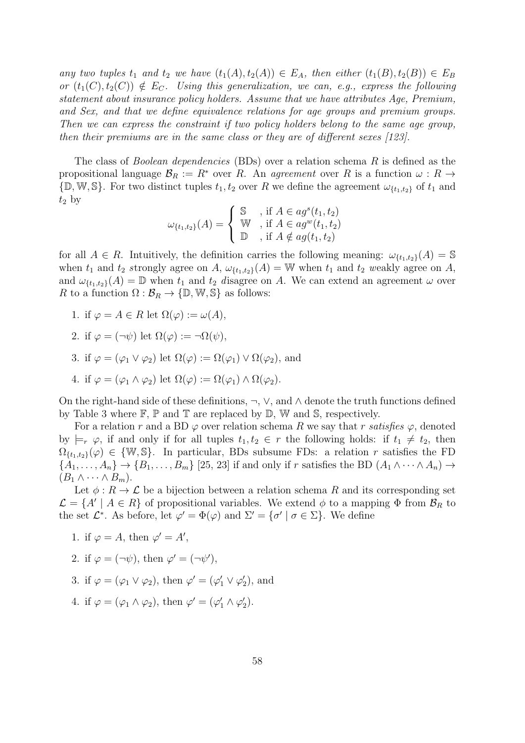*any two tuples $t_1$ and $t_2$ we have $(t_1(A), t_2(A)) \in E_A$, then either $(t_1(B), t_2(B)) \in E_B$ or $(t_1(C), t_2(C)) \notin E_C$. Using this generalization, we can, e.g., express the following statement about insurance policy holders. Assume that we have attributes Age, Premium, and Sex, and that we define equivalence relations for age groups and premium groups. Then we can express the constraint if two policy holders belong to the same age group, then their premiums are in the same class or they are of different sexes [123].*

The class of *Boolean dependencies* (BDs) over a relation schema $R$ is defined as the propositional language $\mathcal{B}_R := R^*$ over $R$. An *agreement* over $R$ is a function $\omega : R \to \{\mathbb{D}, \mathbb{W}, \mathbb{S}\}$. For two distinct tuples $t_1, t_2$ over $R$ we define the agreement $\omega_{\{t_1,t_2\}}$ of $t_1$ and $t_2$ by

$$\omega_{\{t_1,t_2\}}(A) = \begin{cases} \mathbb{S} & \text{, if } A \in ag^s(t_1, t_2) \\ \mathbb{W} & \text{, if } A \in ag^w(t_1, t_2) \\ \mathbb{D} & \text{, if } A \notin ag(t_1, t_2) \end{cases}$$

for all $A \in R$. Intuitively, the definition carries the following meaning: $\omega_{\{t_1,t_2\}}(A) = \mathbb{S}$ when $t_1$ and $t_2$ *s*trongly agree on $A$, $\omega_{\{t_1,t_2\}}(A) = \mathbb{W}$ when $t_1$ and $t_2$ *w*eakly agree on $A$, and $\omega_{\{t_1,t_2\}}(A) = \mathbb{D}$ when $t_1$ and $t_2$ *d*isagree on $A$. We can extend an agreement $\omega$ over $R$ to a function $\Omega : \mathcal{B}_R \to \{\mathbb{D}, \mathbb{W}, \mathbb{S}\}$ as follows:

1. if $\varphi = A \in R$ let $\Omega(\varphi) := \omega(A)$,
2. if $\varphi = (\neg\psi)$ let $\Omega(\varphi) := \neg\Omega(\psi)$,
3. if $\varphi = (\varphi_1 \vee \varphi_2)$ let $\Omega(\varphi) := \Omega(\varphi_1) \vee \Omega(\varphi_2)$, and
4. if $\varphi = (\varphi_1 \wedge \varphi_2)$ let $\Omega(\varphi) := \Omega(\varphi_1) \wedge \Omega(\varphi_2)$.

On the right-hand side of these definitions, $\neg$, $\vee$, and $\wedge$ denote the truth functions defined by Table 3 where $\mathbb{F}$, $\mathbb{P}$ and $\mathbb{T}$ are replaced by $\mathbb{D}$, $\mathbb{W}$ and $\mathbb{S}$, respectively.

For a relation $r$ and a BD $\varphi$ over relation schema $R$ we say that $r$ *satisfies* $\varphi$, denoted by $\models_r \varphi$, if and only if for all tuples $t_1, t_2 \in r$ the following holds: if $t_1 \neq t_2$, then $\Omega_{\{t_1,t_2\}}(\varphi) \in \{\mathbb{W}, \mathbb{S}\}$. In particular, BDs subsume FDs: a relation $r$ satisfies the FD $\{A_1, \ldots, A_n\} \to \{B_1, \ldots, B_m\}$ [25, 23] if and only if $r$ satisfies the BD $(A_1 \wedge \cdots \wedge A_n) \to (B_1 \wedge \cdots \wedge B_m)$.

Let $\phi : R \to \mathcal{L}$ be a bijection between a relation schema $R$ and its corresponding set $\mathcal{L} = \{A' \mid A \in R\}$ of propositional variables. We extend $\phi$ to a mapping $\Phi$ from $\mathcal{B}_R$ to the set $\mathcal{L}^*$. As before, let $\varphi' = \Phi(\varphi)$ and $\Sigma' = \{\sigma' \mid \sigma \in \Sigma\}$. We define

1. if $\varphi = A$, then $\varphi' = A'$,
2. if $\varphi = (\neg\psi)$, then $\varphi' = (\neg\psi')$,
3. if $\varphi = (\varphi_1 \vee \varphi_2)$, then $\varphi' = (\varphi_1' \vee \varphi_2')$, and
4. if $\varphi = (\varphi_1 \wedge \varphi_2)$, then $\varphi' = (\varphi_1' \wedge \varphi_2')$.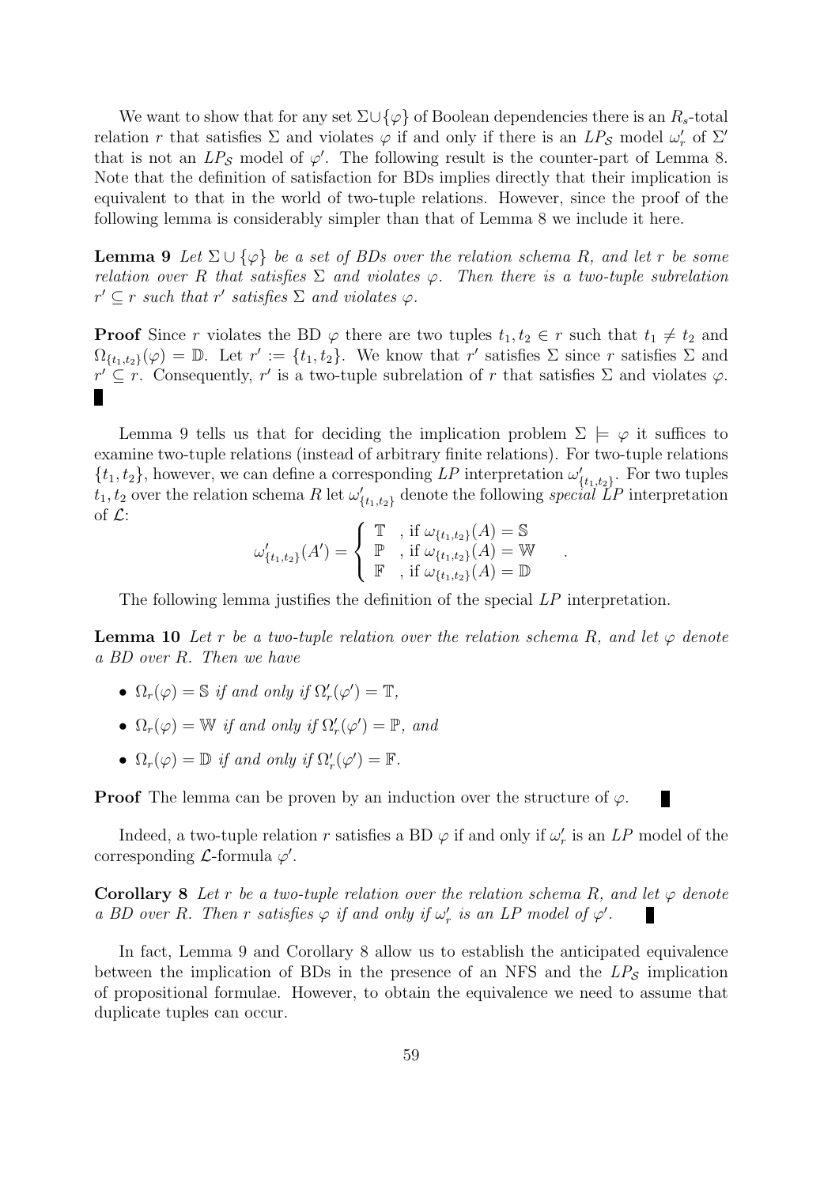We want to show that for any set $\Sigma \cup \{\varphi\}$ of Boolean dependencies there is an $R_s$-total relation $r$ that satisfies $\Sigma$ and violates $\varphi$ if and only if there is an $LP_{\mathcal{S}}$ model $\omega'_r$ of $\Sigma'$ that is not an $LP_{\mathcal{S}}$ model of $\varphi'$. The following result is the counter-part of Lemma 8. Note that the definition of satisfaction for BDs implies directly that their implication is equivalent to that in the world of two-tuple relations. However, since the proof of the following lemma is considerably simpler than that of Lemma 8 we include it here.

**Lemma 9** *Let $\Sigma \cup \{\varphi\}$ be a set of BDs over the relation schema $R$, and let $r$ be some relation over $R$ that satisfies $\Sigma$ and violates $\varphi$. Then there is a two-tuple subrelation $r' \subseteq r$ such that $r'$ satisfies $\Sigma$ and violates $\varphi$.*

**Proof** Since $r$ violates the BD $\varphi$ there are two tuples $t_1, t_2 \in r$ such that $t_1 \neq t_2$ and $\Omega_{\{t_1,t_2\}}(\varphi) = \mathbb{D}$. Let $r' := \{t_1, t_2\}$. We know that $r'$ satisfies $\Sigma$ since $r$ satisfies $\Sigma$ and $r' \subseteq r$. Consequently, $r'$ is a two-tuple subrelation of $r$ that satisfies $\Sigma$ and violates $\varphi$. ∎

Lemma 9 tells us that for deciding the implication problem $\Sigma \models \varphi$ it suffices to examine two-tuple relations (instead of arbitrary finite relations). For two-tuple relations $\{t_1, t_2\}$, however, we can define a corresponding $LP$ interpretation $\omega'_{\{t_1,t_2\}}$. For two tuples $t_1, t_2$ over the relation schema $R$ let $\omega'_{\{t_1,t_2\}}$ denote the following *special* $LP$ interpretation of $\mathcal{L}$:

$$\omega'_{\{t_1,t_2\}}(A') = \begin{cases} \mathbb{T} & \text{, if } \omega_{\{t_1,t_2\}}(A) = \mathbb{S} \\ \mathbb{P} & \text{, if } \omega_{\{t_1,t_2\}}(A) = \mathbb{W} \\ \mathbb{F} & \text{, if } \omega_{\{t_1,t_2\}}(A) = \mathbb{D} \end{cases}.$$

The following lemma justifies the definition of the special $LP$ interpretation.

**Lemma 10** *Let $r$ be a two-tuple relation over the relation schema $R$, and let $\varphi$ denote a BD over $R$. Then we have*

- *$\Omega_r(\varphi) = \mathbb{S}$ if and only if $\Omega'_r(\varphi') = \mathbb{T}$,*
- *$\Omega_r(\varphi) = \mathbb{W}$ if and only if $\Omega'_r(\varphi') = \mathbb{P}$, and*
- *$\Omega_r(\varphi) = \mathbb{D}$ if and only if $\Omega'_r(\varphi') = \mathbb{F}$.*

**Proof** The lemma can be proven by an induction over the structure of $\varphi$. ∎

Indeed, a two-tuple relation $r$ satisfies a BD $\varphi$ if and only if $\omega'_r$ is an $LP$ model of the corresponding $\mathcal{L}$-formula $\varphi'$.

**Corollary 8** *Let $r$ be a two-tuple relation over the relation schema $R$, and let $\varphi$ denote a BD over $R$. Then $r$ satisfies $\varphi$ if and only if $\omega'_r$ is an $LP$ model of $\varphi'$.* ∎

In fact, Lemma 9 and Corollary 8 allow us to establish the anticipated equivalence between the implication of BDs in the presence of an NFS and the $LP_{\mathcal{S}}$ implication of propositional formulae. However, to obtain the equivalence we need to assume that duplicate tuples can occur.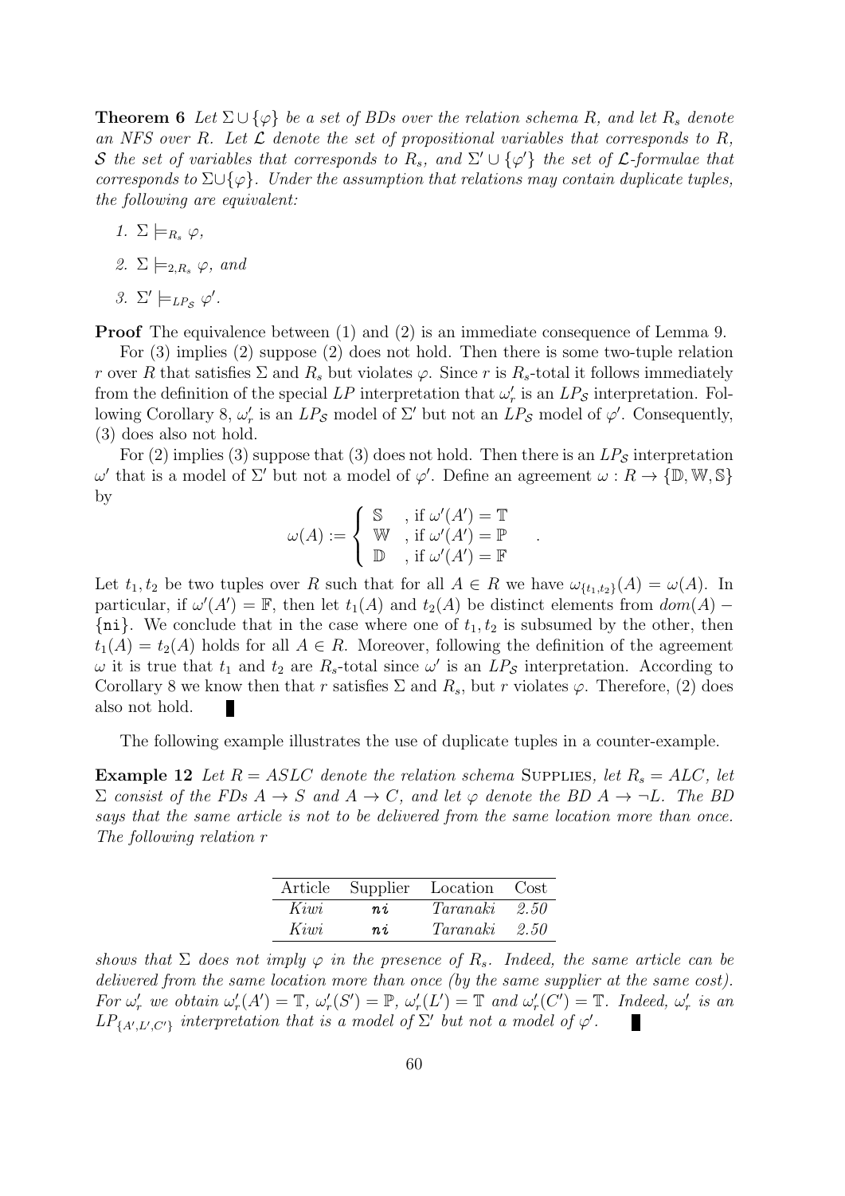**Theorem 6** *Let $\Sigma \cup \{\varphi\}$ be a set of BDs over the relation schema $R$, and let $R_s$ denote an NFS over $R$. Let $\mathcal{L}$ denote the set of propositional variables that corresponds to $R$, $\mathcal{S}$ the set of variables that corresponds to $R_s$, and $\Sigma' \cup \{\varphi'\}$ the set of $\mathcal{L}$-formulae that corresponds to $\Sigma \cup \{\varphi\}$. Under the assumption that relations may contain duplicate tuples, the following are equivalent:*

1. $\Sigma \models_{R_s} \varphi$,
2. $\Sigma \models_{2,R_s} \varphi$, *and*
3. $\Sigma' \models_{LP_{\mathcal{S}}} \varphi'$.

**Proof** The equivalence between (1) and (2) is an immediate consequence of Lemma 9.

For (3) implies (2) suppose (2) does not hold. Then there is some two-tuple relation $r$ over $R$ that satisfies $\Sigma$ and $R_s$ but violates $\varphi$. Since $r$ is $R_s$-total it follows immediately from the definition of the special $LP$ interpretation that $\omega'_r$ is an $LP_{\mathcal{S}}$ interpretation. Following Corollary 8, $\omega'_r$ is an $LP_{\mathcal{S}}$ model of $\Sigma'$ but not an $LP_{\mathcal{S}}$ model of $\varphi'$. Consequently, (3) does also not hold.

For (2) implies (3) suppose that (3) does not hold. Then there is an $LP_{\mathcal{S}}$ interpretation $\omega'$ that is a model of $\Sigma'$ but not a model of $\varphi'$. Define an agreement $\omega : R \to \{\mathbb{D}, \mathbb{W}, \mathbb{S}\}$ by

$$\omega(A) := \begin{cases} \mathbb{S} & \text{, if } \omega'(A') = \mathbb{T} \\ \mathbb{W} & \text{, if } \omega'(A') = \mathbb{P} \\ \mathbb{D} & \text{, if } \omega'(A') = \mathbb{F} \end{cases} .$$

Let $t_1, t_2$ be two tuples over $R$ such that for all $A \in R$ we have $\omega_{\{t_1,t_2\}}(A) = \omega(A)$. In particular, if $\omega'(A') = \mathbb{F}$, then let $t_1(A)$ and $t_2(A)$ be distinct elements from $dom(A) - \{\mathtt{ni}\}$. We conclude that in the case where one of $t_1, t_2$ is subsumed by the other, then $t_1(A) = t_2(A)$ holds for all $A \in R$. Moreover, following the definition of the agreement $\omega$ it is true that $t_1$ and $t_2$ are $R_s$-total since $\omega'$ is an $LP_{\mathcal{S}}$ interpretation. According to Corollary 8 we know then that $r$ satisfies $\Sigma$ and $R_s$, but $r$ violates $\varphi$. Therefore, (2) does also not hold. ∎

The following example illustrates the use of duplicate tuples in a counter-example.

**Example 12** *Let $R = ASLC$ denote the relation schema* Supplies*, let $R_s = ALC$, let $\Sigma$ consist of the FDs $A \to S$ and $A \to C$, and let $\varphi$ denote the BD $A \to \neg L$. The BD says that the same article is not to be delivered from the same location more than once. The following relation $r$*

| Article | Supplier | Location | Cost |
|---|---|---|---|
| *Kiwi* | *ni* | *Taranaki* | *2.50* |
| *Kiwi* | *ni* | *Taranaki* | *2.50* |

*shows that $\Sigma$ does not imply $\varphi$ in the presence of $R_s$. Indeed, the same article can be delivered from the same location more than once (by the same supplier at the same cost). For $\omega'_r$ we obtain $\omega'_r(A') = \mathbb{T}$, $\omega'_r(S') = \mathbb{P}$, $\omega'_r(L') = \mathbb{T}$ and $\omega'_r(C') = \mathbb{T}$. Indeed, $\omega'_r$ is an $LP_{\{A',L',C'\}}$ interpretation that is a model of $\Sigma'$ but not a model of $\varphi'$.* ∎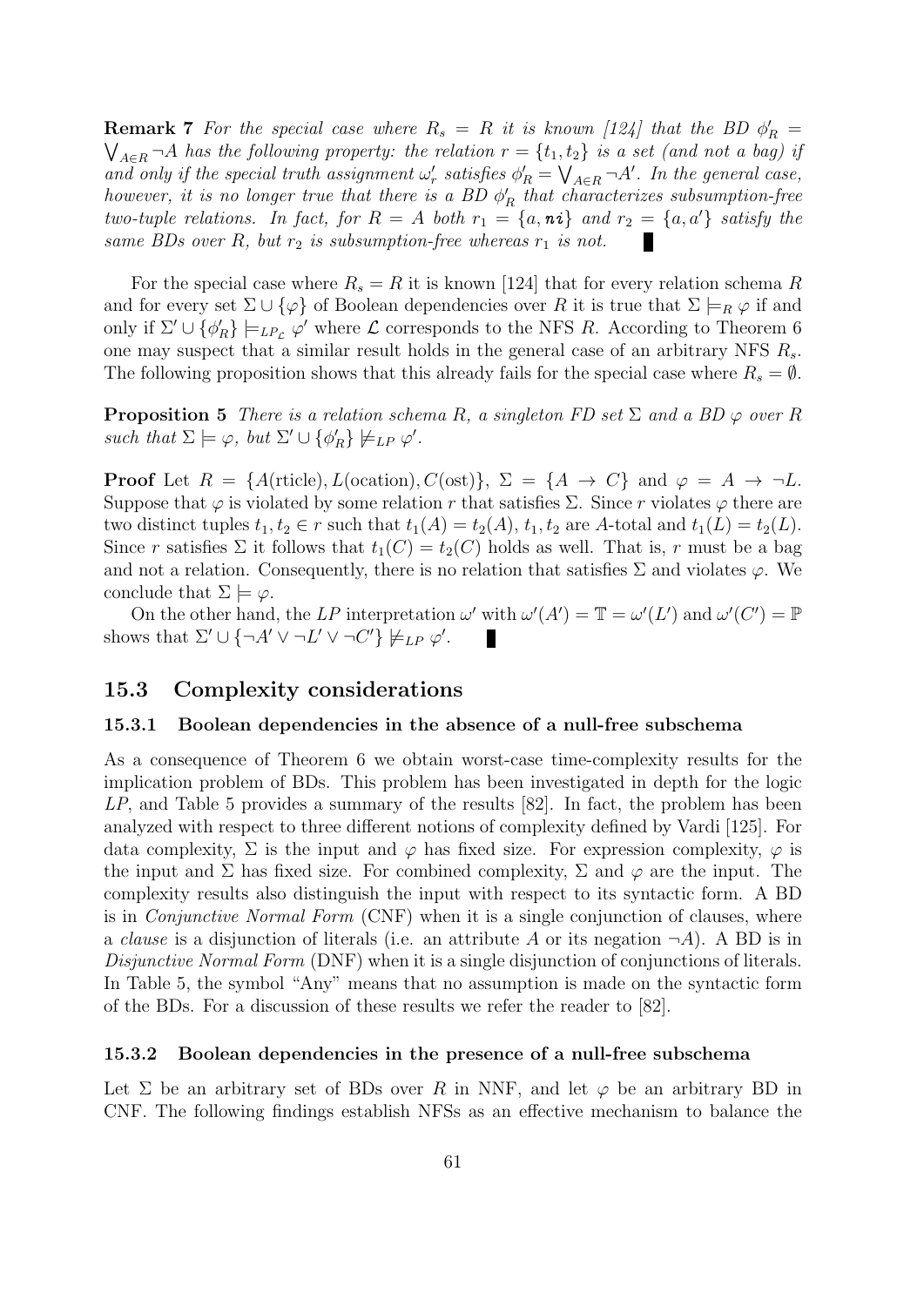**Remark 7** *For the special case where $R_s = R$ it is known [124] that the BD $\phi'_R = \bigvee_{A\in R} \neg A$ has the following property: the relation $r = \{t_1, t_2\}$ is a set (and not a bag) if and only if the special truth assignment $\omega'_r$ satisfies $\phi'_R = \bigvee_{A\in R} \neg A'$. In the general case, however, it is no longer true that there is a BD $\phi'_R$ that characterizes subsumption-free two-tuple relations. In fact, for $R = A$ both $r_1 = \{a, \boldsymbol{ni}\}$ and $r_2 = \{a, a'\}$ satisfy the same BDs over $R$, but $r_2$ is subsumption-free whereas $r_1$ is not.* ∎

For the special case where $R_s = R$ it is known [124] that for every relation schema $R$ and for every set $\Sigma \cup \{\varphi\}$ of Boolean dependencies over $R$ it is true that $\Sigma \models_R \varphi$ if and only if $\Sigma' \cup \{\phi'_R\} \models_{LP_{\mathcal{L}}} \varphi'$ where $\mathcal{L}$ corresponds to the NFS $R$. According to Theorem 6 one may suspect that a similar result holds in the general case of an arbitrary NFS $R_s$. The following proposition shows that this already fails for the special case where $R_s = \emptyset$.

**Proposition 5** *There is a relation schema $R$, a singleton FD set $\Sigma$ and a BD $\varphi$ over $R$ such that $\Sigma \models \varphi$, but $\Sigma' \cup \{\phi'_R\} \not\models_{LP} \varphi'$.*

**Proof** Let $R = \{A(\text{rticle}), L(\text{ocation}), C(\text{ost})\}$, $\Sigma = \{A \to C\}$ and $\varphi = A \to \neg L$. Suppose that $\varphi$ is violated by some relation $r$ that satisfies $\Sigma$. Since $r$ violates $\varphi$ there are two distinct tuples $t_1, t_2 \in r$ such that $t_1(A) = t_2(A)$, $t_1, t_2$ are $A$-total and $t_1(L) = t_2(L)$. Since $r$ satisfies $\Sigma$ it follows that $t_1(C) = t_2(C)$ holds as well. That is, $r$ must be a bag and not a relation. Consequently, there is no relation that satisfies $\Sigma$ and violates $\varphi$. We conclude that $\Sigma \models \varphi$.

On the other hand, the $LP$ interpretation $\omega'$ with $\omega'(A') = \mathbb{T} = \omega'(L')$ and $\omega'(C') = \mathbb{P}$ shows that $\Sigma' \cup \{\neg A' \vee \neg L' \vee \neg C'\} \not\models_{LP} \varphi'$. ∎

## 15.3 Complexity considerations

### 15.3.1 Boolean dependencies in the absence of a null-free subschema

As a consequence of Theorem 6 we obtain worst-case time-complexity results for the implication problem of BDs. This problem has been investigated in depth for the logic *LP*, and Table 5 provides a summary of the results [82]. In fact, the problem has been analyzed with respect to three different notions of complexity defined by Vardi [125]. For data complexity, $\Sigma$ is the input and $\varphi$ has fixed size. For expression complexity, $\varphi$ is the input and $\Sigma$ has fixed size. For combined complexity, $\Sigma$ and $\varphi$ are the input. The complexity results also distinguish the input with respect to its syntactic form. A BD is in *Conjunctive Normal Form* (CNF) when it is a single conjunction of clauses, where a *clause* is a disjunction of literals (i.e. an attribute $A$ or its negation $\neg A$). A BD is in *Disjunctive Normal Form* (DNF) when it is a single disjunction of conjunctions of literals. In Table 5, the symbol "Any" means that no assumption is made on the syntactic form of the BDs. For a discussion of these results we refer the reader to [82].

### 15.3.2 Boolean dependencies in the presence of a null-free subschema

Let $\Sigma$ be an arbitrary set of BDs over $R$ in NNF, and let $\varphi$ be an arbitrary BD in CNF. The following findings establish NFSs as an effective mechanism to balance the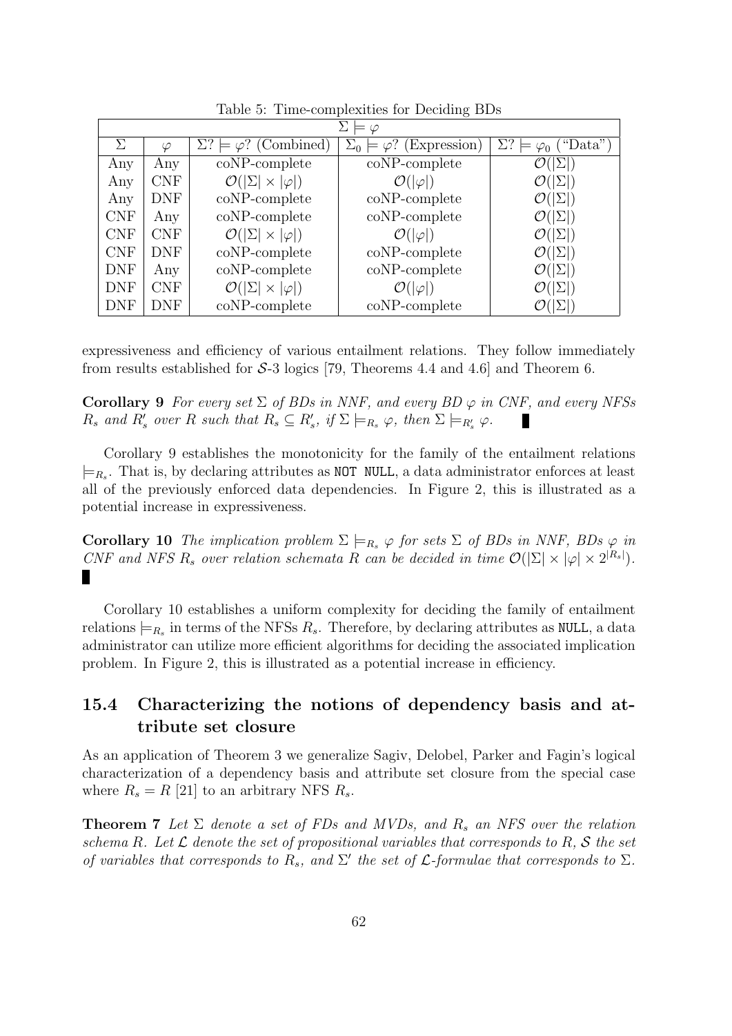Table 5: Time-complexities for Deciding BDs

| $\Sigma \models \varphi$ | | | | |
|---|---|---|---|---|
| $\Sigma$ | $\varphi$ | $\Sigma? \models \varphi?$ (Combined) | $\Sigma_0 \models \varphi?$ (Expression) | $\Sigma? \models \varphi_0$ ("Data") |
| Any | Any | coNP-complete | coNP-complete | $\mathcal{O}(\|\Sigma\|)$ |
| Any | CNF | $\mathcal{O}(\|\Sigma\| \times \|\varphi\|)$ | $\mathcal{O}(\|\varphi\|)$ | $\mathcal{O}(\|\Sigma\|)$ |
| Any | DNF | coNP-complete | coNP-complete | $\mathcal{O}(\|\Sigma\|)$ |
| CNF | Any | coNP-complete | coNP-complete | $\mathcal{O}(\|\Sigma\|)$ |
| CNF | CNF | $\mathcal{O}(\|\Sigma\| \times \|\varphi\|)$ | $\mathcal{O}(\|\varphi\|)$ | $\mathcal{O}(\|\Sigma\|)$ |
| CNF | DNF | coNP-complete | coNP-complete | $\mathcal{O}(\|\Sigma\|)$ |
| DNF | Any | coNP-complete | coNP-complete | $\mathcal{O}(\|\Sigma\|)$ |
| DNF | CNF | $\mathcal{O}(\|\Sigma\| \times \|\varphi\|)$ | $\mathcal{O}(\|\varphi\|)$ | $\mathcal{O}(\|\Sigma\|)$ |
| DNF | DNF | coNP-complete | coNP-complete | $\mathcal{O}(\|\Sigma\|)$ |

expressiveness and efficiency of various entailment relations. They follow immediately from results established for $\mathcal{S}$-3 logics [79, Theorems 4.4 and 4.6] and Theorem 6.

**Corollary 9** *For every set $\Sigma$ of BDs in NNF, and every BD $\varphi$ in CNF, and every NFSs $R_s$ and $R'_s$ over $R$ such that $R_s \subseteq R'_s$, if $\Sigma \models_{R_s} \varphi$, then $\Sigma \models_{R'_s} \varphi$.* ∎

Corollary 9 establishes the monotonicity for the family of the entailment relations $\models_{R_s}$. That is, by declaring attributes as `NOT NULL`, a data administrator enforces at least all of the previously enforced data dependencies. In Figure 2, this is illustrated as a potential increase in expressiveness.

**Corollary 10** *The implication problem $\Sigma \models_{R_s} \varphi$ for sets $\Sigma$ of BDs in NNF, BDs $\varphi$ in CNF and NFS $R_s$ over relation schemata $R$ can be decided in time $\mathcal{O}(|\Sigma| \times |\varphi| \times 2^{|R_s|})$.* ∎

Corollary 10 establishes a uniform complexity for deciding the family of entailment relations $\models_{R_s}$ in terms of the NFSs $R_s$. Therefore, by declaring attributes as `NULL`, a data administrator can utilize more efficient algorithms for deciding the associated implication problem. In Figure 2, this is illustrated as a potential increase in efficiency.

## 15.4 Characterizing the notions of dependency basis and attribute set closure

As an application of Theorem 3 we generalize Sagiv, Delobel, Parker and Fagin's logical characterization of a dependency basis and attribute set closure from the special case where $R_s = R$ [21] to an arbitrary NFS $R_s$.

**Theorem 7** *Let $\Sigma$ denote a set of FDs and MVDs, and $R_s$ an NFS over the relation schema $R$. Let $\mathcal{L}$ denote the set of propositional variables that corresponds to $R$, $\mathcal{S}$ the set of variables that corresponds to $R_s$, and $\Sigma'$ the set of $\mathcal{L}$-formulae that corresponds to $\Sigma$.*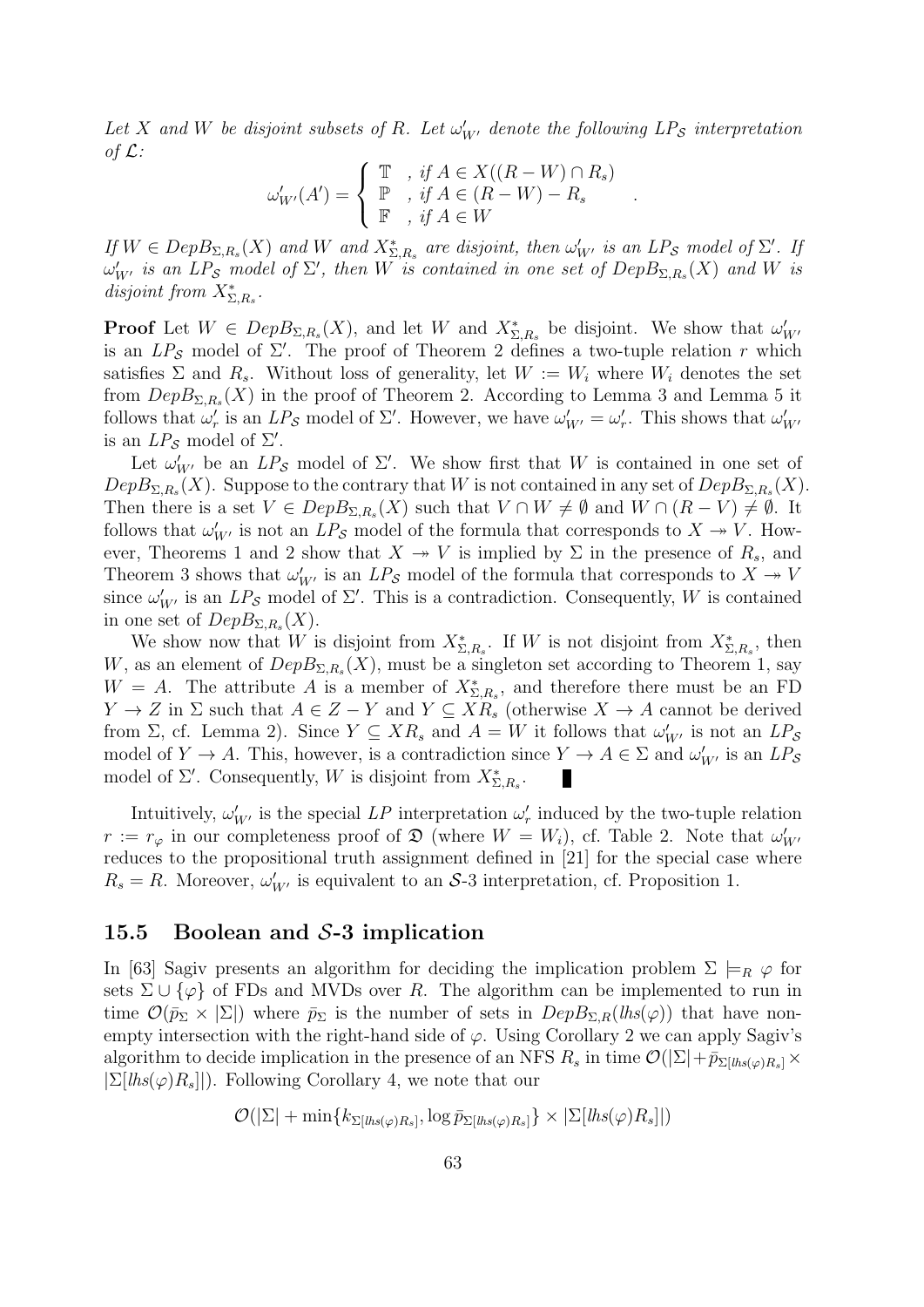*Let $X$ and $W$ be disjoint subsets of $R$. Let $\omega'_{W'}$ denote the following $LP_{\mathcal{S}}$ interpretation of $\mathcal{L}$:*

$$\omega'_{W'}(A') = \begin{cases} \mathbb{T} & , \text{ if } A \in X((R-W) \cap R_s) \\ \mathbb{P} & , \text{ if } A \in (R-W) - R_s \\ \mathbb{F} & , \text{ if } A \in W \end{cases} .$$

*If $W \in DepB_{\Sigma,R_s}(X)$ and $W$ and $X^*_{\Sigma,R_s}$ are disjoint, then $\omega'_{W'}$ is an $LP_{\mathcal{S}}$ model of $\Sigma'$. If $\omega'_{W'}$ is an $LP_{\mathcal{S}}$ model of $\Sigma'$, then $W$ is contained in one set of $DepB_{\Sigma,R_s}(X)$ and $W$ is disjoint from $X^*_{\Sigma,R_s}$.*

**Proof** Let $W \in DepB_{\Sigma,R_s}(X)$, and let $W$ and $X^*_{\Sigma,R_s}$ be disjoint. We show that $\omega'_{W'}$ is an $LP_{\mathcal{S}}$ model of $\Sigma'$. The proof of Theorem 2 defines a two-tuple relation $r$ which satisfies $\Sigma$ and $R_s$. Without loss of generality, let $W := W_i$ where $W_i$ denotes the set from $DepB_{\Sigma,R_s}(X)$ in the proof of Theorem 2. According to Lemma 3 and Lemma 5 it follows that $\omega'_r$ is an $LP_{\mathcal{S}}$ model of $\Sigma'$. However, we have $\omega'_{W'} = \omega'_r$. This shows that $\omega'_{W'}$ is an $LP_{\mathcal{S}}$ model of $\Sigma'$.

Let $\omega'_{W'}$ be an $LP_{\mathcal{S}}$ model of $\Sigma'$. We show first that $W$ is contained in one set of $DepB_{\Sigma,R_s}(X)$. Suppose to the contrary that $W$ is not contained in any set of $DepB_{\Sigma,R_s}(X)$. Then there is a set $V \in DepB_{\Sigma,R_s}(X)$ such that $V \cap W \neq \emptyset$ and $W \cap (R-V) \neq \emptyset$. It follows that $\omega'_{W'}$ is not an $LP_{\mathcal{S}}$ model of the formula that corresponds to $X \twoheadrightarrow V$. However, Theorems 1 and 2 show that $X \twoheadrightarrow V$ is implied by $\Sigma$ in the presence of $R_s$, and Theorem 3 shows that $\omega'_{W'}$ is an $LP_{\mathcal{S}}$ model of the formula that corresponds to $X \twoheadrightarrow V$ since $\omega'_{W'}$ is an $LP_{\mathcal{S}}$ model of $\Sigma'$. This is a contradiction. Consequently, $W$ is contained in one set of $DepB_{\Sigma,R_s}(X)$.

We show now that $W$ is disjoint from $X^*_{\Sigma,R_s}$. If $W$ is not disjoint from $X^*_{\Sigma,R_s}$, then $W$, as an element of $DepB_{\Sigma,R_s}(X)$, must be a singleton set according to Theorem 1, say $W = A$. The attribute $A$ is a member of $X^*_{\Sigma,R_s}$, and therefore there must be an FD $Y \to Z$ in $\Sigma$ such that $A \in Z - Y$ and $Y \subseteq XR_s$ (otherwise $X \to A$ cannot be derived from $\Sigma$, cf. Lemma 2). Since $Y \subseteq XR_s$ and $A = W$ it follows that $\omega'_{W'}$ is not an $LP_{\mathcal{S}}$ model of $Y \to A$. This, however, is a contradiction since $Y \to A \in \Sigma$ and $\omega'_{W'}$ is an $LP_{\mathcal{S}}$ model of $\Sigma'$. Consequently, $W$ is disjoint from $X^*_{\Sigma,R_s}$. ∎

Intuitively, $\omega'_{W'}$ is the special $LP$ interpretation $\omega'_r$ induced by the two-tuple relation $r := r_\varphi$ in our completeness proof of $\mathfrak{D}$ (where $W = W_i$), cf. Table 2. Note that $\omega'_{W'}$ reduces to the propositional truth assignment defined in [21] for the special case where $R_s = R$. Moreover, $\omega'_{W'}$ is equivalent to an $\mathcal{S}$-3 interpretation, cf. Proposition 1.

## 15.5 Boolean and $\mathcal{S}$-3 implication

In [63] Sagiv presents an algorithm for deciding the implication problem $\Sigma \models_R \varphi$ for sets $\Sigma \cup \{\varphi\}$ of FDs and MVDs over $R$. The algorithm can be implemented to run in time $\mathcal{O}(\bar{p}_\Sigma \times |\Sigma|)$ where $\bar{p}_\Sigma$ is the number of sets in $DepB_{\Sigma,R}(lhs(\varphi))$ that have non-empty intersection with the right-hand side of $\varphi$. Using Corollary 2 we can apply Sagiv's algorithm to decide implication in the presence of an NFS $R_s$ in time $\mathcal{O}(|\Sigma| + \bar{p}_{\Sigma[lhs(\varphi)R_s]} \times |\Sigma[lhs(\varphi)R_s]|)$. Following Corollary 4, we note that our

$$\mathcal{O}(|\Sigma| + \min\{k_{\Sigma[lhs(\varphi)R_s]}, \log \bar{p}_{\Sigma[lhs(\varphi)R_s]}\} \times |\Sigma[lhs(\varphi)R_s]|)$$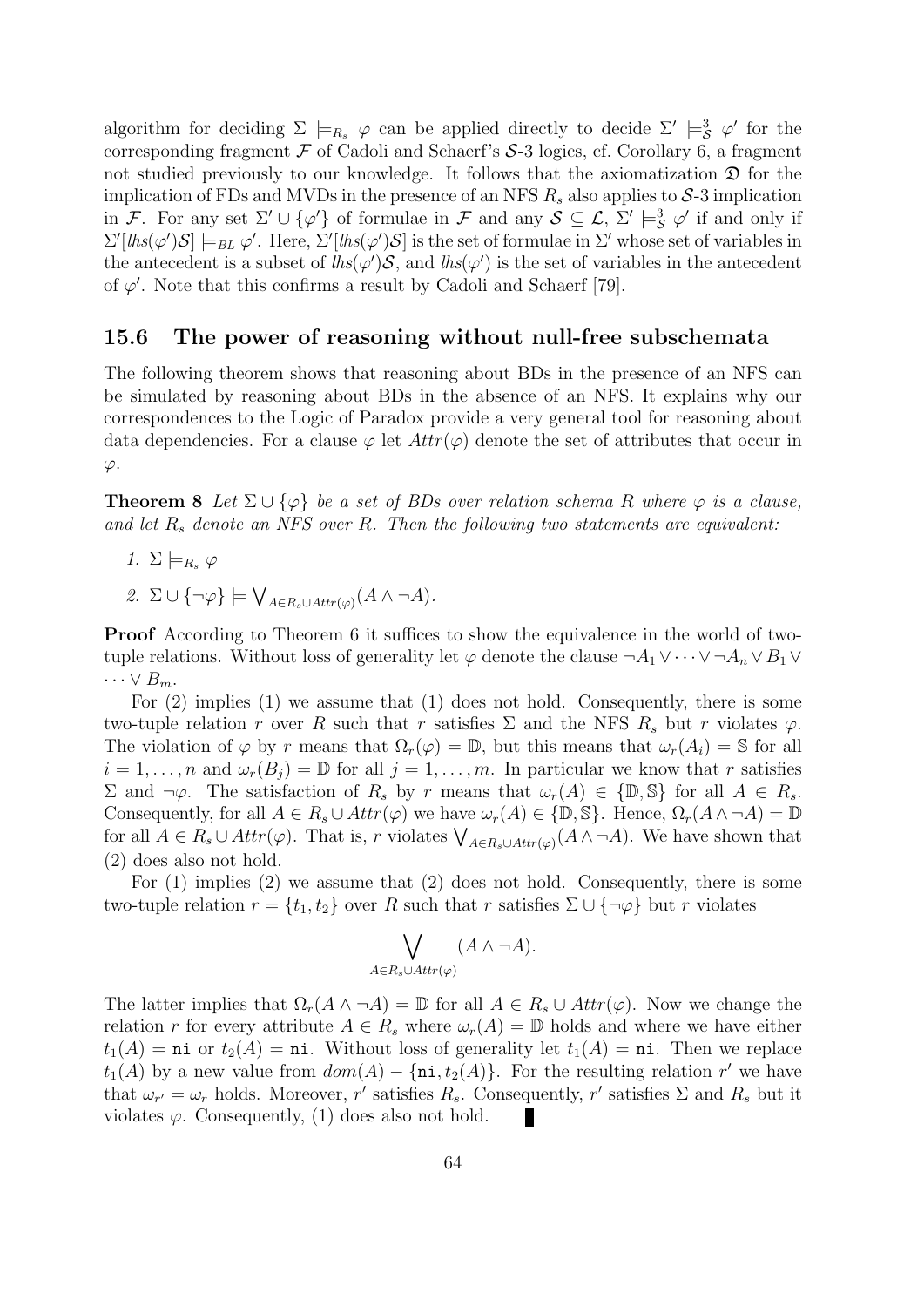algorithm for deciding $\Sigma \models_{R_s} \varphi$ can be applied directly to decide $\Sigma' \models^3_{\mathcal{S}} \varphi'$ for the corresponding fragment $\mathcal{F}$ of Cadoli and Schaerf's $\mathcal{S}$-3 logics, cf. Corollary 6, a fragment not studied previously to our knowledge. It follows that the axiomatization $\mathfrak{D}$ for the implication of FDs and MVDs in the presence of an NFS $R_s$ also applies to $\mathcal{S}$-3 implication in $\mathcal{F}$. For any set $\Sigma' \cup \{\varphi'\}$ of formulae in $\mathcal{F}$ and any $\mathcal{S} \subseteq \mathcal{L}$, $\Sigma' \models^3_{\mathcal{S}} \varphi'$ if and only if $\Sigma'[lhs(\varphi')\mathcal{S}] \models_{BL} \varphi'$. Here, $\Sigma'[lhs(\varphi')\mathcal{S}]$ is the set of formulae in $\Sigma'$ whose set of variables in the antecedent is a subset of $lhs(\varphi')\mathcal{S}$, and $lhs(\varphi')$ is the set of variables in the antecedent of $\varphi'$. Note that this confirms a result by Cadoli and Schaerf [79].

## 15.6 The power of reasoning without null-free subschemata

The following theorem shows that reasoning about BDs in the presence of an NFS can be simulated by reasoning about BDs in the absence of an NFS. It explains why our correspondences to the Logic of Paradox provide a very general tool for reasoning about data dependencies. For a clause $\varphi$ let $Attr(\varphi)$ denote the set of attributes that occur in $\varphi$.

**Theorem 8** *Let $\Sigma \cup \{\varphi\}$ be a set of BDs over relation schema $R$ where $\varphi$ is a clause, and let $R_s$ denote an NFS over $R$. Then the following two statements are equivalent:*

1. $\Sigma \models_{R_s} \varphi$
2. $\Sigma \cup \{\neg\varphi\} \models \bigvee_{A \in R_s \cup Attr(\varphi)} (A \wedge \neg A)$.

**Proof** According to Theorem 6 it suffices to show the equivalence in the world of two-tuple relations. Without loss of generality let $\varphi$ denote the clause $\neg A_1 \vee \cdots \vee \neg A_n \vee B_1 \vee \cdots \vee B_m$.

For (2) implies (1) we assume that (1) does not hold. Consequently, there is some two-tuple relation $r$ over $R$ such that $r$ satisfies $\Sigma$ and the NFS $R_s$ but $r$ violates $\varphi$. The violation of $\varphi$ by $r$ means that $\Omega_r(\varphi) = \mathbb{D}$, but this means that $\omega_r(A_i) = \mathbb{S}$ for all $i = 1, \ldots, n$ and $\omega_r(B_j) = \mathbb{D}$ for all $j = 1, \ldots, m$. In particular we know that $r$ satisfies $\Sigma$ and $\neg\varphi$. The satisfaction of $R_s$ by $r$ means that $\omega_r(A) \in \{\mathbb{D}, \mathbb{S}\}$ for all $A \in R_s$. Consequently, for all $A \in R_s \cup Attr(\varphi)$ we have $\omega_r(A) \in \{\mathbb{D}, \mathbb{S}\}$. Hence, $\Omega_r(A \wedge \neg A) = \mathbb{D}$ for all $A \in R_s \cup Attr(\varphi)$. That is, $r$ violates $\bigvee_{A \in R_s \cup Attr(\varphi)} (A \wedge \neg A)$. We have shown that (2) does also not hold.

For (1) implies (2) we assume that (2) does not hold. Consequently, there is some two-tuple relation $r = \{t_1, t_2\}$ over $R$ such that $r$ satisfies $\Sigma \cup \{\neg\varphi\}$ but $r$ violates

$$\bigvee_{A \in R_s \cup Attr(\varphi)} (A \wedge \neg A).$$

The latter implies that $\Omega_r(A \wedge \neg A) = \mathbb{D}$ for all $A \in R_s \cup Attr(\varphi)$. Now we change the relation $r$ for every attribute $A \in R_s$ where $\omega_r(A) = \mathbb{D}$ holds and where we have either $t_1(A) = \texttt{ni}$ or $t_2(A) = \texttt{ni}$. Without loss of generality let $t_1(A) = \texttt{ni}$. Then we replace $t_1(A)$ by a new value from $dom(A) - \{\texttt{ni}, t_2(A)\}$. For the resulting relation $r'$ we have that $\omega_{r'} = \omega_r$ holds. Moreover, $r'$ satisfies $R_s$. Consequently, $r'$ satisfies $\Sigma$ and $R_s$ but it violates $\varphi$. Consequently, (1) does also not hold. ∎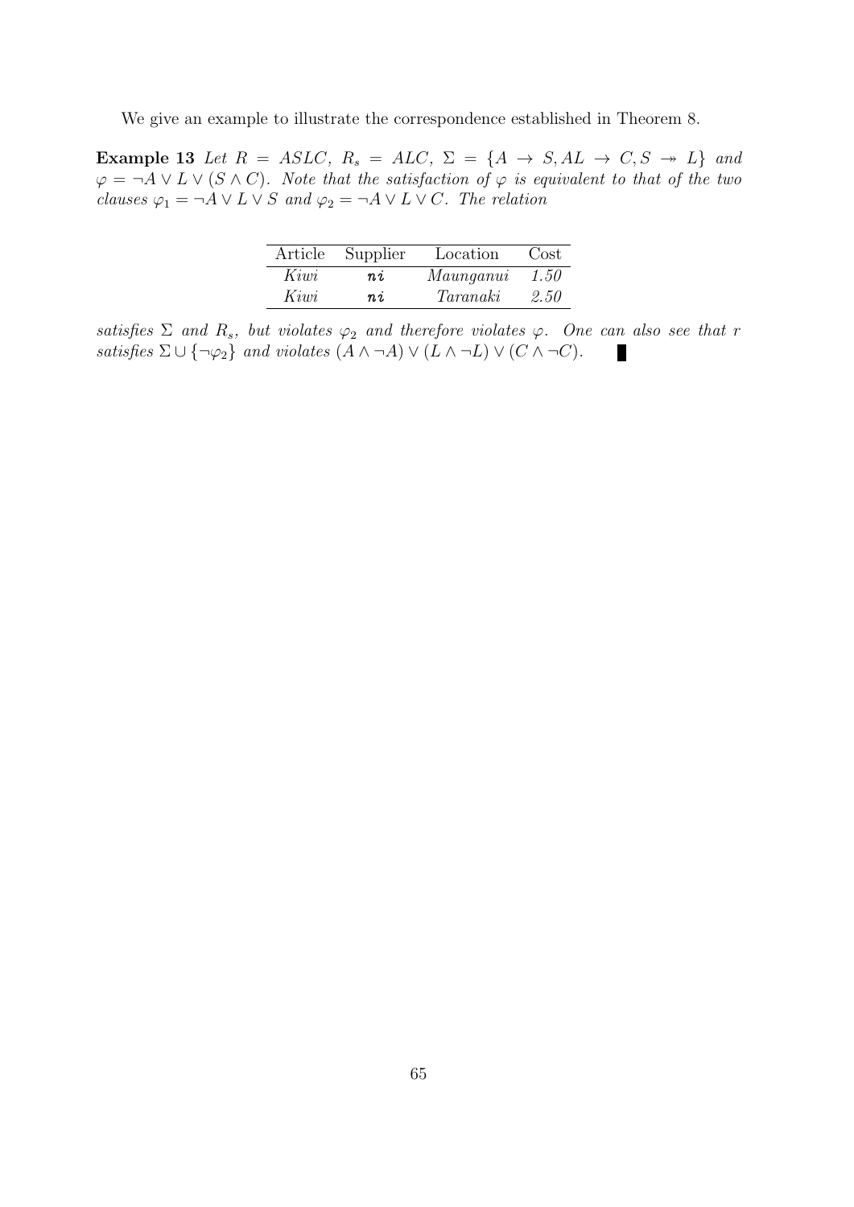We give an example to illustrate the correspondence established in Theorem 8.

**Example 13** *Let $R = ASLC$, $R_s = ALC$, $\Sigma = \{A \to S, AL \to C, S \twoheadrightarrow L\}$ and $\varphi = \neg A \vee L \vee (S \wedge C)$. Note that the satisfaction of $\varphi$ is equivalent to that of the two clauses $\varphi_1 = \neg A \vee L \vee S$ and $\varphi_2 = \neg A \vee L \vee C$. The relation*

| Article | Supplier | Location | Cost |
|---|---|---|---|
| *Kiwi* | ***ni*** | *Maunganui* | *1.50* |
| *Kiwi* | ***ni*** | *Taranaki* | *2.50* |

*satisfies $\Sigma$ and $R_s$, but violates $\varphi_2$ and therefore violates $\varphi$. One can also see that $r$ satisfies $\Sigma \cup \{\neg\varphi_2\}$ and violates $(A \wedge \neg A) \vee (L \wedge \neg L) \vee (C \wedge \neg C)$.* ■